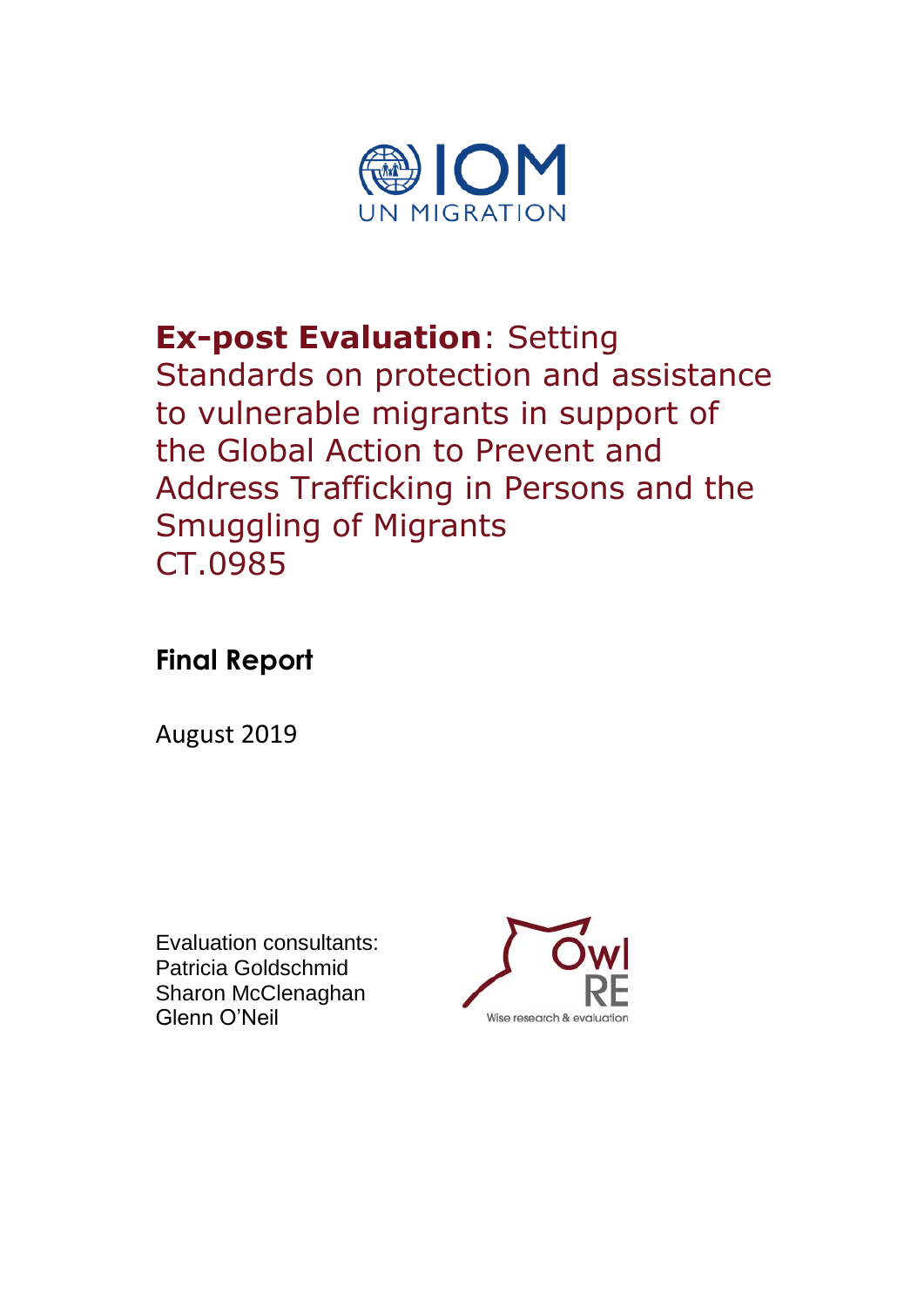IOM
UN MIGRATION

# **Ex-post Evaluation**: Setting Standards on protection and assistance to vulnerable migrants in support of the Global Action to Prevent and Address Trafficking in Persons and the Smuggling of Migrants CT.0985

## **Final Report**

August 2019

Evaluation consultants:
Patricia Goldschmid
Sharon McClenaghan
Glenn O'Neil

OwlRE
Wise research & evaluation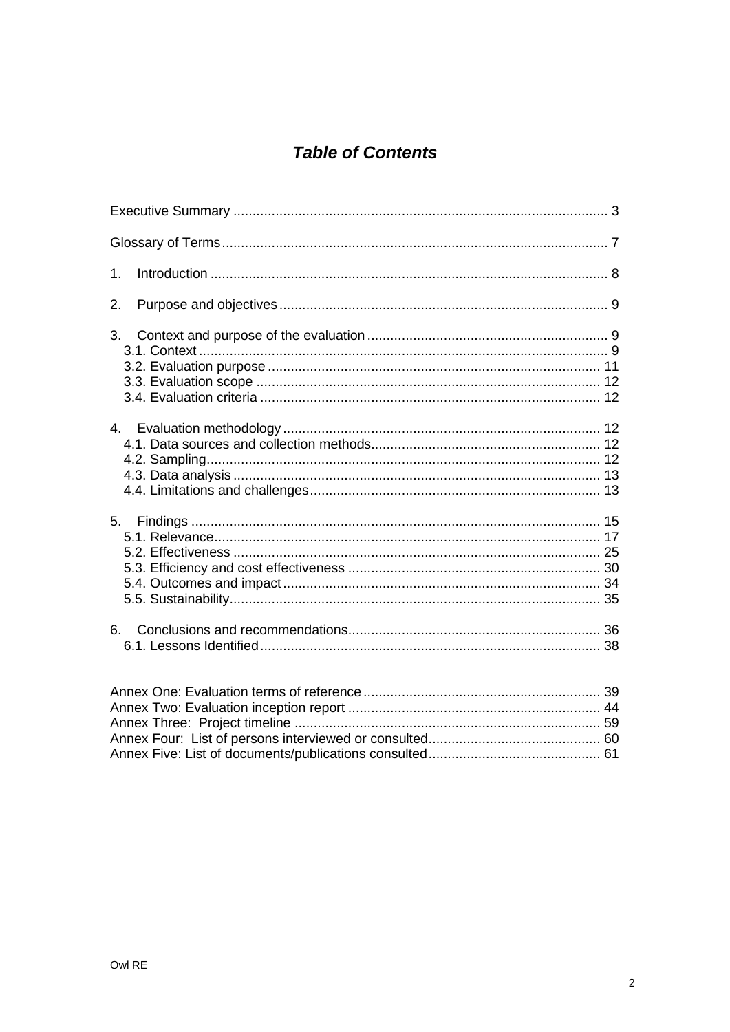# *Table of Contents*

Executive Summary ................................................................................................. 3

Glossary of Terms.................................................................................................... 7

1. Introduction ....................................................................................................... 8

2. Purpose and objectives ..................................................................................... 9

3. Context and purpose of the evaluation ............................................................... 9
   - 3.1. Context ......................................................................................................... 9
   - 3.2. Evaluation purpose ...................................................................................... 11
   - 3.3. Evaluation scope ......................................................................................... 12
   - 3.4. Evaluation criteria ........................................................................................ 12

4. Evaluation methodology ................................................................................... 12
   - 4.1. Data sources and collection methods........................................................... 12
   - 4.2. Sampling...................................................................................................... 12
   - 4.3. Data analysis ............................................................................................... 13
   - 4.4. Limitations and challenges........................................................................... 13

5. Findings ........................................................................................................... 15
   - 5.1. Relevance.................................................................................................... 17
   - 5.2. Effectiveness ............................................................................................... 25
   - 5.3. Efficiency and cost effectiveness ................................................................. 30
   - 5.4. Outcomes and impact .................................................................................. 34
   - 5.5. Sustainability................................................................................................ 35

6. Conclusions and recommendations.................................................................. 36
   - 6.1. Lessons Identified........................................................................................ 38

Annex One: Evaluation terms of reference ............................................................. 39
Annex Two: Evaluation inception report ................................................................. 44
Annex Three: Project timeline ............................................................................... 59
Annex Four: List of persons interviewed or consulted............................................ 60
Annex Five: List of documents/publications consulted............................................ 61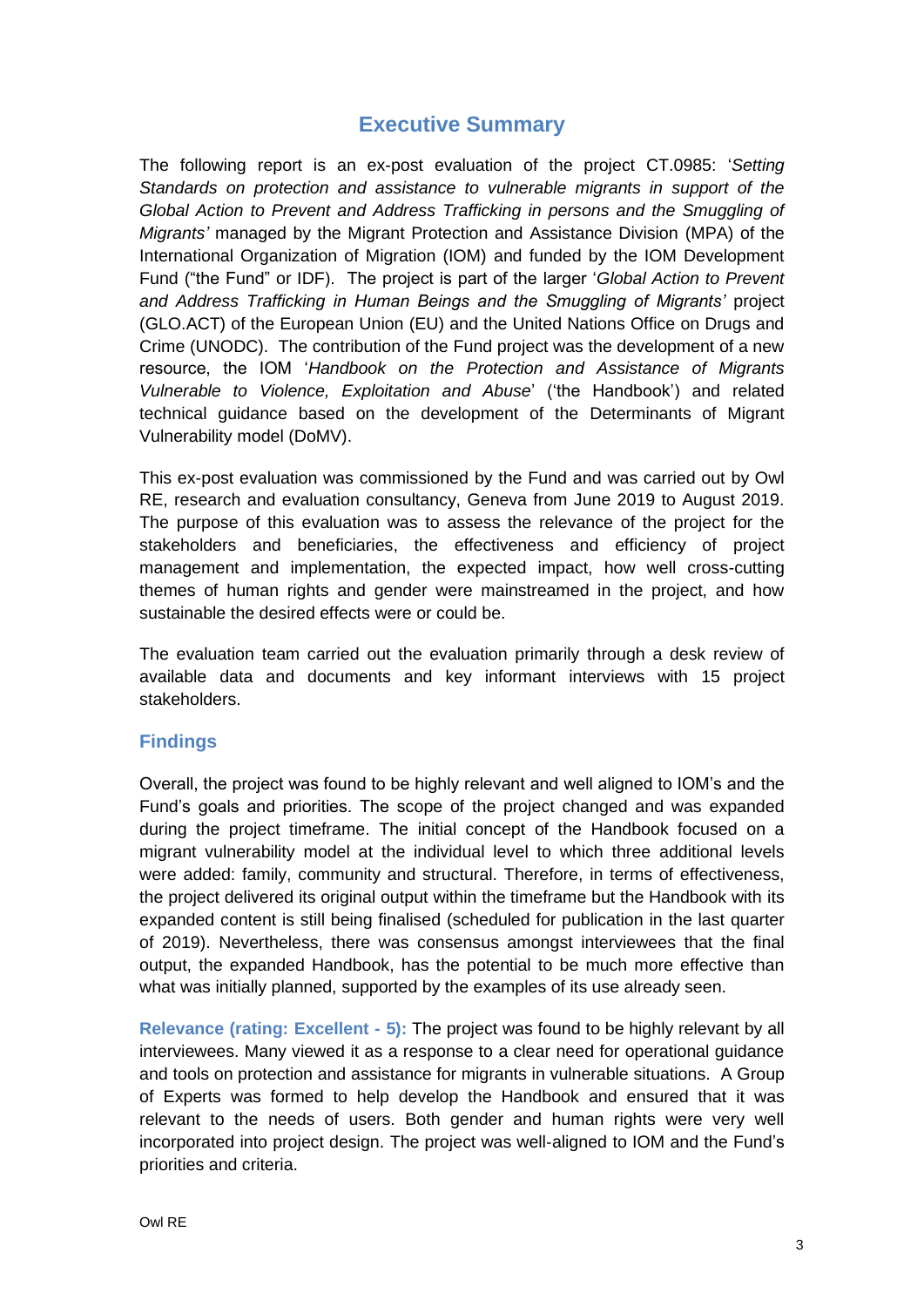# Executive Summary

The following report is an ex-post evaluation of the project CT.0985: '*Setting Standards on protection and assistance to vulnerable migrants in support of the Global Action to Prevent and Address Trafficking in persons and the Smuggling of Migrants'* managed by the Migrant Protection and Assistance Division (MPA) of the International Organization of Migration (IOM) and funded by the IOM Development Fund ("the Fund" or IDF). The project is part of the larger '*Global Action to Prevent and Address Trafficking in Human Beings and the Smuggling of Migrants'* project (GLO.ACT) of the European Union (EU) and the United Nations Office on Drugs and Crime (UNODC). The contribution of the Fund project was the development of a new resource, the IOM '*Handbook on the Protection and Assistance of Migrants Vulnerable to Violence, Exploitation and Abuse*' ('the Handbook') and related technical guidance based on the development of the Determinants of Migrant Vulnerability model (DoMV).

This ex-post evaluation was commissioned by the Fund and was carried out by Owl RE, research and evaluation consultancy, Geneva from June 2019 to August 2019. The purpose of this evaluation was to assess the relevance of the project for the stakeholders and beneficiaries, the effectiveness and efficiency of project management and implementation, the expected impact, how well cross-cutting themes of human rights and gender were mainstreamed in the project, and how sustainable the desired effects were or could be.

The evaluation team carried out the evaluation primarily through a desk review of available data and documents and key informant interviews with 15 project stakeholders.

## Findings

Overall, the project was found to be highly relevant and well aligned to IOM's and the Fund's goals and priorities. The scope of the project changed and was expanded during the project timeframe. The initial concept of the Handbook focused on a migrant vulnerability model at the individual level to which three additional levels were added: family, community and structural. Therefore, in terms of effectiveness, the project delivered its original output within the timeframe but the Handbook with its expanded content is still being finalised (scheduled for publication in the last quarter of 2019). Nevertheless, there was consensus amongst interviewees that the final output, the expanded Handbook, has the potential to be much more effective than what was initially planned, supported by the examples of its use already seen.

**Relevance (rating: Excellent - 5):** The project was found to be highly relevant by all interviewees. Many viewed it as a response to a clear need for operational guidance and tools on protection and assistance for migrants in vulnerable situations. A Group of Experts was formed to help develop the Handbook and ensured that it was relevant to the needs of users. Both gender and human rights were very well incorporated into project design. The project was well-aligned to IOM and the Fund's priorities and criteria.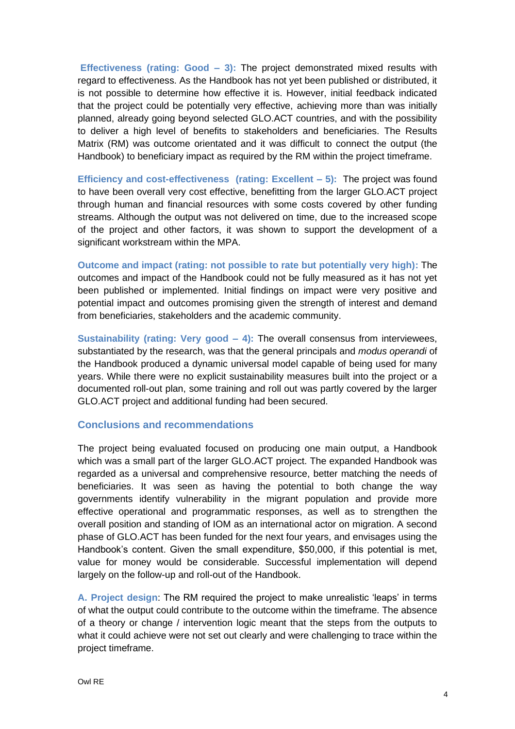**Effectiveness (rating: Good – 3):** The project demonstrated mixed results with regard to effectiveness. As the Handbook has not yet been published or distributed, it is not possible to determine how effective it is. However, initial feedback indicated that the project could be potentially very effective, achieving more than was initially planned, already going beyond selected GLO.ACT countries, and with the possibility to deliver a high level of benefits to stakeholders and beneficiaries. The Results Matrix (RM) was outcome orientated and it was difficult to connect the output (the Handbook) to beneficiary impact as required by the RM within the project timeframe.

**Efficiency and cost-effectiveness (rating: Excellent – 5):** The project was found to have been overall very cost effective, benefitting from the larger GLO.ACT project through human and financial resources with some costs covered by other funding streams. Although the output was not delivered on time, due to the increased scope of the project and other factors, it was shown to support the development of a significant workstream within the MPA.

**Outcome and impact (rating: not possible to rate but potentially very high):** The outcomes and impact of the Handbook could not be fully measured as it has not yet been published or implemented. Initial findings on impact were very positive and potential impact and outcomes promising given the strength of interest and demand from beneficiaries, stakeholders and the academic community.

**Sustainability (rating: Very good – 4):** The overall consensus from interviewees, substantiated by the research, was that the general principals and *modus operandi* of the Handbook produced a dynamic universal model capable of being used for many years. While there were no explicit sustainability measures built into the project or a documented roll-out plan, some training and roll out was partly covered by the larger GLO.ACT project and additional funding had been secured.

## Conclusions and recommendations

The project being evaluated focused on producing one main output, a Handbook which was a small part of the larger GLO.ACT project. The expanded Handbook was regarded as a universal and comprehensive resource, better matching the needs of beneficiaries. It was seen as having the potential to both change the way governments identify vulnerability in the migrant population and provide more effective operational and programmatic responses, as well as to strengthen the overall position and standing of IOM as an international actor on migration. A second phase of GLO.ACT has been funded for the next four years, and envisages using the Handbook's content. Given the small expenditure, $50,000, if this potential is met, value for money would be considerable. Successful implementation will depend largely on the follow-up and roll-out of the Handbook.

**A. Project design**: The RM required the project to make unrealistic 'leaps' in terms of what the output could contribute to the outcome within the timeframe. The absence of a theory or change / intervention logic meant that the steps from the outputs to what it could achieve were not set out clearly and were challenging to trace within the project timeframe.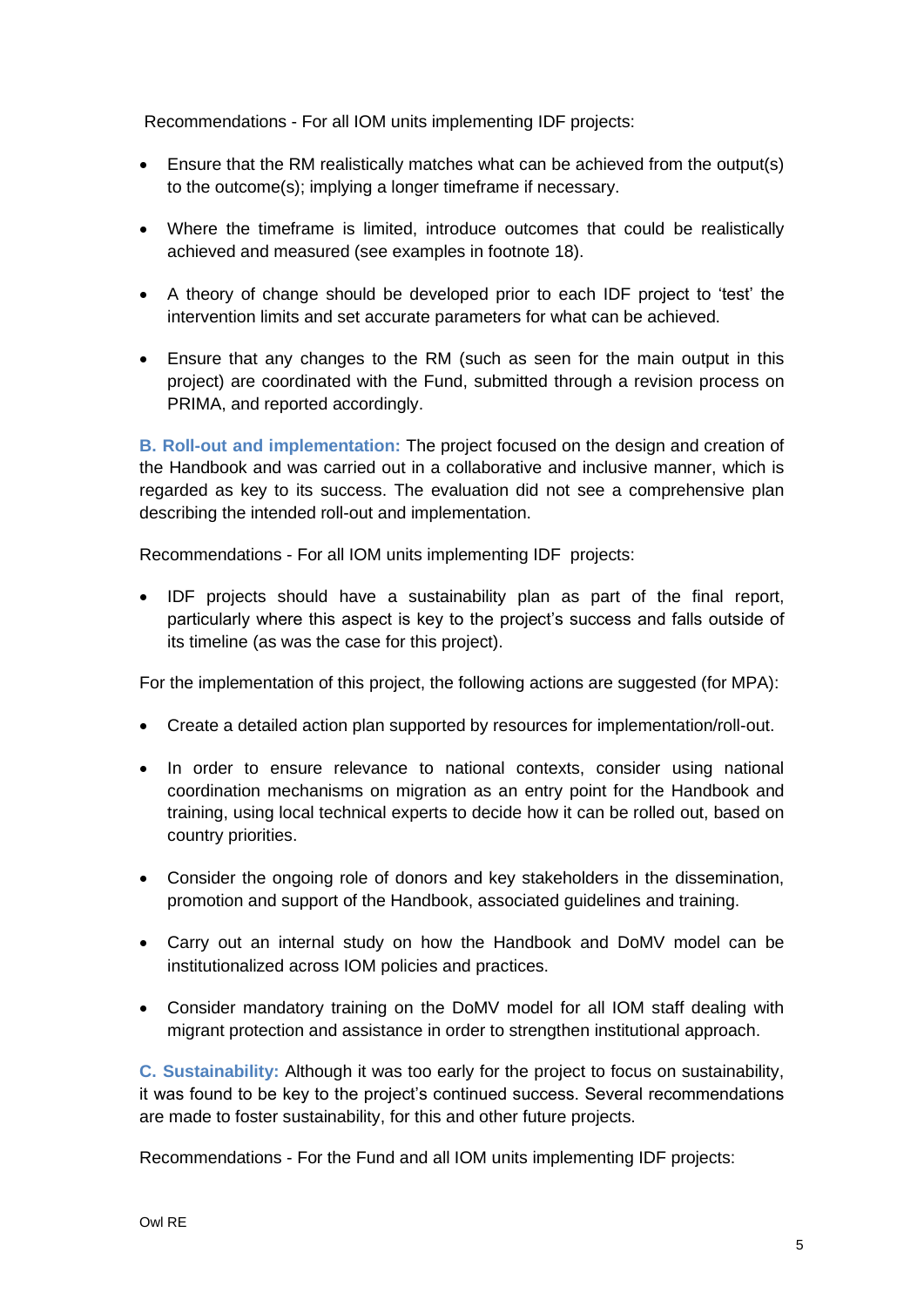Recommendations - For all IOM units implementing IDF projects:

- Ensure that the RM realistically matches what can be achieved from the output(s) to the outcome(s); implying a longer timeframe if necessary.
- Where the timeframe is limited, introduce outcomes that could be realistically achieved and measured (see examples in footnote 18).
- A theory of change should be developed prior to each IDF project to 'test' the intervention limits and set accurate parameters for what can be achieved.
- Ensure that any changes to the RM (such as seen for the main output in this project) are coordinated with the Fund, submitted through a revision process on PRIMA, and reported accordingly.

**B. Roll-out and implementation:** The project focused on the design and creation of the Handbook and was carried out in a collaborative and inclusive manner, which is regarded as key to its success. The evaluation did not see a comprehensive plan describing the intended roll-out and implementation.

Recommendations - For all IOM units implementing IDF projects:

- IDF projects should have a sustainability plan as part of the final report, particularly where this aspect is key to the project's success and falls outside of its timeline (as was the case for this project).

For the implementation of this project, the following actions are suggested (for MPA):

- Create a detailed action plan supported by resources for implementation/roll-out.
- In order to ensure relevance to national contexts, consider using national coordination mechanisms on migration as an entry point for the Handbook and training, using local technical experts to decide how it can be rolled out, based on country priorities.
- Consider the ongoing role of donors and key stakeholders in the dissemination, promotion and support of the Handbook, associated guidelines and training.
- Carry out an internal study on how the Handbook and DoMV model can be institutionalized across IOM policies and practices.
- Consider mandatory training on the DoMV model for all IOM staff dealing with migrant protection and assistance in order to strengthen institutional approach.

**C. Sustainability:** Although it was too early for the project to focus on sustainability, it was found to be key to the project's continued success. Several recommendations are made to foster sustainability, for this and other future projects.

Recommendations - For the Fund and all IOM units implementing IDF projects: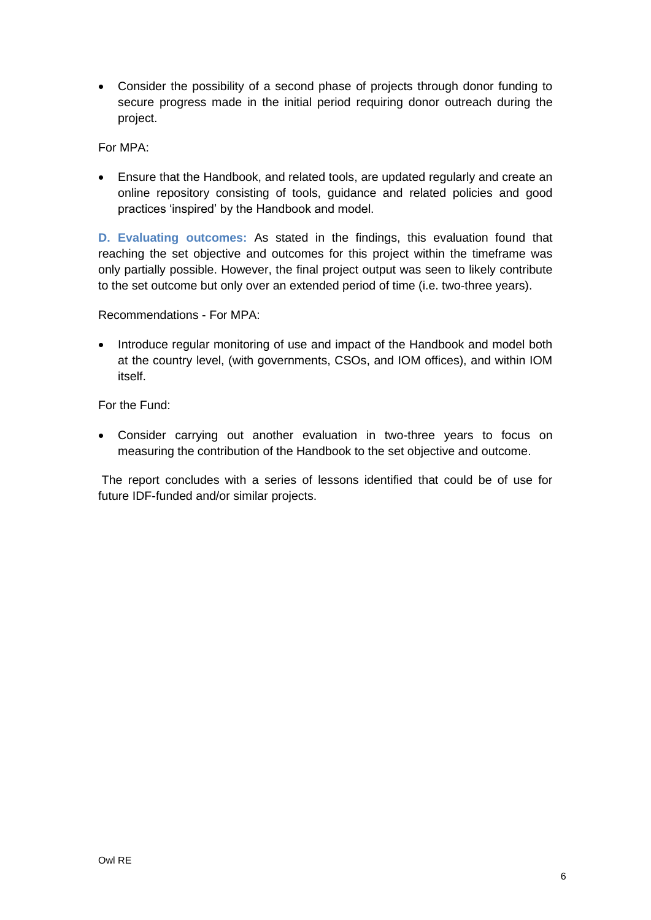- Consider the possibility of a second phase of projects through donor funding to secure progress made in the initial period requiring donor outreach during the project.

For MPA:

- Ensure that the Handbook, and related tools, are updated regularly and create an online repository consisting of tools, guidance and related policies and good practices 'inspired' by the Handbook and model.

**D. Evaluating outcomes:** As stated in the findings, this evaluation found that reaching the set objective and outcomes for this project within the timeframe was only partially possible. However, the final project output was seen to likely contribute to the set outcome but only over an extended period of time (i.e. two-three years).

Recommendations - For MPA:

- Introduce regular monitoring of use and impact of the Handbook and model both at the country level, (with governments, CSOs, and IOM offices), and within IOM itself.

For the Fund:

- Consider carrying out another evaluation in two-three years to focus on measuring the contribution of the Handbook to the set objective and outcome.

The report concludes with a series of lessons identified that could be of use for future IDF-funded and/or similar projects.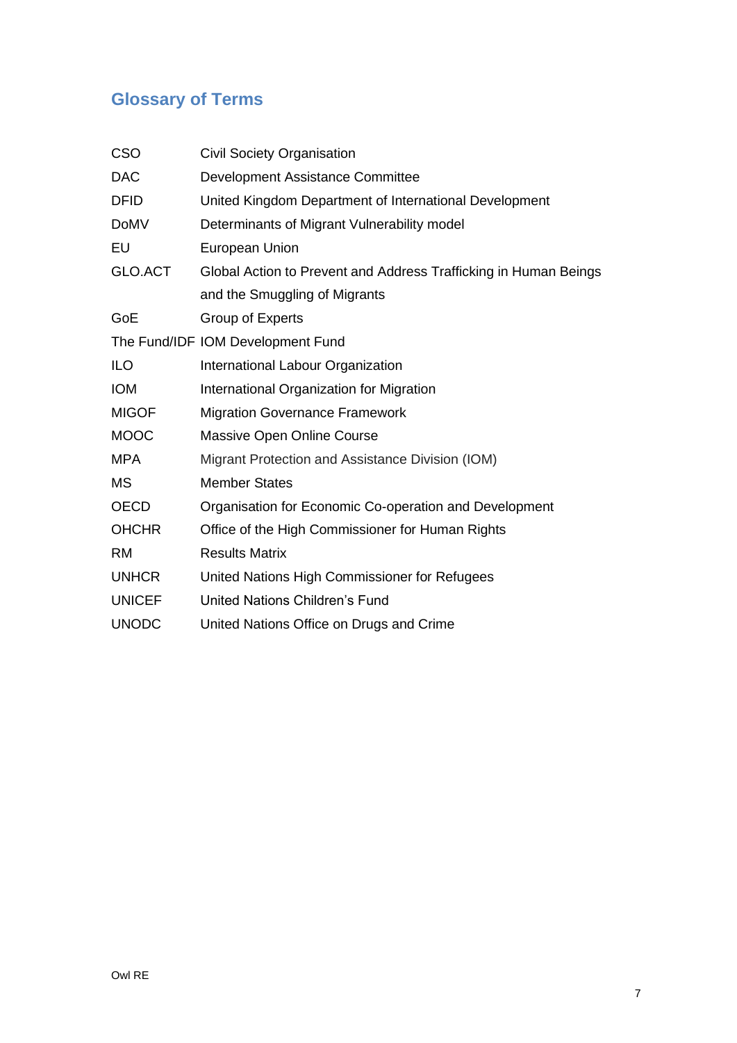## Glossary of Terms

| | |
|---|---|
| CSO | Civil Society Organisation |
| DAC | Development Assistance Committee |
| DFID | United Kingdom Department of International Development |
| DoMV | Determinants of Migrant Vulnerability model |
| EU | European Union |
| GLO.ACT | Global Action to Prevent and Address Trafficking in Human Beings and the Smuggling of Migrants |
| GoE | Group of Experts |
| The Fund/IDF | IOM Development Fund |
| ILO | International Labour Organization |
| IOM | International Organization for Migration |
| MIGOF | Migration Governance Framework |
| MOOC | Massive Open Online Course |
| MPA | Migrant Protection and Assistance Division (IOM) |
| MS | Member States |
| OECD | Organisation for Economic Co-operation and Development |
| OHCHR | Office of the High Commissioner for Human Rights |
| RM | Results Matrix |
| UNHCR | United Nations High Commissioner for Refugees |
| UNICEF | United Nations Children's Fund |
| UNODC | United Nations Office on Drugs and Crime |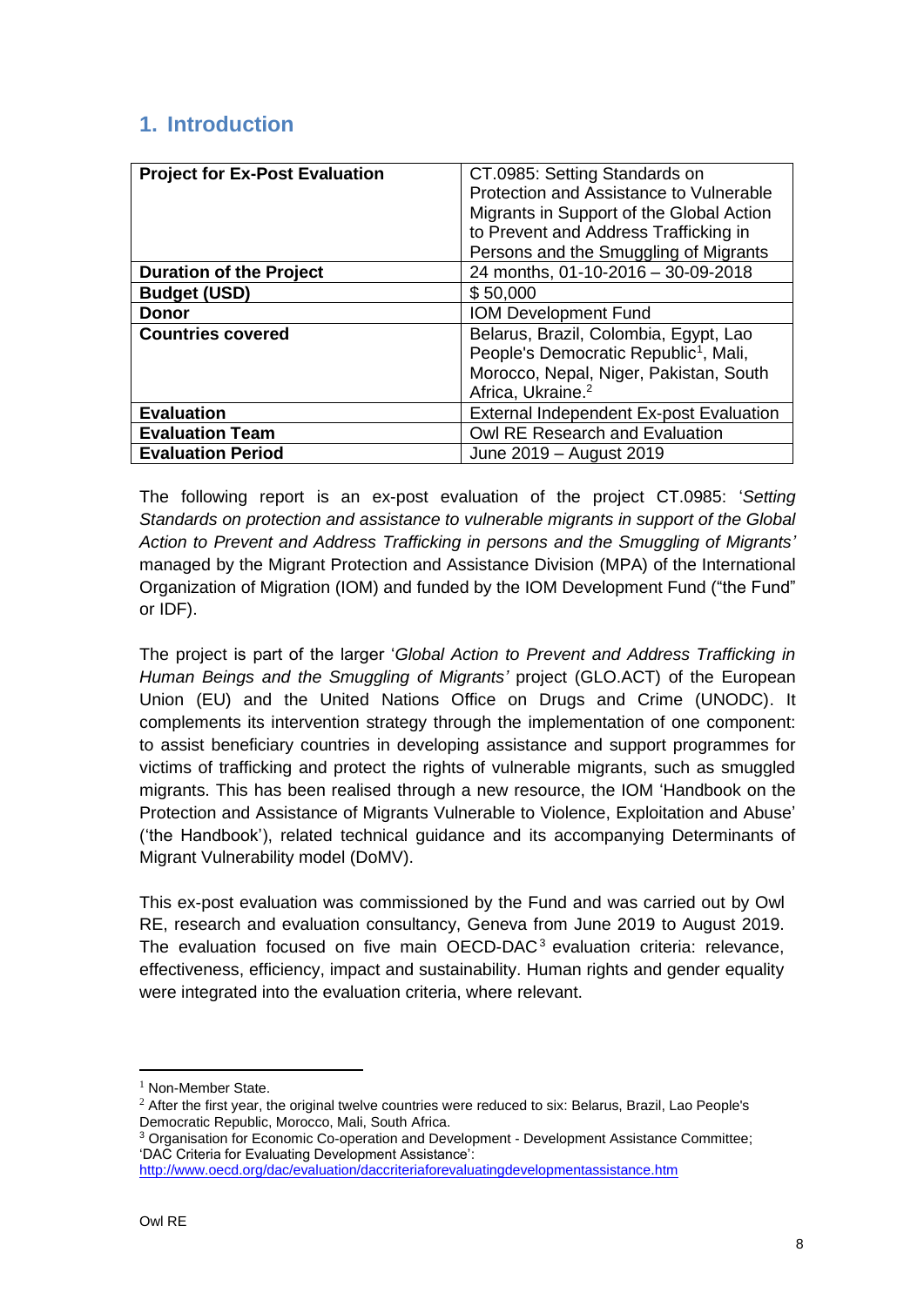## 1. Introduction

| Project for Ex-Post Evaluation | CT.0985: Setting Standards on Protection and Assistance to Vulnerable Migrants in Support of the Global Action to Prevent and Address Trafficking in Persons and the Smuggling of Migrants |
|---|---|
| **Duration of the Project** | 24 months, 01-10-2016 – 30-09-2018 |
| **Budget (USD)** | $ 50,000 |
| **Donor** | IOM Development Fund |
| **Countries covered** | Belarus, Brazil, Colombia, Egypt, Lao People's Democratic Republic[1], Mali, Morocco, Nepal, Niger, Pakistan, South Africa, Ukraine.[2] |
| **Evaluation** | External Independent Ex-post Evaluation |
| **Evaluation Team** | Owl RE Research and Evaluation |
| **Evaluation Period** | June 2019 – August 2019 |

The following report is an ex-post evaluation of the project CT.0985: '*Setting Standards on protection and assistance to vulnerable migrants in support of the Global Action to Prevent and Address Trafficking in persons and the Smuggling of Migrants'* managed by the Migrant Protection and Assistance Division (MPA) of the International Organization of Migration (IOM) and funded by the IOM Development Fund ("the Fund" or IDF).

The project is part of the larger '*Global Action to Prevent and Address Trafficking in Human Beings and the Smuggling of Migrants'* project (GLO.ACT) of the European Union (EU) and the United Nations Office on Drugs and Crime (UNODC). It complements its intervention strategy through the implementation of one component: to assist beneficiary countries in developing assistance and support programmes for victims of trafficking and protect the rights of vulnerable migrants, such as smuggled migrants. This has been realised through a new resource, the IOM 'Handbook on the Protection and Assistance of Migrants Vulnerable to Violence, Exploitation and Abuse' ('the Handbook'), related technical guidance and its accompanying Determinants of Migrant Vulnerability model (DoMV).

This ex-post evaluation was commissioned by the Fund and was carried out by Owl RE, research and evaluation consultancy, Geneva from June 2019 to August 2019. The evaluation focused on five main OECD-DAC[3] evaluation criteria: relevance, effectiveness, efficiency, impact and sustainability. Human rights and gender equality were integrated into the evaluation criteria, where relevant.

---

[1] Non-Member State.

[2] After the first year, the original twelve countries were reduced to six: Belarus, Brazil, Lao People's Democratic Republic, Morocco, Mali, South Africa.

[3] Organisation for Economic Co-operation and Development - Development Assistance Committee; 'DAC Criteria for Evaluating Development Assistance': http://www.oecd.org/dac/evaluation/daccriteriaforevaluatingdevelopmentassistance.htm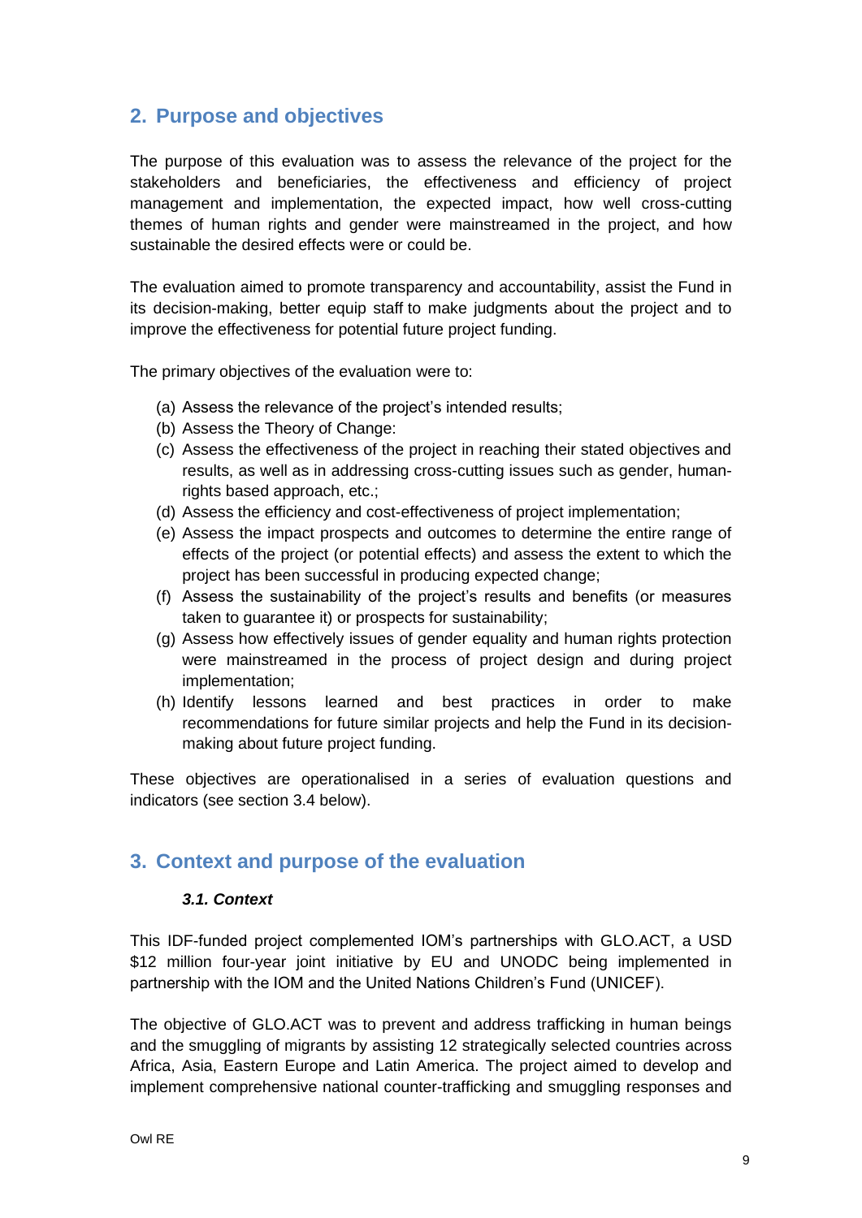## 2. Purpose and objectives

The purpose of this evaluation was to assess the relevance of the project for the stakeholders and beneficiaries, the effectiveness and efficiency of project management and implementation, the expected impact, how well cross-cutting themes of human rights and gender were mainstreamed in the project, and how sustainable the desired effects were or could be.

The evaluation aimed to promote transparency and accountability, assist the Fund in its decision-making, better equip staff to make judgments about the project and to improve the effectiveness for potential future project funding.

The primary objectives of the evaluation were to:

(a) Assess the relevance of the project's intended results;
(b) Assess the Theory of Change:
(c) Assess the effectiveness of the project in reaching their stated objectives and results, as well as in addressing cross-cutting issues such as gender, human-rights based approach, etc.;
(d) Assess the efficiency and cost-effectiveness of project implementation;
(e) Assess the impact prospects and outcomes to determine the entire range of effects of the project (or potential effects) and assess the extent to which the project has been successful in producing expected change;
(f) Assess the sustainability of the project's results and benefits (or measures taken to guarantee it) or prospects for sustainability;
(g) Assess how effectively issues of gender equality and human rights protection were mainstreamed in the process of project design and during project implementation;
(h) Identify lessons learned and best practices in order to make recommendations for future similar projects and help the Fund in its decision-making about future project funding.

These objectives are operationalised in a series of evaluation questions and indicators (see section 3.4 below).

## 3. Context and purpose of the evaluation

### *3.1. Context*

This IDF-funded project complemented IOM's partnerships with GLO.ACT, a USD $12 million four-year joint initiative by EU and UNODC being implemented in partnership with the IOM and the United Nations Children's Fund (UNICEF).

The objective of GLO.ACT was to prevent and address trafficking in human beings and the smuggling of migrants by assisting 12 strategically selected countries across Africa, Asia, Eastern Europe and Latin America. The project aimed to develop and implement comprehensive national counter-trafficking and smuggling responses and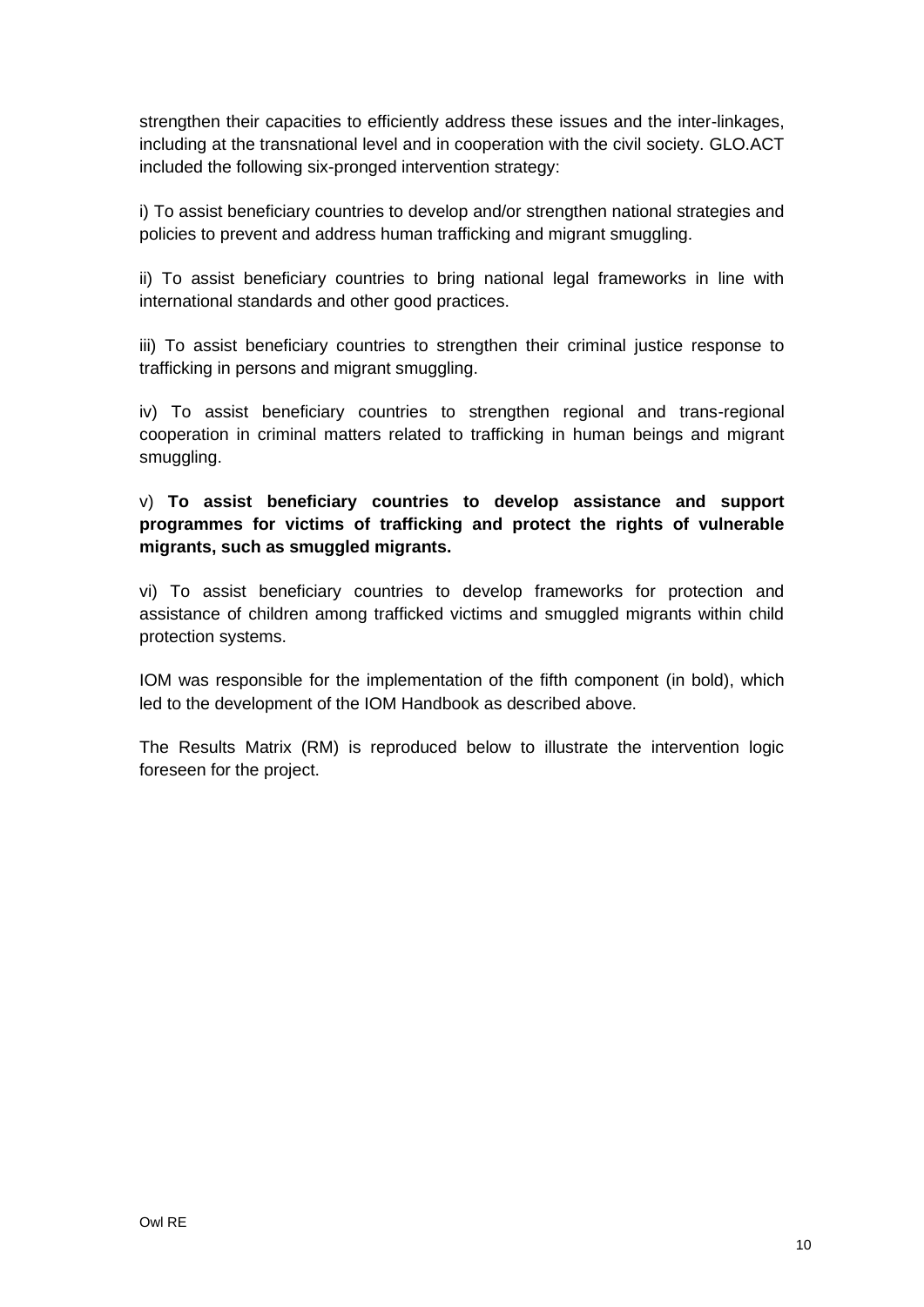strengthen their capacities to efficiently address these issues and the inter-linkages, including at the transnational level and in cooperation with the civil society. GLO.ACT included the following six-pronged intervention strategy:

i) To assist beneficiary countries to develop and/or strengthen national strategies and policies to prevent and address human trafficking and migrant smuggling.

ii) To assist beneficiary countries to bring national legal frameworks in line with international standards and other good practices.

iii) To assist beneficiary countries to strengthen their criminal justice response to trafficking in persons and migrant smuggling.

iv) To assist beneficiary countries to strengthen regional and trans-regional cooperation in criminal matters related to trafficking in human beings and migrant smuggling.

v) **To assist beneficiary countries to develop assistance and support programmes for victims of trafficking and protect the rights of vulnerable migrants, such as smuggled migrants.**

vi) To assist beneficiary countries to develop frameworks for protection and assistance of children among trafficked victims and smuggled migrants within child protection systems.

IOM was responsible for the implementation of the fifth component (in bold), which led to the development of the IOM Handbook as described above.

The Results Matrix (RM) is reproduced below to illustrate the intervention logic foreseen for the project.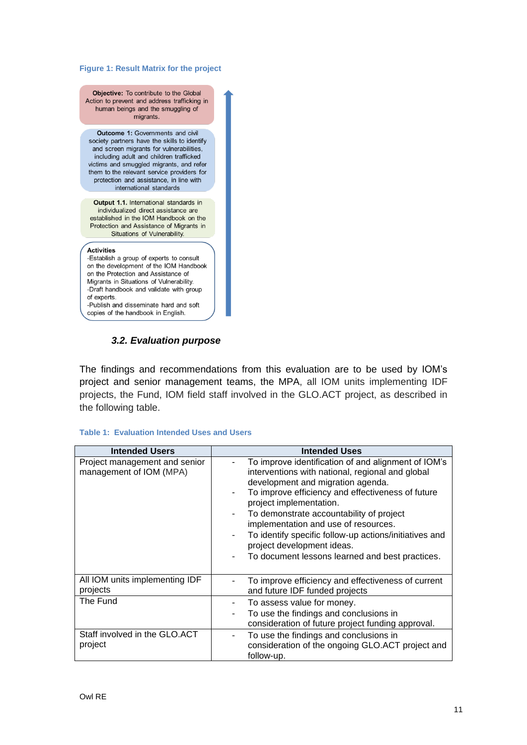**Figure 1: Result Matrix for the project**

**Objective:** To contribute to the Global Action to prevent and address trafficking in human beings and the smuggling of migrants.

**Outcome 1:** Governments and civil society partners have the skills to identify and screen migrants for vulnerabilities, including adult and children trafficked victims and smuggled migrants, and refer them to the relevant service providers for protection and assistance, in line with international standards

**Output 1.1.** International standards in individualized direct assistance are established in the IOM Handbook on the Protection and Assistance of Migrants in Situations of Vulnerability.

**Activities**
-Establish a group of experts to consult on the development of the IOM Handbook on the Protection and Assistance of Migrants in Situations of Vulnerability.
-Draft handbook and validate with group of experts.
-Publish and disseminate hard and soft copies of the handbook in English.

### *3.2. Evaluation purpose*

The findings and recommendations from this evaluation are to be used by IOM's project and senior management teams, the MPA, all IOM units implementing IDF projects, the Fund, IOM field staff involved in the GLO.ACT project, as described in the following table.

**Table 1: Evaluation Intended Uses and Users**

| Intended Users | Intended Uses |
|---|---|
| Project management and senior management of IOM (MPA) | - To improve identification of and alignment of IOM's interventions with national, regional and global development and migration agenda.<br>- To improve efficiency and effectiveness of future project implementation.<br>- To demonstrate accountability of project implementation and use of resources.<br>- To identify specific follow-up actions/initiatives and project development ideas.<br>- To document lessons learned and best practices. |
| All IOM units implementing IDF projects | - To improve efficiency and effectiveness of current and future IDF funded projects |
| The Fund | - To assess value for money.<br>- To use the findings and conclusions in consideration of future project funding approval. |
| Staff involved in the GLO.ACT project | - To use the findings and conclusions in consideration of the ongoing GLO.ACT project and follow-up. |

Owl RE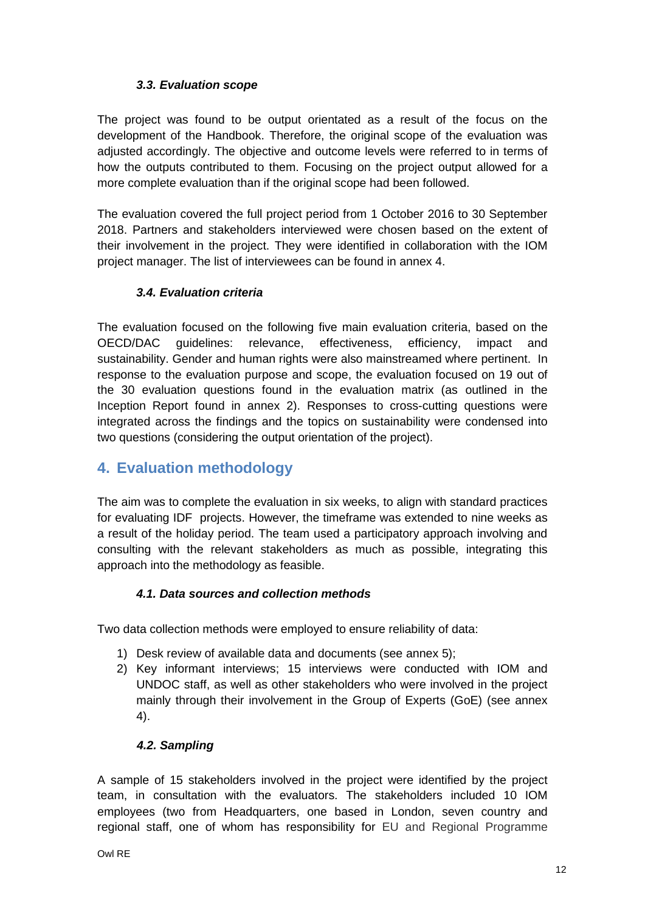### *3.3. Evaluation scope*

The project was found to be output orientated as a result of the focus on the development of the Handbook. Therefore, the original scope of the evaluation was adjusted accordingly. The objective and outcome levels were referred to in terms of how the outputs contributed to them. Focusing on the project output allowed for a more complete evaluation than if the original scope had been followed.

The evaluation covered the full project period from 1 October 2016 to 30 September 2018. Partners and stakeholders interviewed were chosen based on the extent of their involvement in the project. They were identified in collaboration with the IOM project manager. The list of interviewees can be found in annex 4.

### *3.4. Evaluation criteria*

The evaluation focused on the following five main evaluation criteria, based on the OECD/DAC guidelines: relevance, effectiveness, efficiency, impact and sustainability. Gender and human rights were also mainstreamed where pertinent. In response to the evaluation purpose and scope, the evaluation focused on 19 out of the 30 evaluation questions found in the evaluation matrix (as outlined in the Inception Report found in annex 2). Responses to cross-cutting questions were integrated across the findings and the topics on sustainability were condensed into two questions (considering the output orientation of the project).

## 4. Evaluation methodology

The aim was to complete the evaluation in six weeks, to align with standard practices for evaluating IDF projects. However, the timeframe was extended to nine weeks as a result of the holiday period. The team used a participatory approach involving and consulting with the relevant stakeholders as much as possible, integrating this approach into the methodology as feasible.

### *4.1. Data sources and collection methods*

Two data collection methods were employed to ensure reliability of data:

1) Desk review of available data and documents (see annex 5);
2) Key informant interviews; 15 interviews were conducted with IOM and UNDOC staff, as well as other stakeholders who were involved in the project mainly through their involvement in the Group of Experts (GoE) (see annex 4).

### *4.2. Sampling*

A sample of 15 stakeholders involved in the project were identified by the project team, in consultation with the evaluators. The stakeholders included 10 IOM employees (two from Headquarters, one based in London, seven country and regional staff, one of whom has responsibility for EU and Regional Programme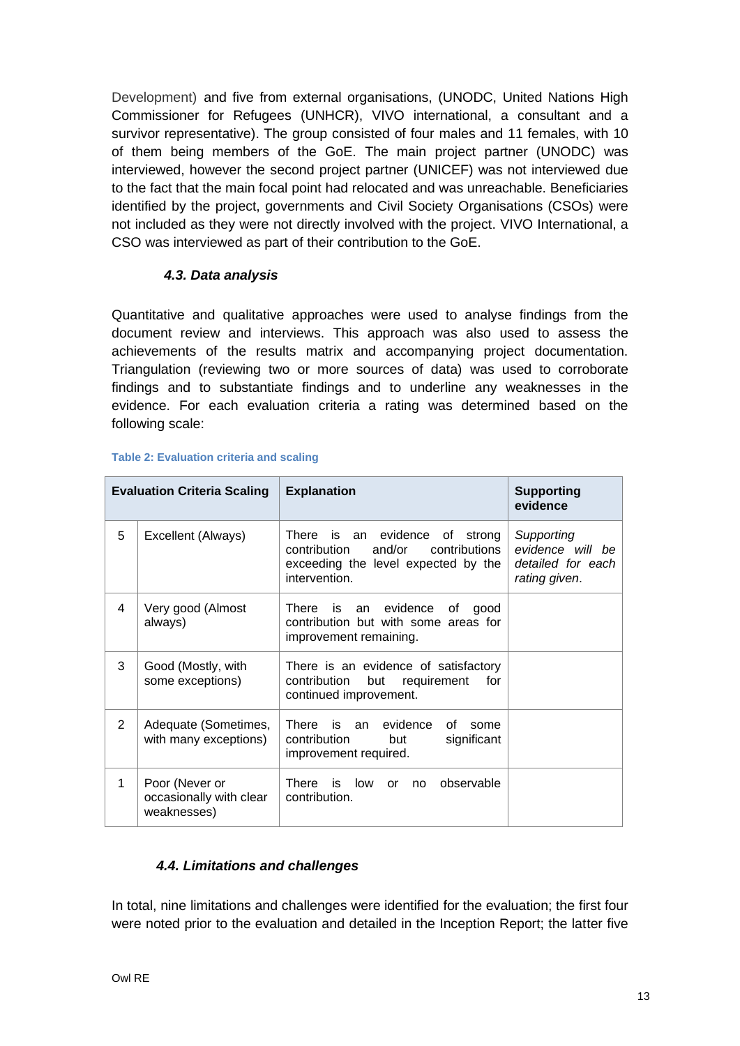Development) and five from external organisations, (UNODC, United Nations High Commissioner for Refugees (UNHCR), VIVO international, a consultant and a survivor representative). The group consisted of four males and 11 females, with 10 of them being members of the GoE. The main project partner (UNODC) was interviewed, however the second project partner (UNICEF) was not interviewed due to the fact that the main focal point had relocated and was unreachable. Beneficiaries identified by the project, governments and Civil Society Organisations (CSOs) were not included as they were not directly involved with the project. VIVO International, a CSO was interviewed as part of their contribution to the GoE.

### *4.3. Data analysis*

Quantitative and qualitative approaches were used to analyse findings from the document review and interviews. This approach was also used to assess the achievements of the results matrix and accompanying project documentation. Triangulation (reviewing two or more sources of data) was used to corroborate findings and to substantiate findings and to underline any weaknesses in the evidence. For each evaluation criteria a rating was determined based on the following scale:

**Table 2: Evaluation criteria and scaling**

| Evaluation Criteria Scaling | | Explanation | Supporting evidence |
|---|---|---|---|
| 5 | Excellent (Always) | There is an evidence of strong contribution and/or contributions exceeding the level expected by the intervention. | *Supporting evidence will be detailed for each rating given*. |
| 4 | Very good (Almost always) | There is an evidence of good contribution but with some areas for improvement remaining. | |
| 3 | Good (Mostly, with some exceptions) | There is an evidence of satisfactory contribution but requirement for continued improvement. | |
| 2 | Adequate (Sometimes, with many exceptions) | There is an evidence of some contribution but significant improvement required. | |
| 1 | Poor (Never or occasionally with clear weaknesses) | There is low or no observable contribution. | |

### *4.4. Limitations and challenges*

In total, nine limitations and challenges were identified for the evaluation; the first four were noted prior to the evaluation and detailed in the Inception Report; the latter five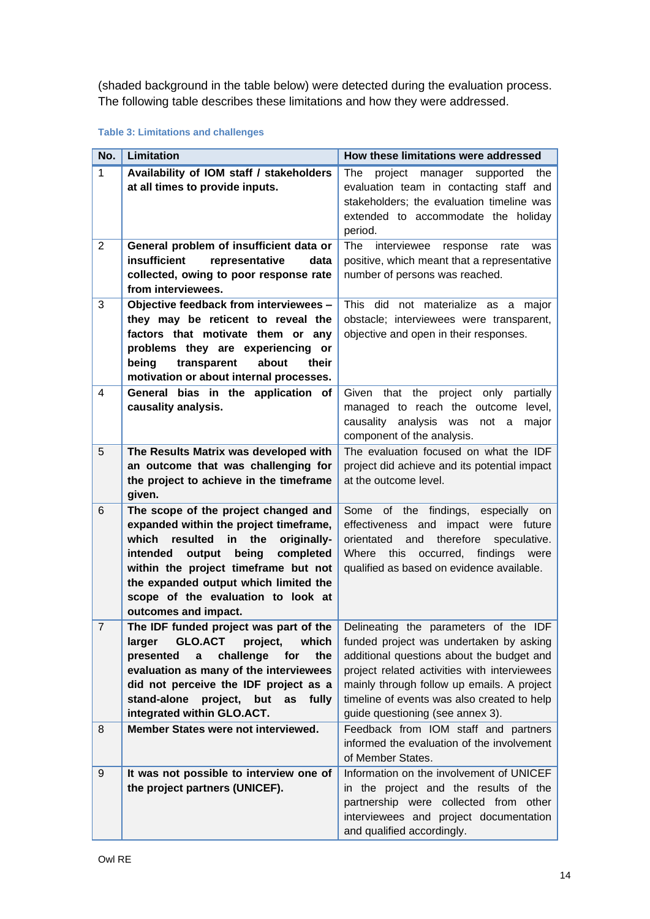(shaded background in the table below) were detected during the evaluation process. The following table describes these limitations and how they were addressed.

**Table 3: Limitations and challenges**

| No. | Limitation | How these limitations were addressed |
|---|---|---|
| 1 | **Availability of IOM staff / stakeholders at all times to provide inputs.** | The project manager supported the evaluation team in contacting staff and stakeholders; the evaluation timeline was extended to accommodate the holiday period. |
| 2 | **General problem of insufficient data or insufficient representative data collected, owing to poor response rate from interviewees.** | The interviewee response rate was positive, which meant that a representative number of persons was reached. |
| 3 | **Objective feedback from interviewees – they may be reticent to reveal the factors that motivate them or any problems they are experiencing or being transparent about their motivation or about internal processes.** | This did not materialize as a major obstacle; interviewees were transparent, objective and open in their responses. |
| 4 | **General bias in the application of causality analysis.** | Given that the project only partially managed to reach the outcome level, causality analysis was not a major component of the analysis. |
| 5 | **The Results Matrix was developed with an outcome that was challenging for the project to achieve in the timeframe given.** | The evaluation focused on what the IDF project did achieve and its potential impact at the outcome level. |
| 6 | **The scope of the project changed and expanded within the project timeframe, which resulted in the originally-intended output being completed within the project timeframe but not the expanded output which limited the scope of the evaluation to look at outcomes and impact.** | Some of the findings, especially on effectiveness and impact were future orientated and therefore speculative. Where this occurred, findings were qualified as based on evidence available. |
| 7 | **The IDF funded project was part of the larger GLO.ACT project, which presented a challenge for the evaluation as many of the interviewees did not perceive the IDF project as a stand-alone project, but as fully integrated within GLO.ACT.** | Delineating the parameters of the IDF funded project was undertaken by asking additional questions about the budget and project related activities with interviewees mainly through follow up emails. A project timeline of events was also created to help guide questioning (see annex 3). |
| 8 | **Member States were not interviewed.** | Feedback from IOM staff and partners informed the evaluation of the involvement of Member States. |
| 9 | **It was not possible to interview one of the project partners (UNICEF).** | Information on the involvement of UNICEF in the project and the results of the partnership were collected from other interviewees and project documentation and qualified accordingly. |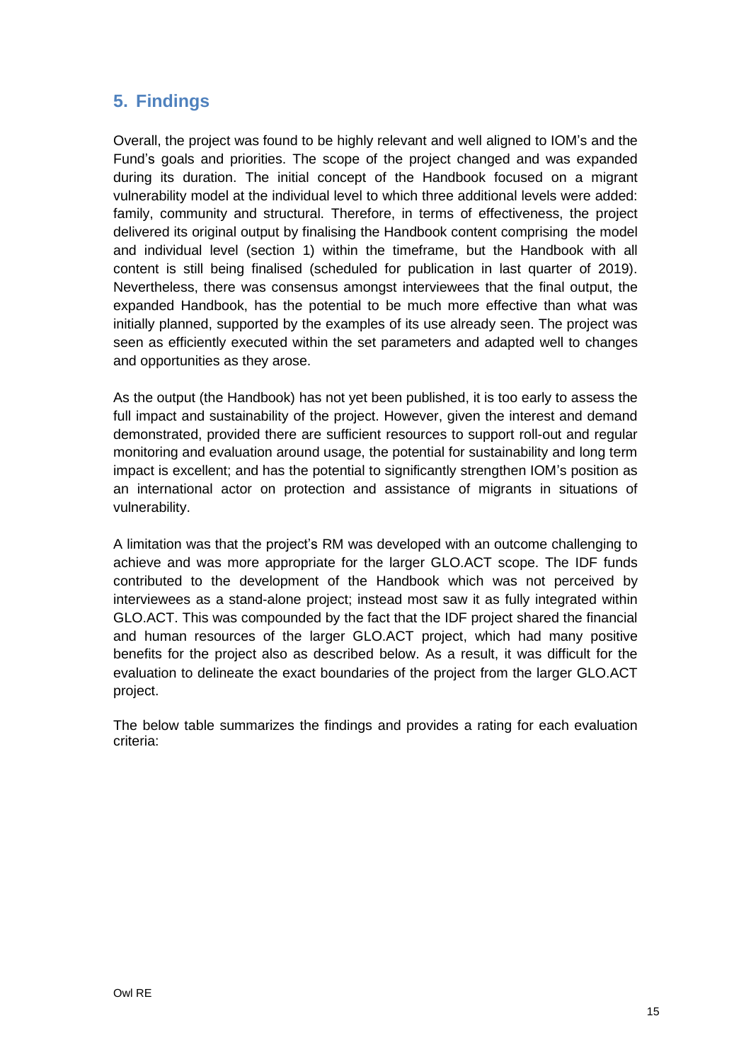## 5. Findings

Overall, the project was found to be highly relevant and well aligned to IOM's and the Fund's goals and priorities. The scope of the project changed and was expanded during its duration. The initial concept of the Handbook focused on a migrant vulnerability model at the individual level to which three additional levels were added: family, community and structural. Therefore, in terms of effectiveness, the project delivered its original output by finalising the Handbook content comprising the model and individual level (section 1) within the timeframe, but the Handbook with all content is still being finalised (scheduled for publication in last quarter of 2019). Nevertheless, there was consensus amongst interviewees that the final output, the expanded Handbook, has the potential to be much more effective than what was initially planned, supported by the examples of its use already seen. The project was seen as efficiently executed within the set parameters and adapted well to changes and opportunities as they arose.

As the output (the Handbook) has not yet been published, it is too early to assess the full impact and sustainability of the project. However, given the interest and demand demonstrated, provided there are sufficient resources to support roll-out and regular monitoring and evaluation around usage, the potential for sustainability and long term impact is excellent; and has the potential to significantly strengthen IOM's position as an international actor on protection and assistance of migrants in situations of vulnerability.

A limitation was that the project's RM was developed with an outcome challenging to achieve and was more appropriate for the larger GLO.ACT scope. The IDF funds contributed to the development of the Handbook which was not perceived by interviewees as a stand-alone project; instead most saw it as fully integrated within GLO.ACT. This was compounded by the fact that the IDF project shared the financial and human resources of the larger GLO.ACT project, which had many positive benefits for the project also as described below. As a result, it was difficult for the evaluation to delineate the exact boundaries of the project from the larger GLO.ACT project.

The below table summarizes the findings and provides a rating for each evaluation criteria: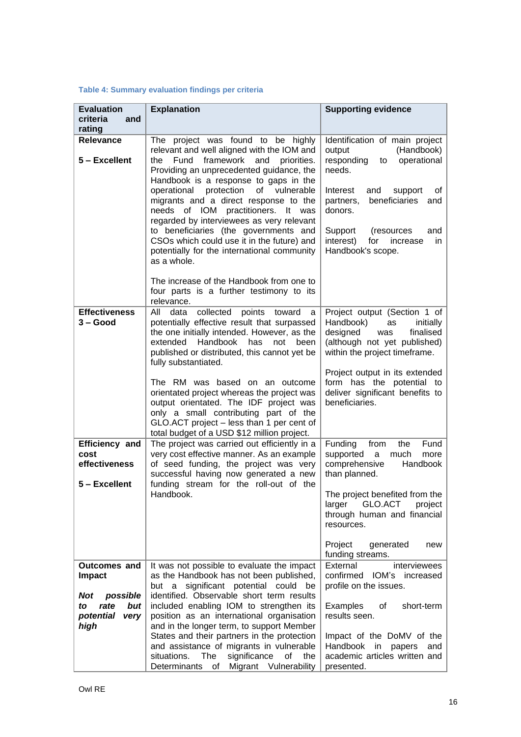**Table 4: Summary evaluation findings per criteria**

| Evaluation criteria and rating | Explanation | Supporting evidence |
|---|---|---|
| **Relevance**<br><br>**5 – Excellent** | The project was found to be highly relevant and well aligned with the IOM and the Fund framework and priorities. Providing an unprecedented guidance, the Handbook is a response to gaps in the operational protection of vulnerable migrants and a direct response to the needs of IOM practitioners. It was regarded by interviewees as very relevant to beneficiaries (the governments and CSOs which could use it in the future) and potentially for the international community as a whole.<br><br>The increase of the Handbook from one to four parts is a further testimony to its relevance. | Identification of main project output (Handbook) responding to operational needs.<br><br>Interest and support of partners, beneficiaries and donors.<br><br>Support (resources and interest) for increase in Handbook's scope. |
| **Effectiveness**<br>**3 – Good** | All data collected points toward a potentially effective result that surpassed the one initially intended. However, as the extended Handbook has not been published or distributed, this cannot yet be fully substantiated.<br><br>The RM was based on an outcome orientated project whereas the project was output orientated. The IDF project was only a small contributing part of the GLO.ACT project – less than 1 per cent of total budget of a USD $12 million project. | Project output (Section 1 of Handbook) as initially designed was finalised (although not yet published) within the project timeframe.<br><br>Project output in its extended form has the potential to deliver significant benefits to beneficiaries. |
| **Efficiency and cost effectiveness**<br><br>**5 – Excellent** | The project was carried out efficiently in a very cost effective manner. As an example of seed funding, the project was very successful having now generated a new funding stream for the roll-out of the Handbook. | Funding from the Fund supported a much more comprehensive Handbook than planned.<br><br>The project benefited from the larger GLO.ACT project through human and financial resources.<br><br>Project generated new funding streams. |
| **Outcomes and Impact**<br><br>***Not possible to rate but potential very high*** | It was not possible to evaluate the impact as the Handbook has not been published, but a significant potential could be identified. Observable short term results included enabling IOM to strengthen its position as an international organisation and in the longer term, to support Member States and their partners in the protection and assistance of migrants in vulnerable situations. The significance of the Determinants of Migrant Vulnerability | External interviewees confirmed IOM's increased profile on the issues.<br><br>Examples of short-term results seen.<br><br>Impact of the DoMV of the Handbook in papers and academic articles written and presented. |

Owl RE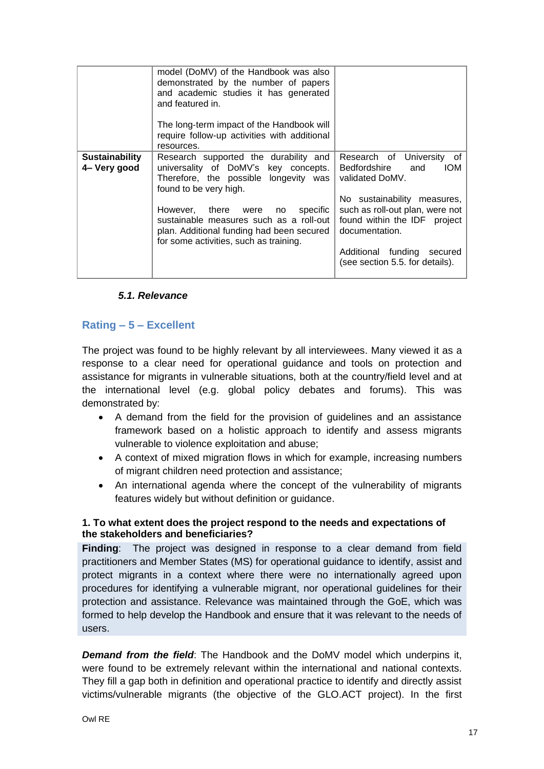| | | |
|---|---|---|
| | model (DoMV) of the Handbook was also demonstrated by the number of papers and academic studies it has generated and featured in.<br><br>The long-term impact of the Handbook will require follow-up activities with additional resources. | |
| **Sustainability 4– Very good** | Research supported the durability and universality of DoMV's key concepts. Therefore, the possible longevity was found to be very high.<br><br>However, there were no specific sustainable measures such as a roll-out plan. Additional funding had been secured for some activities, such as training. | Research of University of Bedfordshire and IOM validated DoMV.<br><br>No sustainability measures, such as roll-out plan, were not found within the IDF project documentation.<br><br>Additional funding secured (see section 5.5. for details). |

### *5.1. Relevance*

## Rating – 5 – Excellent

The project was found to be highly relevant by all interviewees. Many viewed it as a response to a clear need for operational guidance and tools on protection and assistance for migrants in vulnerable situations, both at the country/field level and at the international level (e.g. global policy debates and forums). This was demonstrated by:

- A demand from the field for the provision of guidelines and an assistance framework based on a holistic approach to identify and assess migrants vulnerable to violence exploitation and abuse;
- A context of mixed migration flows in which for example, increasing numbers of migrant children need protection and assistance;
- An international agenda where the concept of the vulnerability of migrants features widely but without definition or guidance.

**1. To what extent does the project respond to the needs and expectations of the stakeholders and beneficiaries?**

**Finding**: The project was designed in response to a clear demand from field practitioners and Member States (MS) for operational guidance to identify, assist and protect migrants in a context where there were no internationally agreed upon procedures for identifying a vulnerable migrant, nor operational guidelines for their protection and assistance. Relevance was maintained through the GoE, which was formed to help develop the Handbook and ensure that it was relevant to the needs of users.

***Demand from the field***: The Handbook and the DoMV model which underpins it, were found to be extremely relevant within the international and national contexts. They fill a gap both in definition and operational practice to identify and directly assist victims/vulnerable migrants (the objective of the GLO.ACT project). In the first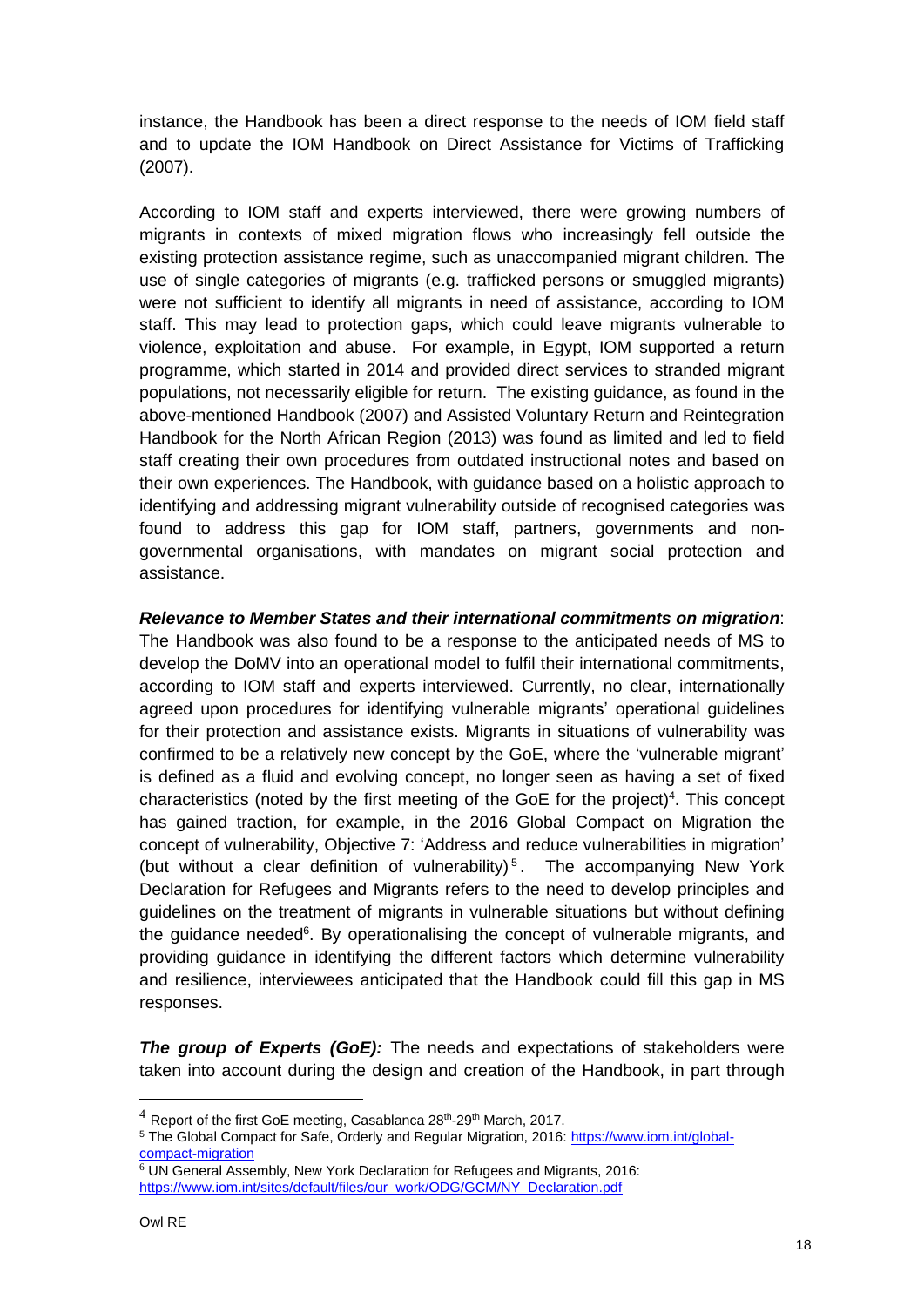instance, the Handbook has been a direct response to the needs of IOM field staff and to update the IOM Handbook on Direct Assistance for Victims of Trafficking (2007).

According to IOM staff and experts interviewed, there were growing numbers of migrants in contexts of mixed migration flows who increasingly fell outside the existing protection assistance regime, such as unaccompanied migrant children. The use of single categories of migrants (e.g. trafficked persons or smuggled migrants) were not sufficient to identify all migrants in need of assistance, according to IOM staff. This may lead to protection gaps, which could leave migrants vulnerable to violence, exploitation and abuse. For example, in Egypt, IOM supported a return programme, which started in 2014 and provided direct services to stranded migrant populations, not necessarily eligible for return. The existing guidance, as found in the above-mentioned Handbook (2007) and Assisted Voluntary Return and Reintegration Handbook for the North African Region (2013) was found as limited and led to field staff creating their own procedures from outdated instructional notes and based on their own experiences. The Handbook, with guidance based on a holistic approach to identifying and addressing migrant vulnerability outside of recognised categories was found to address this gap for IOM staff, partners, governments and non-governmental organisations, with mandates on migrant social protection and assistance.

***Relevance to Member States and their international commitments on migration***: The Handbook was also found to be a response to the anticipated needs of MS to develop the DoMV into an operational model to fulfil their international commitments, according to IOM staff and experts interviewed. Currently, no clear, internationally agreed upon procedures for identifying vulnerable migrants' operational guidelines for their protection and assistance exists. Migrants in situations of vulnerability was confirmed to be a relatively new concept by the GoE, where the 'vulnerable migrant' is defined as a fluid and evolving concept, no longer seen as having a set of fixed characteristics (noted by the first meeting of the GoE for the project)[4]. This concept has gained traction, for example, in the 2016 Global Compact on Migration the concept of vulnerability, Objective 7: 'Address and reduce vulnerabilities in migration' (but without a clear definition of vulnerability)[5]. The accompanying New York Declaration for Refugees and Migrants refers to the need to develop principles and guidelines on the treatment of migrants in vulnerable situations but without defining the guidance needed[6]. By operationalising the concept of vulnerable migrants, and providing guidance in identifying the different factors which determine vulnerability and resilience, interviewees anticipated that the Handbook could fill this gap in MS responses.

***The group of Experts (GoE):*** The needs and expectations of stakeholders were taken into account during the design and creation of the Handbook, in part through

---

[4] Report of the first GoE meeting, Casablanca 28th-29th March, 2017.

[5] The Global Compact for Safe, Orderly and Regular Migration, 2016: https://www.iom.int/global-compact-migration

[6] UN General Assembly, New York Declaration for Refugees and Migrants, 2016: https://www.iom.int/sites/default/files/our_work/ODG/GCM/NY_Declaration.pdf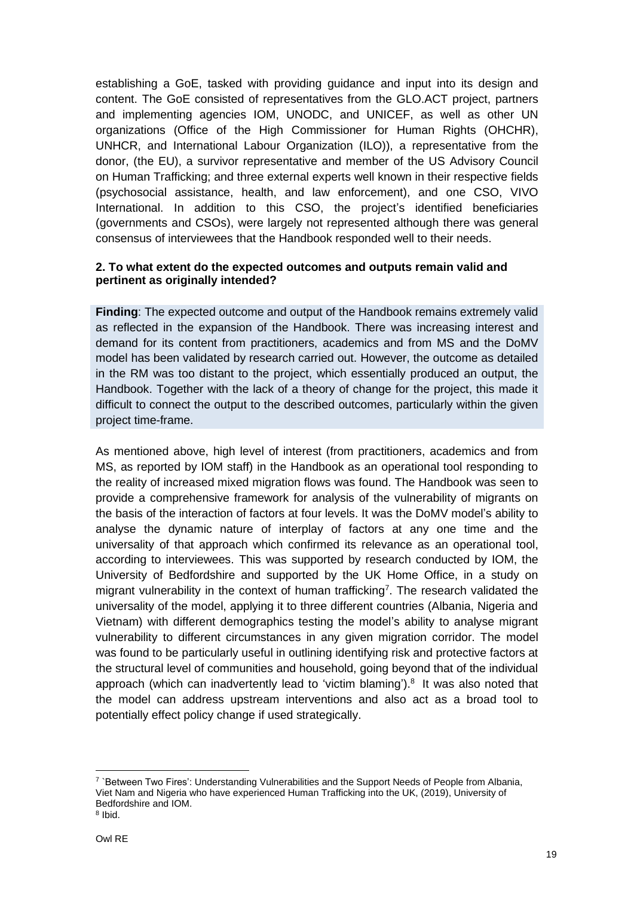establishing a GoE, tasked with providing guidance and input into its design and content. The GoE consisted of representatives from the GLO.ACT project, partners and implementing agencies IOM, UNODC, and UNICEF, as well as other UN organizations (Office of the High Commissioner for Human Rights (OHCHR), UNHCR, and International Labour Organization (ILO)), a representative from the donor, (the EU), a survivor representative and member of the US Advisory Council on Human Trafficking; and three external experts well known in their respective fields (psychosocial assistance, health, and law enforcement), and one CSO, VIVO International. In addition to this CSO, the project's identified beneficiaries (governments and CSOs), were largely not represented although there was general consensus of interviewees that the Handbook responded well to their needs.

**2. To what extent do the expected outcomes and outputs remain valid and pertinent as originally intended?**

**Finding**: The expected outcome and output of the Handbook remains extremely valid as reflected in the expansion of the Handbook. There was increasing interest and demand for its content from practitioners, academics and from MS and the DoMV model has been validated by research carried out. However, the outcome as detailed in the RM was too distant to the project, which essentially produced an output, the Handbook. Together with the lack of a theory of change for the project, this made it difficult to connect the output to the described outcomes, particularly within the given project time-frame.

As mentioned above, high level of interest (from practitioners, academics and from MS, as reported by IOM staff) in the Handbook as an operational tool responding to the reality of increased mixed migration flows was found. The Handbook was seen to provide a comprehensive framework for analysis of the vulnerability of migrants on the basis of the interaction of factors at four levels. It was the DoMV model's ability to analyse the dynamic nature of interplay of factors at any one time and the universality of that approach which confirmed its relevance as an operational tool, according to interviewees. This was supported by research conducted by IOM, the University of Bedfordshire and supported by the UK Home Office, in a study on migrant vulnerability in the context of human trafficking[7]. The research validated the universality of the model, applying it to three different countries (Albania, Nigeria and Vietnam) with different demographics testing the model's ability to analyse migrant vulnerability to different circumstances in any given migration corridor. The model was found to be particularly useful in outlining identifying risk and protective factors at the structural level of communities and household, going beyond that of the individual approach (which can inadvertently lead to 'victim blaming').[8] It was also noted that the model can address upstream interventions and also act as a broad tool to potentially effect policy change if used strategically.

[7] `Between Two Fires': Understanding Vulnerabilities and the Support Needs of People from Albania, Viet Nam and Nigeria who have experienced Human Trafficking into the UK, (2019), University of Bedfordshire and IOM.

[8] Ibid.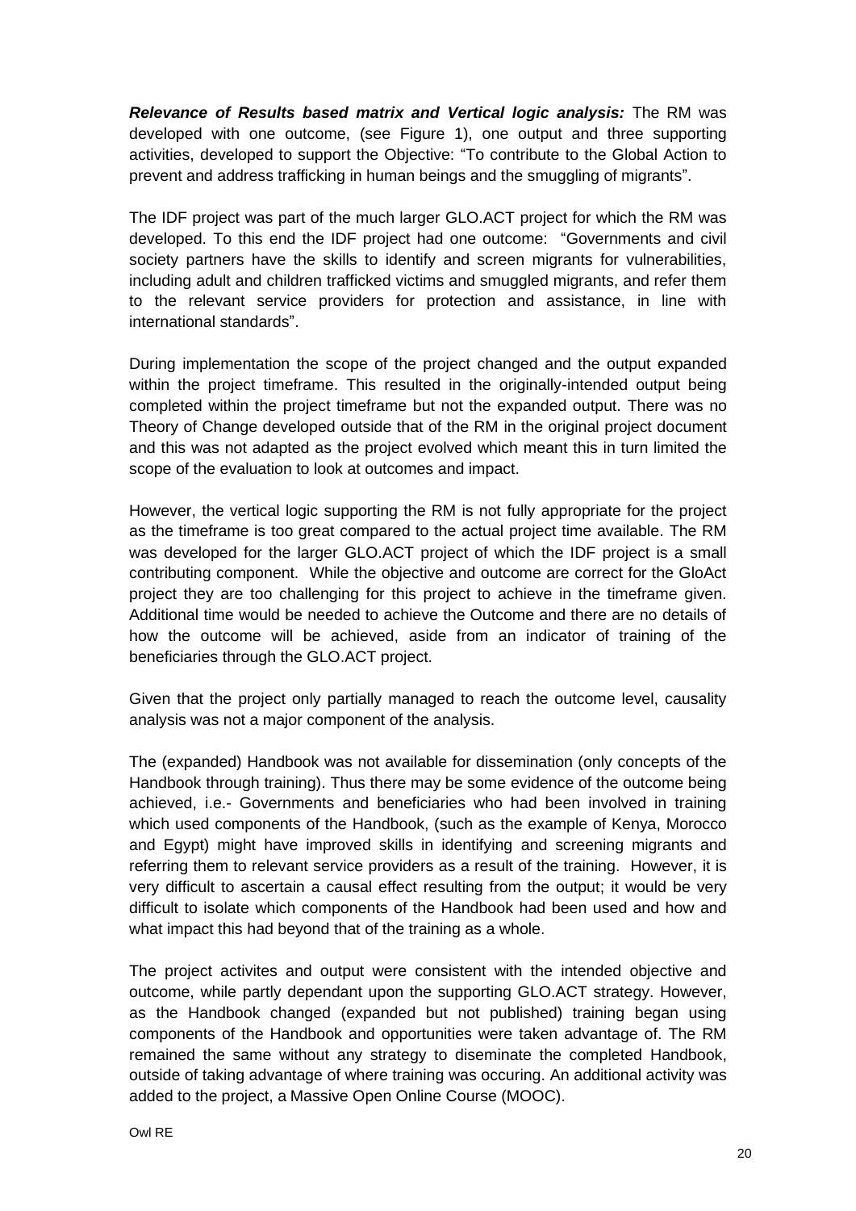***Relevance of Results based matrix and Vertical logic analysis:*** The RM was developed with one outcome, (see Figure 1), one output and three supporting activities, developed to support the Objective: "To contribute to the Global Action to prevent and address trafficking in human beings and the smuggling of migrants".

The IDF project was part of the much larger GLO.ACT project for which the RM was developed. To this end the IDF project had one outcome: "Governments and civil society partners have the skills to identify and screen migrants for vulnerabilities, including adult and children trafficked victims and smuggled migrants, and refer them to the relevant service providers for protection and assistance, in line with international standards".

During implementation the scope of the project changed and the output expanded within the project timeframe. This resulted in the originally-intended output being completed within the project timeframe but not the expanded output. There was no Theory of Change developed outside that of the RM in the original project document and this was not adapted as the project evolved which meant this in turn limited the scope of the evaluation to look at outcomes and impact.

However, the vertical logic supporting the RM is not fully appropriate for the project as the timeframe is too great compared to the actual project time available. The RM was developed for the larger GLO.ACT project of which the IDF project is a small contributing component. While the objective and outcome are correct for the GloAct project they are too challenging for this project to achieve in the timeframe given. Additional time would be needed to achieve the Outcome and there are no details of how the outcome will be achieved, aside from an indicator of training of the beneficiaries through the GLO.ACT project.

Given that the project only partially managed to reach the outcome level, causality analysis was not a major component of the analysis.

The (expanded) Handbook was not available for dissemination (only concepts of the Handbook through training). Thus there may be some evidence of the outcome being achieved, i.e.- Governments and beneficiaries who had been involved in training which used components of the Handbook, (such as the example of Kenya, Morocco and Egypt) might have improved skills in identifying and screening migrants and referring them to relevant service providers as a result of the training. However, it is very difficult to ascertain a causal effect resulting from the output; it would be very difficult to isolate which components of the Handbook had been used and how and what impact this had beyond that of the training as a whole.

The project activites and output were consistent with the intended objective and outcome, while partly dependant upon the supporting GLO.ACT strategy. However, as the Handbook changed (expanded but not published) training began using components of the Handbook and opportunities were taken advantage of. The RM remained the same without any strategy to diseminate the completed Handbook, outside of taking advantage of where training was occuring. An additional activity was added to the project, a Massive Open Online Course (MOOC).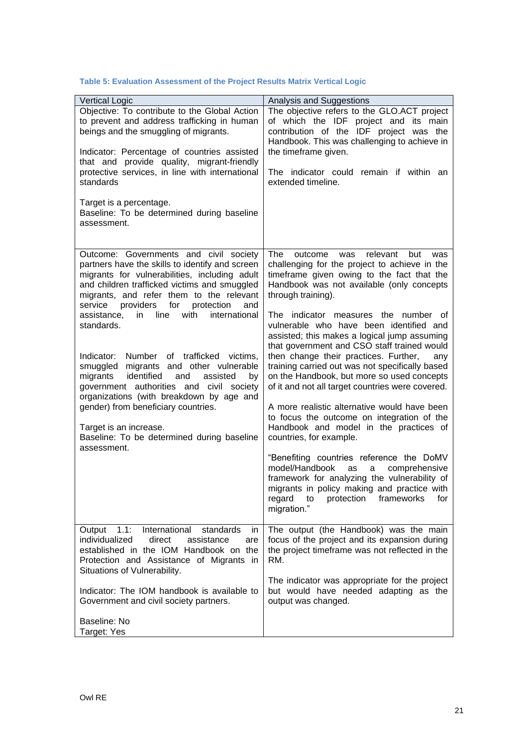**Table 5: Evaluation Assessment of the Project Results Matrix Vertical Logic**

| Vertical Logic | Analysis and Suggestions |
|---|---|
| Objective: To contribute to the Global Action to prevent and address trafficking in human beings and the smuggling of migrants.<br><br>Indicator: Percentage of countries assisted that and provide quality, migrant-friendly protective services, in line with international standards<br><br>Target is a percentage.<br>Baseline: To be determined during baseline assessment. | The objective refers to the GLO.ACT project of which the IDF project and its main contribution of the IDF project was the Handbook. This was challenging to achieve in the timeframe given.<br><br>The indicator could remain if within an extended timeline. |
| Outcome: Governments and civil society partners have the skills to identify and screen migrants for vulnerabilities, including adult and children trafficked victims and smuggled migrants, and refer them to the relevant service providers for protection and assistance, in line with international standards.<br><br>Indicator: Number of trafficked victims, smuggled migrants and other vulnerable migrants identified and assisted by government authorities and civil society organizations (with breakdown by age and gender) from beneficiary countries.<br><br>Target is an increase.<br>Baseline: To be determined during baseline assessment. | The outcome was relevant but was challenging for the project to achieve in the timeframe given owing to the fact that the Handbook was not available (only concepts through training).<br><br>The indicator measures the number of vulnerable who have been identified and assisted; this makes a logical jump assuming that government and CSO staff trained would then change their practices. Further, any training carried out was not specifically based on the Handbook, but more so used concepts of it and not all target countries were covered.<br><br>A more realistic alternative would have been to focus the outcome on integration of the Handbook and model in the practices of countries, for example.<br><br>"Benefiting countries reference the DoMV model/Handbook as a comprehensive framework for analyzing the vulnerability of migrants in policy making and practice with regard to protection frameworks for migration." |
| Output 1.1: International standards in individualized direct assistance are established in the IOM Handbook on the Protection and Assistance of Migrants in Situations of Vulnerability.<br><br>Indicator: The IOM handbook is available to Government and civil society partners.<br><br>Baseline: No<br>Target: Yes | The output (the Handbook) was the main focus of the project and its expansion during the project timeframe was not reflected in the RM.<br><br>The indicator was appropriate for the project but would have needed adapting as the output was changed. |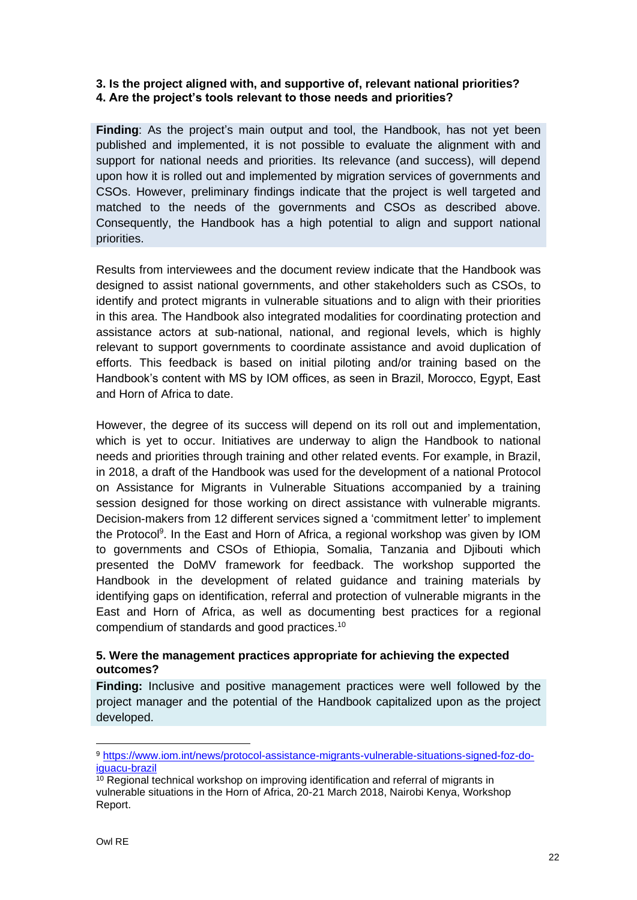**3. Is the project aligned with, and supportive of, relevant national priorities?**
**4. Are the project's tools relevant to those needs and priorities?**

**Finding**: As the project's main output and tool, the Handbook, has not yet been published and implemented, it is not possible to evaluate the alignment with and support for national needs and priorities. Its relevance (and success), will depend upon how it is rolled out and implemented by migration services of governments and CSOs. However, preliminary findings indicate that the project is well targeted and matched to the needs of the governments and CSOs as described above. Consequently, the Handbook has a high potential to align and support national priorities.

Results from interviewees and the document review indicate that the Handbook was designed to assist national governments, and other stakeholders such as CSOs, to identify and protect migrants in vulnerable situations and to align with their priorities in this area. The Handbook also integrated modalities for coordinating protection and assistance actors at sub-national, national, and regional levels, which is highly relevant to support governments to coordinate assistance and avoid duplication of efforts. This feedback is based on initial piloting and/or training based on the Handbook's content with MS by IOM offices, as seen in Brazil, Morocco, Egypt, East and Horn of Africa to date.

However, the degree of its success will depend on its roll out and implementation, which is yet to occur. Initiatives are underway to align the Handbook to national needs and priorities through training and other related events. For example, in Brazil, in 2018, a draft of the Handbook was used for the development of a national Protocol on Assistance for Migrants in Vulnerable Situations accompanied by a training session designed for those working on direct assistance with vulnerable migrants. Decision-makers from 12 different services signed a 'commitment letter' to implement the Protocol[9]. In the East and Horn of Africa, a regional workshop was given by IOM to governments and CSOs of Ethiopia, Somalia, Tanzania and Djibouti which presented the DoMV framework for feedback. The workshop supported the Handbook in the development of related guidance and training materials by identifying gaps on identification, referral and protection of vulnerable migrants in the East and Horn of Africa, as well as documenting best practices for a regional compendium of standards and good practices.[10]

**5. Were the management practices appropriate for achieving the expected outcomes?**

**Finding:** Inclusive and positive management practices were well followed by the project manager and the potential of the Handbook capitalized upon as the project developed.

---

[9] https://www.iom.int/news/protocol-assistance-migrants-vulnerable-situations-signed-foz-do-iguacu-brazil

[10] Regional technical workshop on improving identification and referral of migrants in vulnerable situations in the Horn of Africa, 20-21 March 2018, Nairobi Kenya, Workshop Report.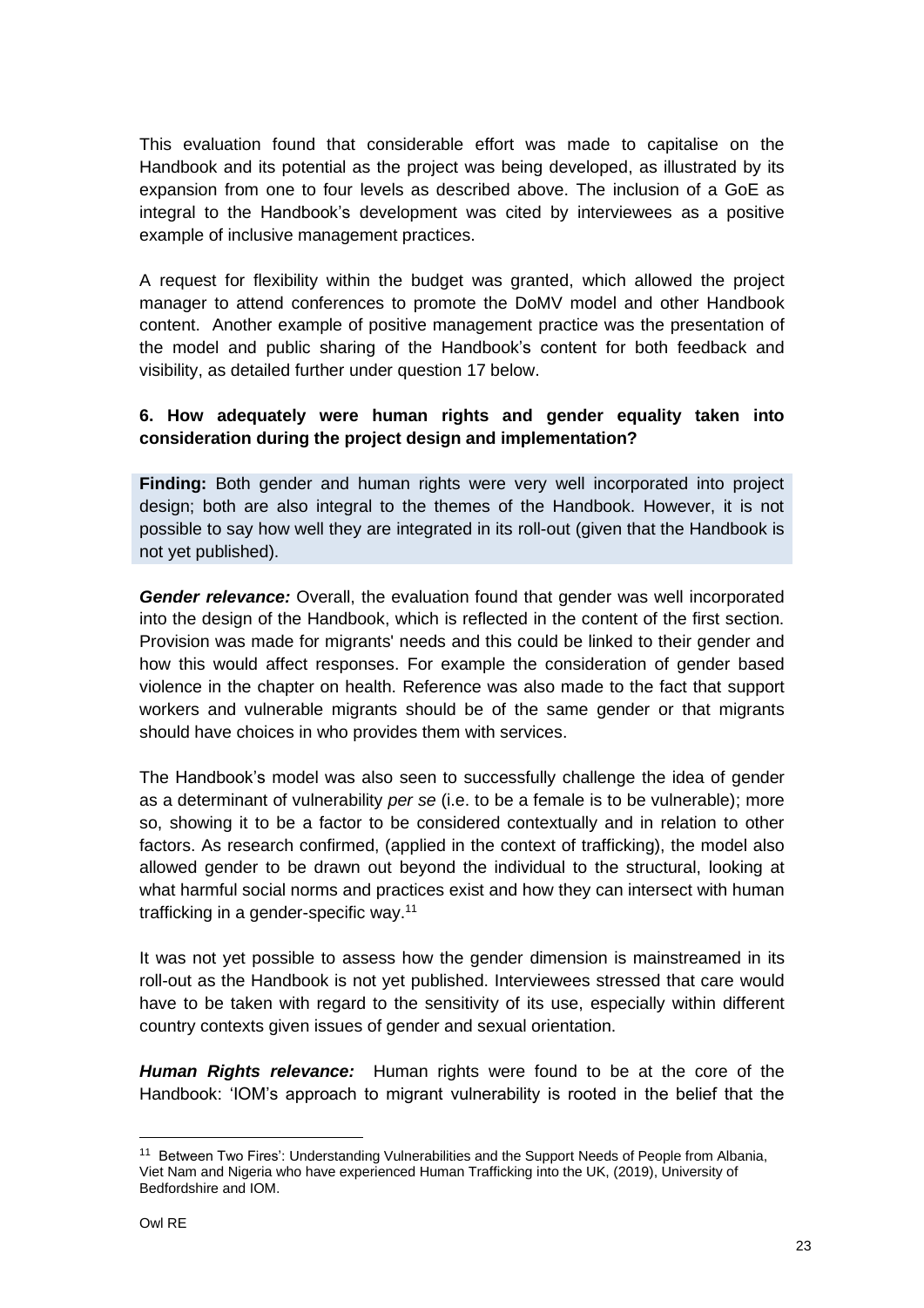This evaluation found that considerable effort was made to capitalise on the Handbook and its potential as the project was being developed, as illustrated by its expansion from one to four levels as described above. The inclusion of a GoE as integral to the Handbook's development was cited by interviewees as a positive example of inclusive management practices.

A request for flexibility within the budget was granted, which allowed the project manager to attend conferences to promote the DoMV model and other Handbook content. Another example of positive management practice was the presentation of the model and public sharing of the Handbook's content for both feedback and visibility, as detailed further under question 17 below.

**6. How adequately were human rights and gender equality taken into consideration during the project design and implementation?**

**Finding:** Both gender and human rights were very well incorporated into project design; both are also integral to the themes of the Handbook. However, it is not possible to say how well they are integrated in its roll-out (given that the Handbook is not yet published).

***Gender relevance:*** Overall, the evaluation found that gender was well incorporated into the design of the Handbook, which is reflected in the content of the first section. Provision was made for migrants' needs and this could be linked to their gender and how this would affect responses. For example the consideration of gender based violence in the chapter on health. Reference was also made to the fact that support workers and vulnerable migrants should be of the same gender or that migrants should have choices in who provides them with services.

The Handbook's model was also seen to successfully challenge the idea of gender as a determinant of vulnerability *per se* (i.e. to be a female is to be vulnerable); more so, showing it to be a factor to be considered contextually and in relation to other factors. As research confirmed, (applied in the context of trafficking), the model also allowed gender to be drawn out beyond the individual to the structural, looking at what harmful social norms and practices exist and how they can intersect with human trafficking in a gender-specific way.[11]

It was not yet possible to assess how the gender dimension is mainstreamed in its roll-out as the Handbook is not yet published. Interviewees stressed that care would have to be taken with regard to the sensitivity of its use, especially within different country contexts given issues of gender and sexual orientation.

***Human Rights relevance:*** Human rights were found to be at the core of the Handbook: 'IOM's approach to migrant vulnerability is rooted in the belief that the

[11] Between Two Fires': Understanding Vulnerabilities and the Support Needs of People from Albania, Viet Nam and Nigeria who have experienced Human Trafficking into the UK, (2019), University of Bedfordshire and IOM.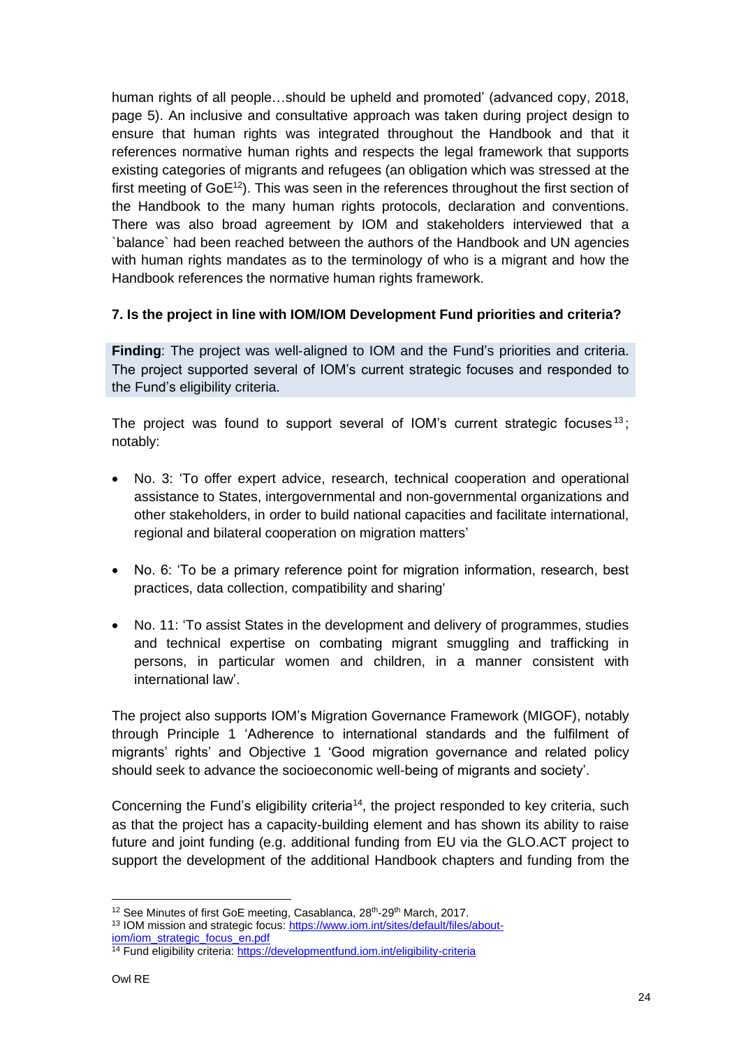human rights of all people…should be upheld and promoted' (advanced copy, 2018, page 5). An inclusive and consultative approach was taken during project design to ensure that human rights was integrated throughout the Handbook and that it references normative human rights and respects the legal framework that supports existing categories of migrants and refugees (an obligation which was stressed at the first meeting of GoE[12]). This was seen in the references throughout the first section of the Handbook to the many human rights protocols, declaration and conventions. There was also broad agreement by IOM and stakeholders interviewed that a `balance` had been reached between the authors of the Handbook and UN agencies with human rights mandates as to the terminology of who is a migrant and how the Handbook references the normative human rights framework.

**7. Is the project in line with IOM/IOM Development Fund priorities and criteria?**

**Finding**: The project was well-aligned to IOM and the Fund's priorities and criteria. The project supported several of IOM's current strategic focuses and responded to the Fund's eligibility criteria.

The project was found to support several of IOM's current strategic focuses[13]; notably:

- No. 3: 'To offer expert advice, research, technical cooperation and operational assistance to States, intergovernmental and non-governmental organizations and other stakeholders, in order to build national capacities and facilitate international, regional and bilateral cooperation on migration matters'
- No. 6: 'To be a primary reference point for migration information, research, best practices, data collection, compatibility and sharing'
- No. 11: 'To assist States in the development and delivery of programmes, studies and technical expertise on combating migrant smuggling and trafficking in persons, in particular women and children, in a manner consistent with international law'.

The project also supports IOM's Migration Governance Framework (MIGOF), notably through Principle 1 'Adherence to international standards and the fulfilment of migrants' rights' and Objective 1 'Good migration governance and related policy should seek to advance the socioeconomic well-being of migrants and society'.

Concerning the Fund's eligibility criteria[14], the project responded to key criteria, such as that the project has a capacity-building element and has shown its ability to raise future and joint funding (e.g. additional funding from EU via the GLO.ACT project to support the development of the additional Handbook chapters and funding from the

---

[12] See Minutes of first GoE meeting, Casablanca, 28th-29th March, 2017.

[13] IOM mission and strategic focus: https://www.iom.int/sites/default/files/about-iom/iom_strategic_focus_en.pdf

[14] Fund eligibility criteria: https://developmentfund.iom.int/eligibility-criteria

Owl RE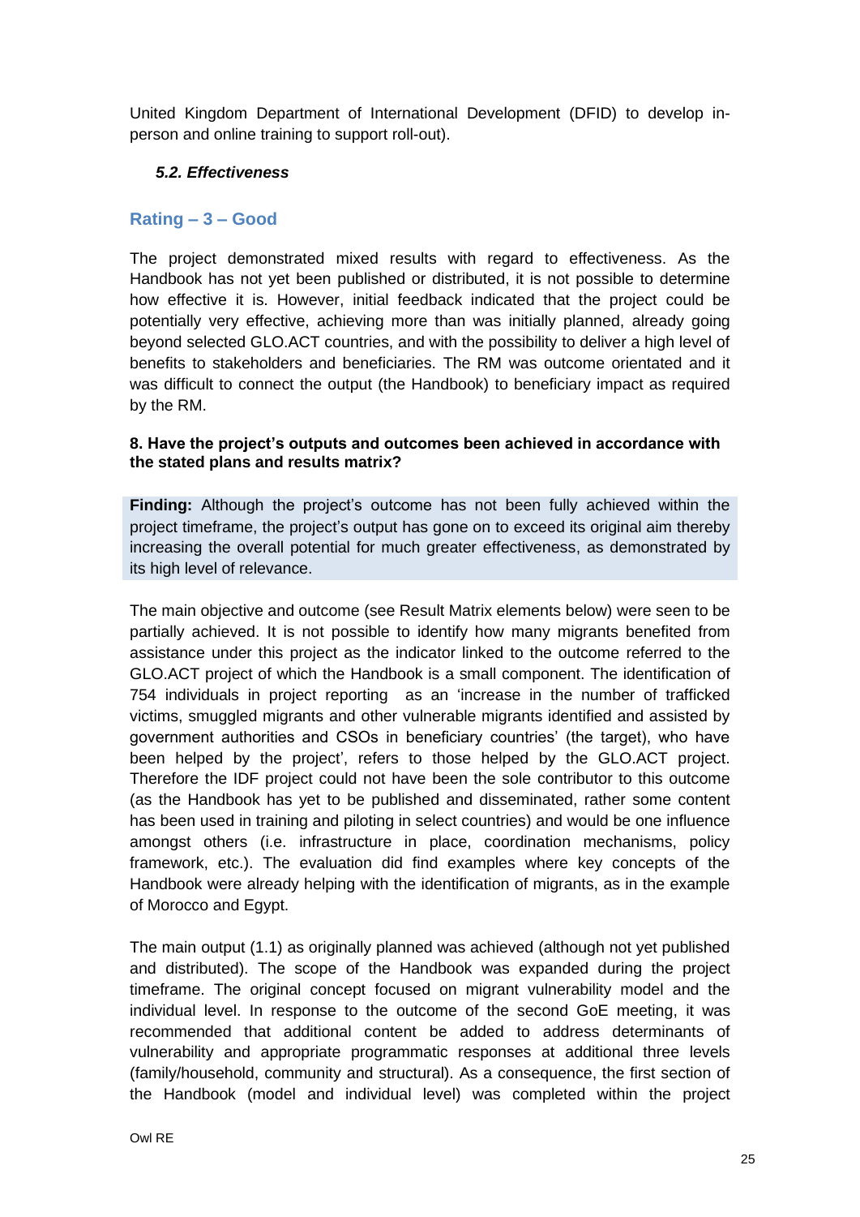United Kingdom Department of International Development (DFID) to develop in-person and online training to support roll-out).

### *5.2. Effectiveness*

## Rating – 3 – Good

The project demonstrated mixed results with regard to effectiveness. As the Handbook has not yet been published or distributed, it is not possible to determine how effective it is. However, initial feedback indicated that the project could be potentially very effective, achieving more than was initially planned, already going beyond selected GLO.ACT countries, and with the possibility to deliver a high level of benefits to stakeholders and beneficiaries. The RM was outcome orientated and it was difficult to connect the output (the Handbook) to beneficiary impact as required by the RM.

**8. Have the project's outputs and outcomes been achieved in accordance with the stated plans and results matrix?**

**Finding:** Although the project's outcome has not been fully achieved within the project timeframe, the project's output has gone on to exceed its original aim thereby increasing the overall potential for much greater effectiveness, as demonstrated by its high level of relevance.

The main objective and outcome (see Result Matrix elements below) were seen to be partially achieved. It is not possible to identify how many migrants benefited from assistance under this project as the indicator linked to the outcome referred to the GLO.ACT project of which the Handbook is a small component. The identification of 754 individuals in project reporting as an 'increase in the number of trafficked victims, smuggled migrants and other vulnerable migrants identified and assisted by government authorities and CSOs in beneficiary countries' (the target), who have been helped by the project', refers to those helped by the GLO.ACT project. Therefore the IDF project could not have been the sole contributor to this outcome (as the Handbook has yet to be published and disseminated, rather some content has been used in training and piloting in select countries) and would be one influence amongst others (i.e. infrastructure in place, coordination mechanisms, policy framework, etc.). The evaluation did find examples where key concepts of the Handbook were already helping with the identification of migrants, as in the example of Morocco and Egypt.

The main output (1.1) as originally planned was achieved (although not yet published and distributed). The scope of the Handbook was expanded during the project timeframe. The original concept focused on migrant vulnerability model and the individual level. In response to the outcome of the second GoE meeting, it was recommended that additional content be added to address determinants of vulnerability and appropriate programmatic responses at additional three levels (family/household, community and structural). As a consequence, the first section of the Handbook (model and individual level) was completed within the project

Owl RE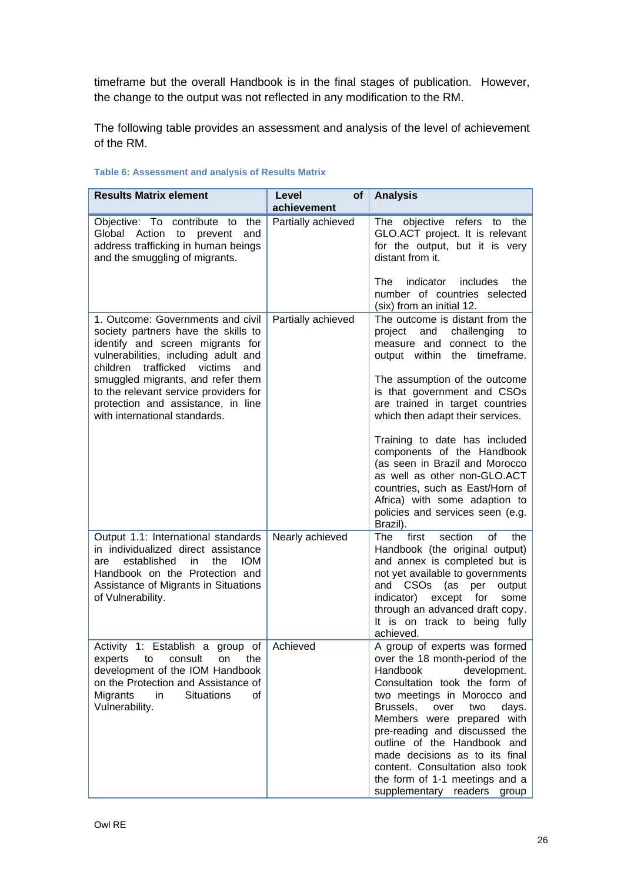timeframe but the overall Handbook is in the final stages of publication. However, the change to the output was not reflected in any modification to the RM.

The following table provides an assessment and analysis of the level of achievement of the RM.

**Table 6: Assessment and analysis of Results Matrix**

| Results Matrix element | Level of achievement | Analysis |
|---|---|---|
| Objective: To contribute to the Global Action to prevent and address trafficking in human beings and the smuggling of migrants. | Partially achieved | The objective refers to the GLO.ACT project. It is relevant for the output, but it is very distant from it. <br><br> The indicator includes the number of countries selected (six) from an initial 12. |
| 1. Outcome: Governments and civil society partners have the skills to identify and screen migrants for vulnerabilities, including adult and children trafficked victims and smuggled migrants, and refer them to the relevant service providers for protection and assistance, in line with international standards. | Partially achieved | The outcome is distant from the project and challenging to measure and connect to the output within the timeframe. <br><br> The assumption of the outcome is that government and CSOs are trained in target countries which then adapt their services. <br><br> Training to date has included components of the Handbook (as seen in Brazil and Morocco as well as other non-GLO.ACT countries, such as East/Horn of Africa) with some adaption to policies and services seen (e.g. Brazil). |
| Output 1.1: International standards in individualized direct assistance are established in the IOM Handbook on the Protection and Assistance of Migrants in Situations of Vulnerability. | Nearly achieved | The first section of the Handbook (the original output) and annex is completed but is not yet available to governments and CSOs (as per output indicator) except for some through an advanced draft copy. It is on track to being fully achieved. |
| Activity 1: Establish a group of experts to consult on the development of the IOM Handbook on the Protection and Assistance of Migrants in Situations of Vulnerability. | Achieved | A group of experts was formed over the 18 month-period of the Handbook development. Consultation took the form of two meetings in Morocco and Brussels, over two days. Members were prepared with pre-reading and discussed the outline of the Handbook and made decisions as to its final content. Consultation also took the form of 1-1 meetings and a supplementary readers group |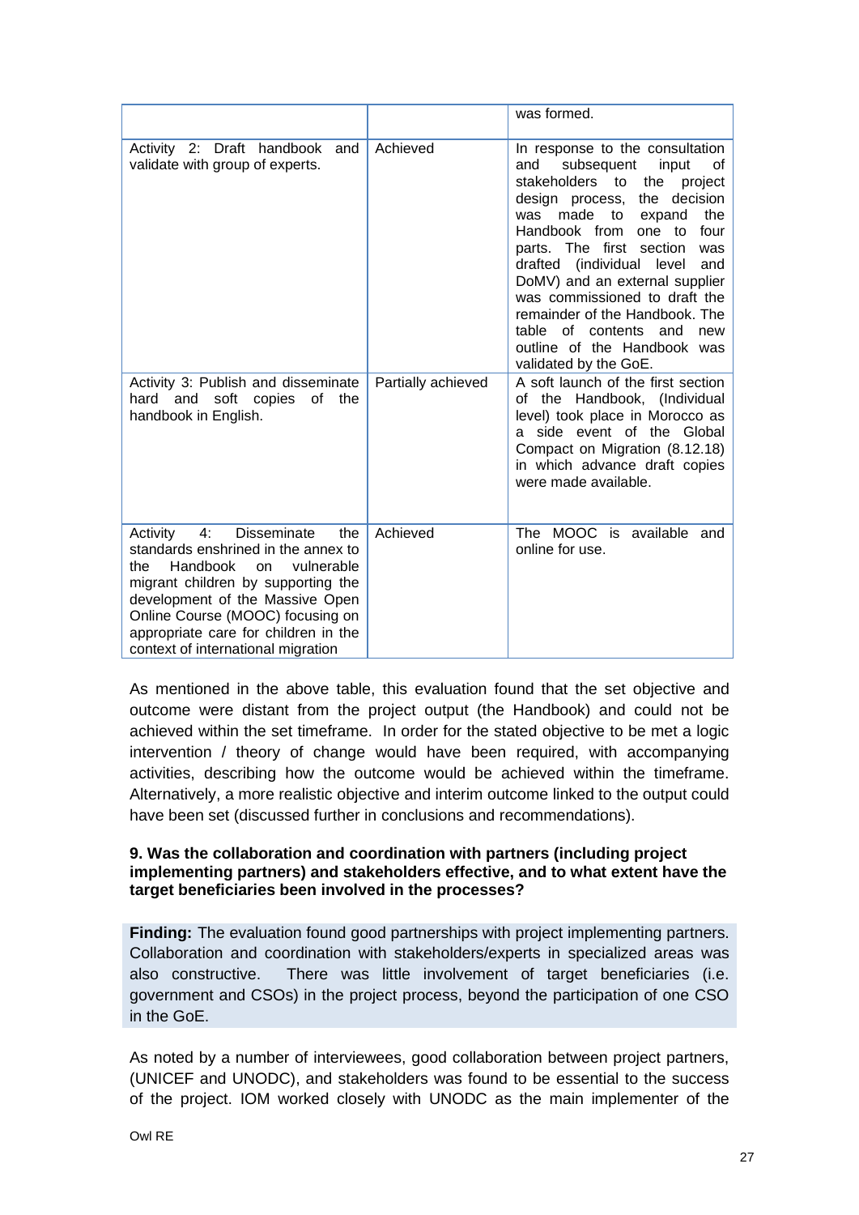| | | |
|---|---|---|
| | | was formed. |
| Activity 2: Draft handbook and validate with group of experts. | Achieved | In response to the consultation and subsequent input of stakeholders to the project design process, the decision was made to expand the Handbook from one to four parts. The first section was drafted (individual level and DoMV) and an external supplier was commissioned to draft the remainder of the Handbook. The table of contents and new outline of the Handbook was validated by the GoE. |
| Activity 3: Publish and disseminate hard and soft copies of the handbook in English. | Partially achieved | A soft launch of the first section of the Handbook, (Individual level) took place in Morocco as a side event of the Global Compact on Migration (8.12.18) in which advance draft copies were made available. |
| Activity 4: Disseminate the standards enshrined in the annex to the Handbook on vulnerable migrant children by supporting the development of the Massive Open Online Course (MOOC) focusing on appropriate care for children in the context of international migration | Achieved | The MOOC is available and online for use. |

As mentioned in the above table, this evaluation found that the set objective and outcome were distant from the project output (the Handbook) and could not be achieved within the set timeframe. In order for the stated objective to be met a logic intervention / theory of change would have been required, with accompanying activities, describing how the outcome would be achieved within the timeframe. Alternatively, a more realistic objective and interim outcome linked to the output could have been set (discussed further in conclusions and recommendations).

**9. Was the collaboration and coordination with partners (including project implementing partners) and stakeholders effective, and to what extent have the target beneficiaries been involved in the processes?**

**Finding:** The evaluation found good partnerships with project implementing partners. Collaboration and coordination with stakeholders/experts in specialized areas was also constructive. There was little involvement of target beneficiaries (i.e. government and CSOs) in the project process, beyond the participation of one CSO in the GoE.

As noted by a number of interviewees, good collaboration between project partners, (UNICEF and UNODC), and stakeholders was found to be essential to the success of the project. IOM worked closely with UNODC as the main implementer of the

Owl RE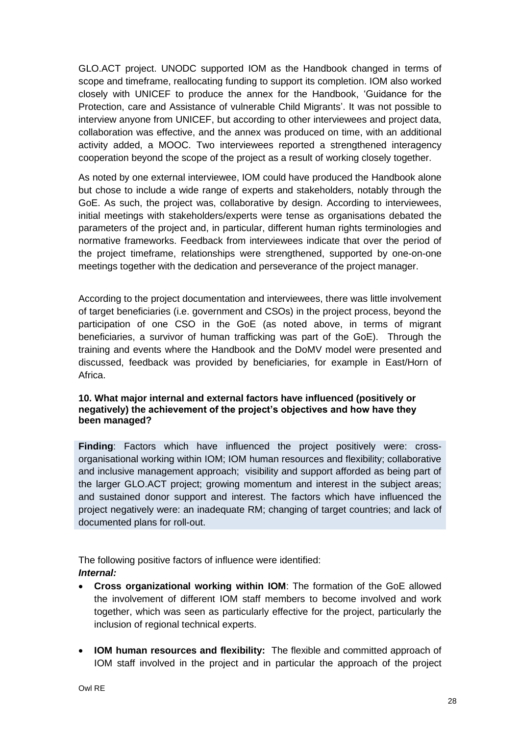GLO.ACT project. UNODC supported IOM as the Handbook changed in terms of scope and timeframe, reallocating funding to support its completion. IOM also worked closely with UNICEF to produce the annex for the Handbook, 'Guidance for the Protection, care and Assistance of vulnerable Child Migrants'. It was not possible to interview anyone from UNICEF, but according to other interviewees and project data, collaboration was effective, and the annex was produced on time, with an additional activity added, a MOOC. Two interviewees reported a strengthened interagency cooperation beyond the scope of the project as a result of working closely together.

As noted by one external interviewee, IOM could have produced the Handbook alone but chose to include a wide range of experts and stakeholders, notably through the GoE. As such, the project was, collaborative by design. According to interviewees, initial meetings with stakeholders/experts were tense as organisations debated the parameters of the project and, in particular, different human rights terminologies and normative frameworks. Feedback from interviewees indicate that over the period of the project timeframe, relationships were strengthened, supported by one-on-one meetings together with the dedication and perseverance of the project manager.

According to the project documentation and interviewees, there was little involvement of target beneficiaries (i.e. government and CSOs) in the project process, beyond the participation of one CSO in the GoE (as noted above, in terms of migrant beneficiaries, a survivor of human trafficking was part of the GoE). Through the training and events where the Handbook and the DoMV model were presented and discussed, feedback was provided by beneficiaries, for example in East/Horn of Africa.

### 10. What major internal and external factors have influenced (positively or negatively) the achievement of the project's objectives and how have they been managed?

**Finding**: Factors which have influenced the project positively were: cross-organisational working within IOM; IOM human resources and flexibility; collaborative and inclusive management approach; visibility and support afforded as being part of the larger GLO.ACT project; growing momentum and interest in the subject areas; and sustained donor support and interest. The factors which have influenced the project negatively were: an inadequate RM; changing of target countries; and lack of documented plans for roll-out.

The following positive factors of influence were identified:

***Internal:***

- **Cross organizational working within IOM**: The formation of the GoE allowed the involvement of different IOM staff members to become involved and work together, which was seen as particularly effective for the project, particularly the inclusion of regional technical experts.
- **IOM human resources and flexibility:** The flexible and committed approach of IOM staff involved in the project and in particular the approach of the project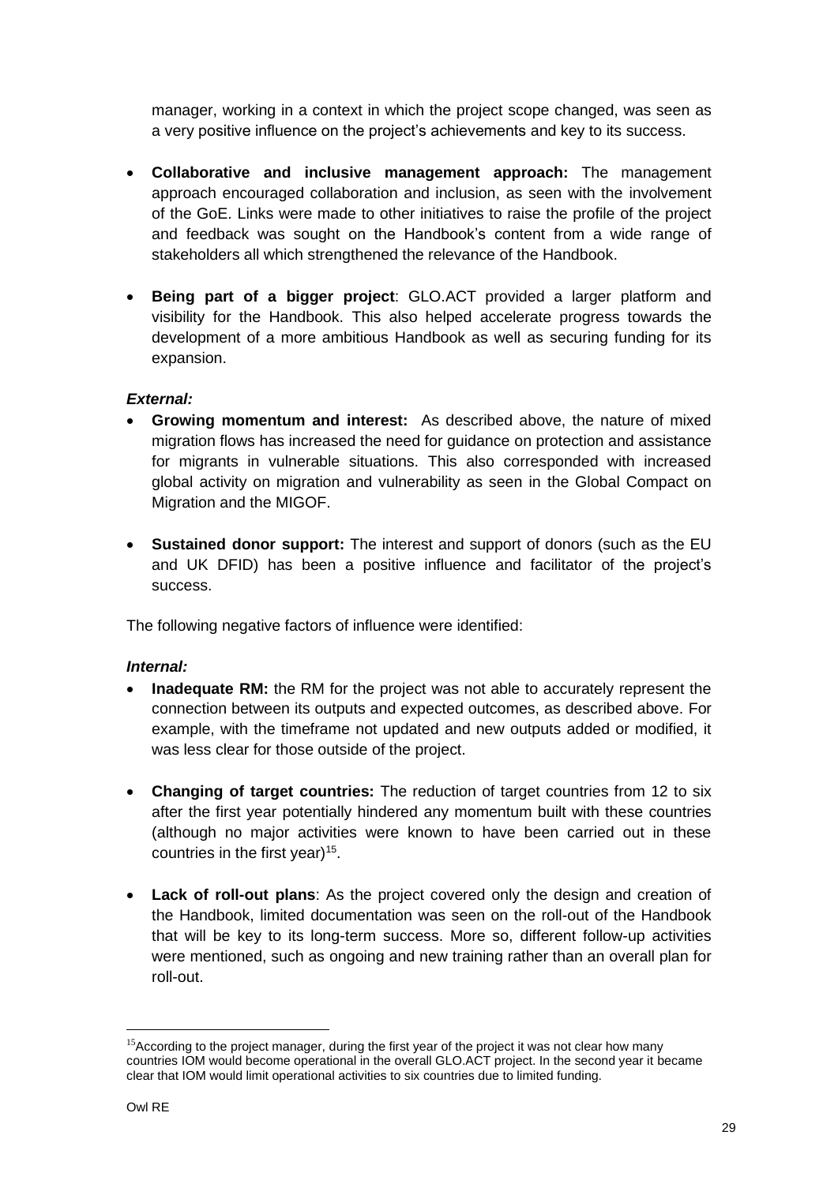manager, working in a context in which the project scope changed, was seen as a very positive influence on the project's achievements and key to its success.

- **Collaborative and inclusive management approach:** The management approach encouraged collaboration and inclusion, as seen with the involvement of the GoE. Links were made to other initiatives to raise the profile of the project and feedback was sought on the Handbook's content from a wide range of stakeholders all which strengthened the relevance of the Handbook.

- **Being part of a bigger project**: GLO.ACT provided a larger platform and visibility for the Handbook. This also helped accelerate progress towards the development of a more ambitious Handbook as well as securing funding for its expansion.

***External:***

- **Growing momentum and interest:** As described above, the nature of mixed migration flows has increased the need for guidance on protection and assistance for migrants in vulnerable situations. This also corresponded with increased global activity on migration and vulnerability as seen in the Global Compact on Migration and the MIGOF.

- **Sustained donor support:** The interest and support of donors (such as the EU and UK DFID) has been a positive influence and facilitator of the project's success.

The following negative factors of influence were identified:

***Internal:***

- **Inadequate RM:** the RM for the project was not able to accurately represent the connection between its outputs and expected outcomes, as described above. For example, with the timeframe not updated and new outputs added or modified, it was less clear for those outside of the project.

- **Changing of target countries:** The reduction of target countries from 12 to six after the first year potentially hindered any momentum built with these countries (although no major activities were known to have been carried out in these countries in the first year)[15].

- **Lack of roll-out plans**: As the project covered only the design and creation of the Handbook, limited documentation was seen on the roll-out of the Handbook that will be key to its long-term success. More so, different follow-up activities were mentioned, such as ongoing and new training rather than an overall plan for roll-out.

[15]According to the project manager, during the first year of the project it was not clear how many countries IOM would become operational in the overall GLO.ACT project. In the second year it became clear that IOM would limit operational activities to six countries due to limited funding.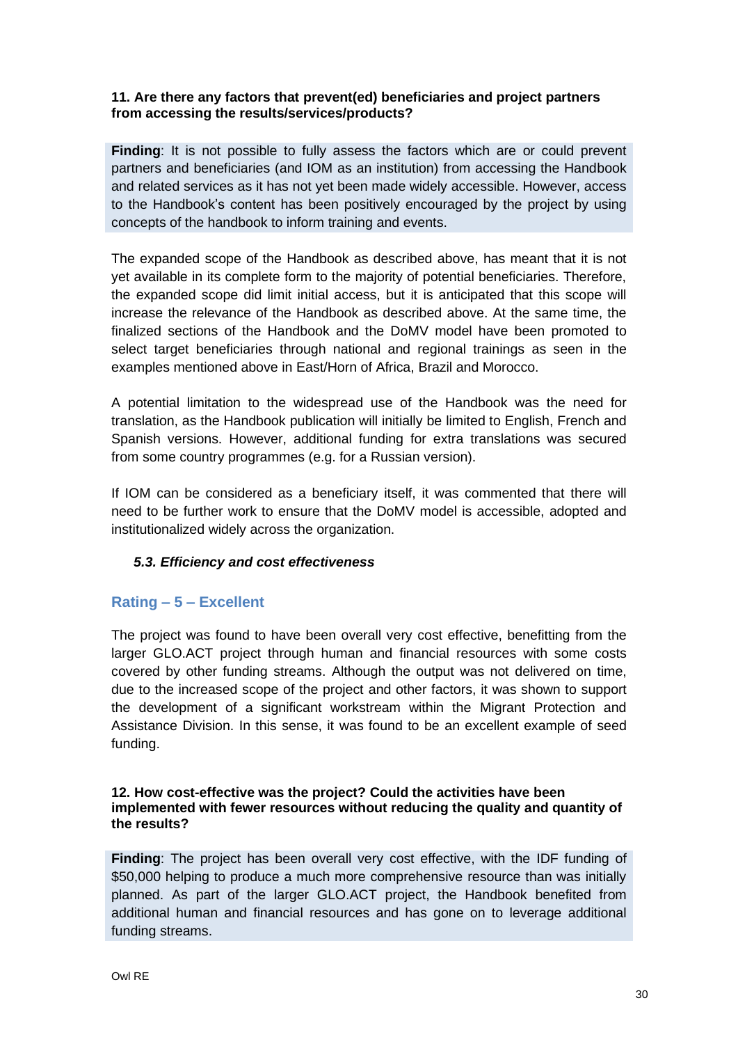**11. Are there any factors that prevent(ed) beneficiaries and project partners from accessing the results/services/products?**

**Finding**: It is not possible to fully assess the factors which are or could prevent partners and beneficiaries (and IOM as an institution) from accessing the Handbook and related services as it has not yet been made widely accessible. However, access to the Handbook's content has been positively encouraged by the project by using concepts of the handbook to inform training and events.

The expanded scope of the Handbook as described above, has meant that it is not yet available in its complete form to the majority of potential beneficiaries. Therefore, the expanded scope did limit initial access, but it is anticipated that this scope will increase the relevance of the Handbook as described above. At the same time, the finalized sections of the Handbook and the DoMV model have been promoted to select target beneficiaries through national and regional trainings as seen in the examples mentioned above in East/Horn of Africa, Brazil and Morocco.

A potential limitation to the widespread use of the Handbook was the need for translation, as the Handbook publication will initially be limited to English, French and Spanish versions. However, additional funding for extra translations was secured from some country programmes (e.g. for a Russian version).

If IOM can be considered as a beneficiary itself, it was commented that there will need to be further work to ensure that the DoMV model is accessible, adopted and institutionalized widely across the organization.

### *5.3. Efficiency and cost effectiveness*

## Rating – 5 – Excellent

The project was found to have been overall very cost effective, benefitting from the larger GLO.ACT project through human and financial resources with some costs covered by other funding streams. Although the output was not delivered on time, due to the increased scope of the project and other factors, it was shown to support the development of a significant workstream within the Migrant Protection and Assistance Division. In this sense, it was found to be an excellent example of seed funding.

**12. How cost-effective was the project? Could the activities have been implemented with fewer resources without reducing the quality and quantity of the results?**

**Finding**: The project has been overall very cost effective, with the IDF funding of $50,000 helping to produce a much more comprehensive resource than was initially planned. As part of the larger GLO.ACT project, the Handbook benefited from additional human and financial resources and has gone on to leverage additional funding streams.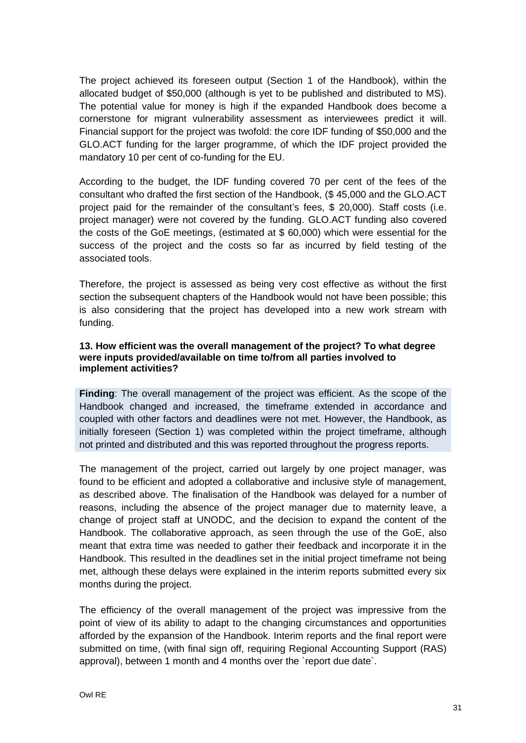The project achieved its foreseen output (Section 1 of the Handbook), within the allocated budget of $50,000 (although is yet to be published and distributed to MS). The potential value for money is high if the expanded Handbook does become a cornerstone for migrant vulnerability assessment as interviewees predict it will. Financial support for the project was twofold: the core IDF funding of $50,000 and the GLO.ACT funding for the larger programme, of which the IDF project provided the mandatory 10 per cent of co-funding for the EU.

According to the budget, the IDF funding covered 70 per cent of the fees of the consultant who drafted the first section of the Handbook, ($ 45,000 and the GLO.ACT project paid for the remainder of the consultant's fees, $ 20,000). Staff costs (i.e. project manager) were not covered by the funding. GLO.ACT funding also covered the costs of the GoE meetings, (estimated at $ 60,000) which were essential for the success of the project and the costs so far as incurred by field testing of the associated tools.

Therefore, the project is assessed as being very cost effective as without the first section the subsequent chapters of the Handbook would not have been possible; this is also considering that the project has developed into a new work stream with funding.

**13. How efficient was the overall management of the project? To what degree were inputs provided/available on time to/from all parties involved to implement activities?**

**Finding**: The overall management of the project was efficient. As the scope of the Handbook changed and increased, the timeframe extended in accordance and coupled with other factors and deadlines were not met. However, the Handbook, as initially foreseen (Section 1) was completed within the project timeframe, although not printed and distributed and this was reported throughout the progress reports.

The management of the project, carried out largely by one project manager, was found to be efficient and adopted a collaborative and inclusive style of management, as described above. The finalisation of the Handbook was delayed for a number of reasons, including the absence of the project manager due to maternity leave, a change of project staff at UNODC, and the decision to expand the content of the Handbook. The collaborative approach, as seen through the use of the GoE, also meant that extra time was needed to gather their feedback and incorporate it in the Handbook. This resulted in the deadlines set in the initial project timeframe not being met, although these delays were explained in the interim reports submitted every six months during the project.

The efficiency of the overall management of the project was impressive from the point of view of its ability to adapt to the changing circumstances and opportunities afforded by the expansion of the Handbook. Interim reports and the final report were submitted on time, (with final sign off, requiring Regional Accounting Support (RAS) approval), between 1 month and 4 months over the `report due date`.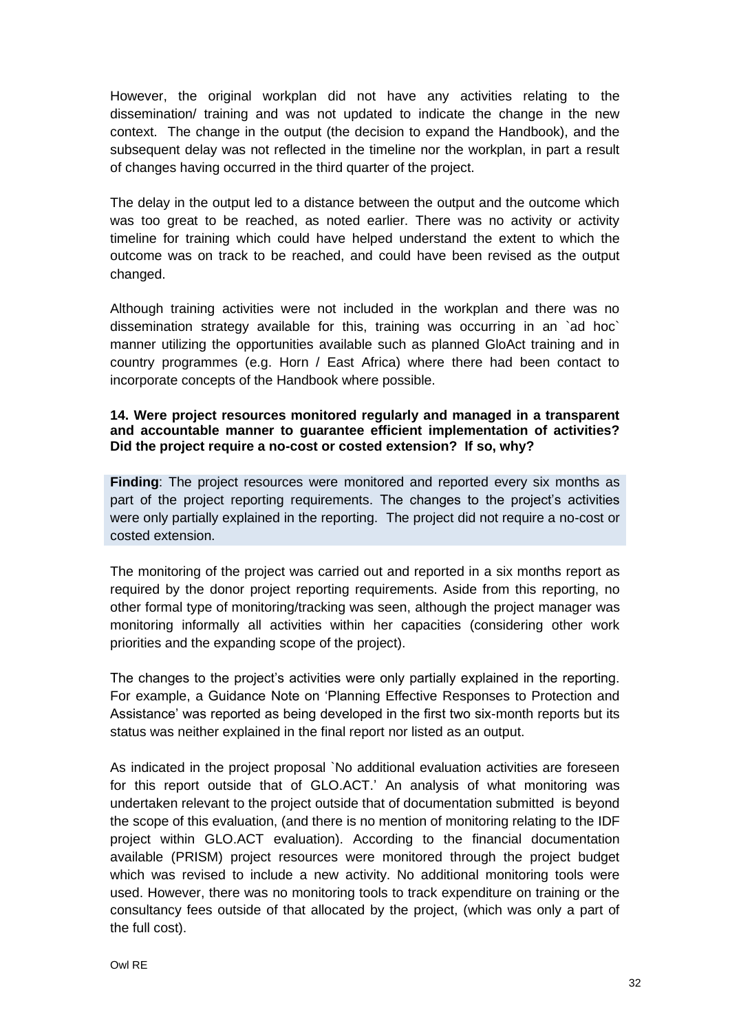However, the original workplan did not have any activities relating to the dissemination/ training and was not updated to indicate the change in the new context. The change in the output (the decision to expand the Handbook), and the subsequent delay was not reflected in the timeline nor the workplan, in part a result of changes having occurred in the third quarter of the project.

The delay in the output led to a distance between the output and the outcome which was too great to be reached, as noted earlier. There was no activity or activity timeline for training which could have helped understand the extent to which the outcome was on track to be reached, and could have been revised as the output changed.

Although training activities were not included in the workplan and there was no dissemination strategy available for this, training was occurring in an `ad hoc` manner utilizing the opportunities available such as planned GloAct training and in country programmes (e.g. Horn / East Africa) where there had been contact to incorporate concepts of the Handbook where possible.

**14. Were project resources monitored regularly and managed in a transparent and accountable manner to guarantee efficient implementation of activities? Did the project require a no-cost or costed extension? If so, why?**

**Finding**: The project resources were monitored and reported every six months as part of the project reporting requirements. The changes to the project's activities were only partially explained in the reporting. The project did not require a no-cost or costed extension.

The monitoring of the project was carried out and reported in a six months report as required by the donor project reporting requirements. Aside from this reporting, no other formal type of monitoring/tracking was seen, although the project manager was monitoring informally all activities within her capacities (considering other work priorities and the expanding scope of the project).

The changes to the project's activities were only partially explained in the reporting. For example, a Guidance Note on 'Planning Effective Responses to Protection and Assistance' was reported as being developed in the first two six-month reports but its status was neither explained in the final report nor listed as an output.

As indicated in the project proposal `No additional evaluation activities are foreseen for this report outside that of GLO.ACT.' An analysis of what monitoring was undertaken relevant to the project outside that of documentation submitted is beyond the scope of this evaluation, (and there is no mention of monitoring relating to the IDF project within GLO.ACT evaluation). According to the financial documentation available (PRISM) project resources were monitored through the project budget which was revised to include a new activity. No additional monitoring tools were used. However, there was no monitoring tools to track expenditure on training or the consultancy fees outside of that allocated by the project, (which was only a part of the full cost).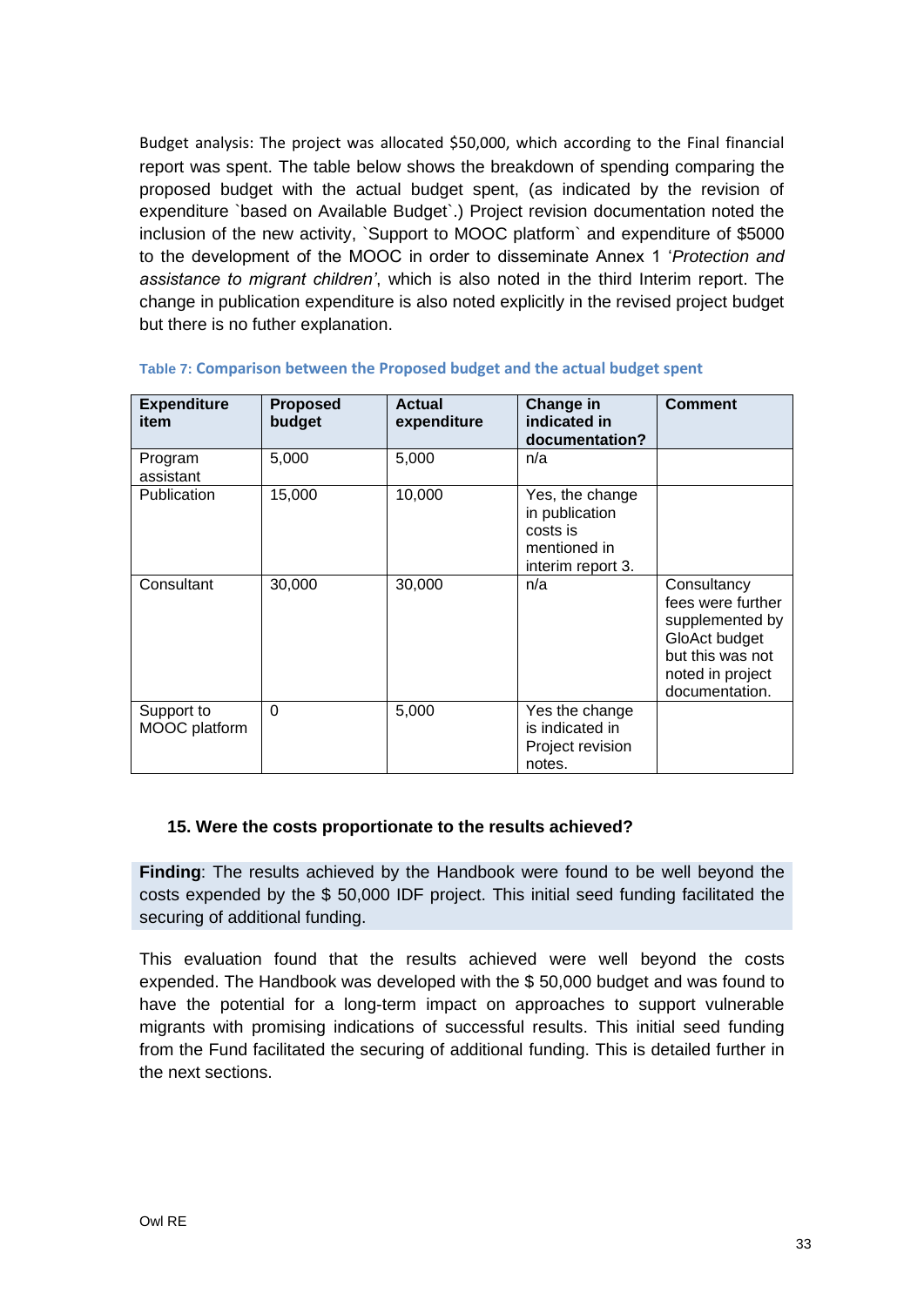Budget analysis: The project was allocated $50,000, which according to the Final financial report was spent. The table below shows the breakdown of spending comparing the proposed budget with the actual budget spent, (as indicated by the revision of expenditure `based on Available Budget`.) Project revision documentation noted the inclusion of the new activity, `Support to MOOC platform` and expenditure of $5000 to the development of the MOOC in order to disseminate Annex 1 '*Protection and assistance to migrant children'*, which is also noted in the third Interim report. The change in publication expenditure is also noted explicitly in the revised project budget but there is no futher explanation.

**Table 7: Comparison between the Proposed budget and the actual budget spent**

| Expenditure item | Proposed budget | Actual expenditure | Change in indicated in documentation? | Comment |
|---|---|---|---|---|
| Program assistant | 5,000 | 5,000 | n/a | |
| Publication | 15,000 | 10,000 | Yes, the change in publication costs is mentioned in interim report 3. | |
| Consultant | 30,000 | 30,000 | n/a | Consultancy fees were further supplemented by GloAct budget but this was not noted in project documentation. |
| Support to MOOC platform | 0 | 5,000 | Yes the change is indicated in Project revision notes. | |

### 15. Were the costs proportionate to the results achieved?

**Finding**: The results achieved by the Handbook were found to be well beyond the costs expended by the $ 50,000 IDF project. This initial seed funding facilitated the securing of additional funding.

This evaluation found that the results achieved were well beyond the costs expended. The Handbook was developed with the $ 50,000 budget and was found to have the potential for a long-term impact on approaches to support vulnerable migrants with promising indications of successful results. This initial seed funding from the Fund facilitated the securing of additional funding. This is detailed further in the next sections.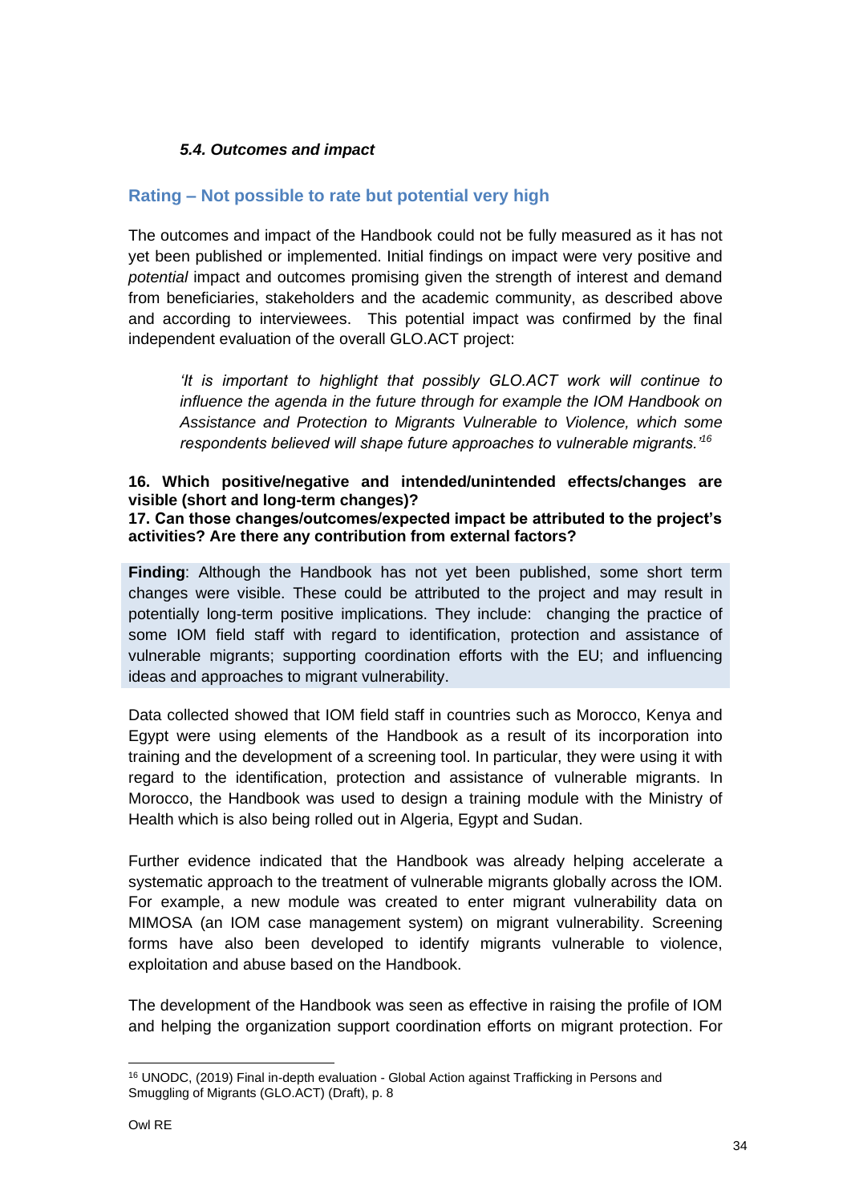### *5.4. Outcomes and impact*

## Rating – Not possible to rate but potential very high

The outcomes and impact of the Handbook could not be fully measured as it has not yet been published or implemented. Initial findings on impact were very positive and *potential* impact and outcomes promising given the strength of interest and demand from beneficiaries, stakeholders and the academic community, as described above and according to interviewees. This potential impact was confirmed by the final independent evaluation of the overall GLO.ACT project:

> *'It is important to highlight that possibly GLO.ACT work will continue to influence the agenda in the future through for example the IOM Handbook on Assistance and Protection to Migrants Vulnerable to Violence, which some respondents believed will shape future approaches to vulnerable migrants.'*[16]

**16. Which positive/negative and intended/unintended effects/changes are visible (short and long-term changes)?**
**17. Can those changes/outcomes/expected impact be attributed to the project's activities? Are there any contribution from external factors?**

**Finding**: Although the Handbook has not yet been published, some short term changes were visible. These could be attributed to the project and may result in potentially long-term positive implications. They include: changing the practice of some IOM field staff with regard to identification, protection and assistance of vulnerable migrants; supporting coordination efforts with the EU; and influencing ideas and approaches to migrant vulnerability.

Data collected showed that IOM field staff in countries such as Morocco, Kenya and Egypt were using elements of the Handbook as a result of its incorporation into training and the development of a screening tool. In particular, they were using it with regard to the identification, protection and assistance of vulnerable migrants. In Morocco, the Handbook was used to design a training module with the Ministry of Health which is also being rolled out in Algeria, Egypt and Sudan.

Further evidence indicated that the Handbook was already helping accelerate a systematic approach to the treatment of vulnerable migrants globally across the IOM. For example, a new module was created to enter migrant vulnerability data on MIMOSA (an IOM case management system) on migrant vulnerability. Screening forms have also been developed to identify migrants vulnerable to violence, exploitation and abuse based on the Handbook.

The development of the Handbook was seen as effective in raising the profile of IOM and helping the organization support coordination efforts on migrant protection. For

[16] UNODC, (2019) Final in-depth evaluation - Global Action against Trafficking in Persons and Smuggling of Migrants (GLO.ACT) (Draft), p. 8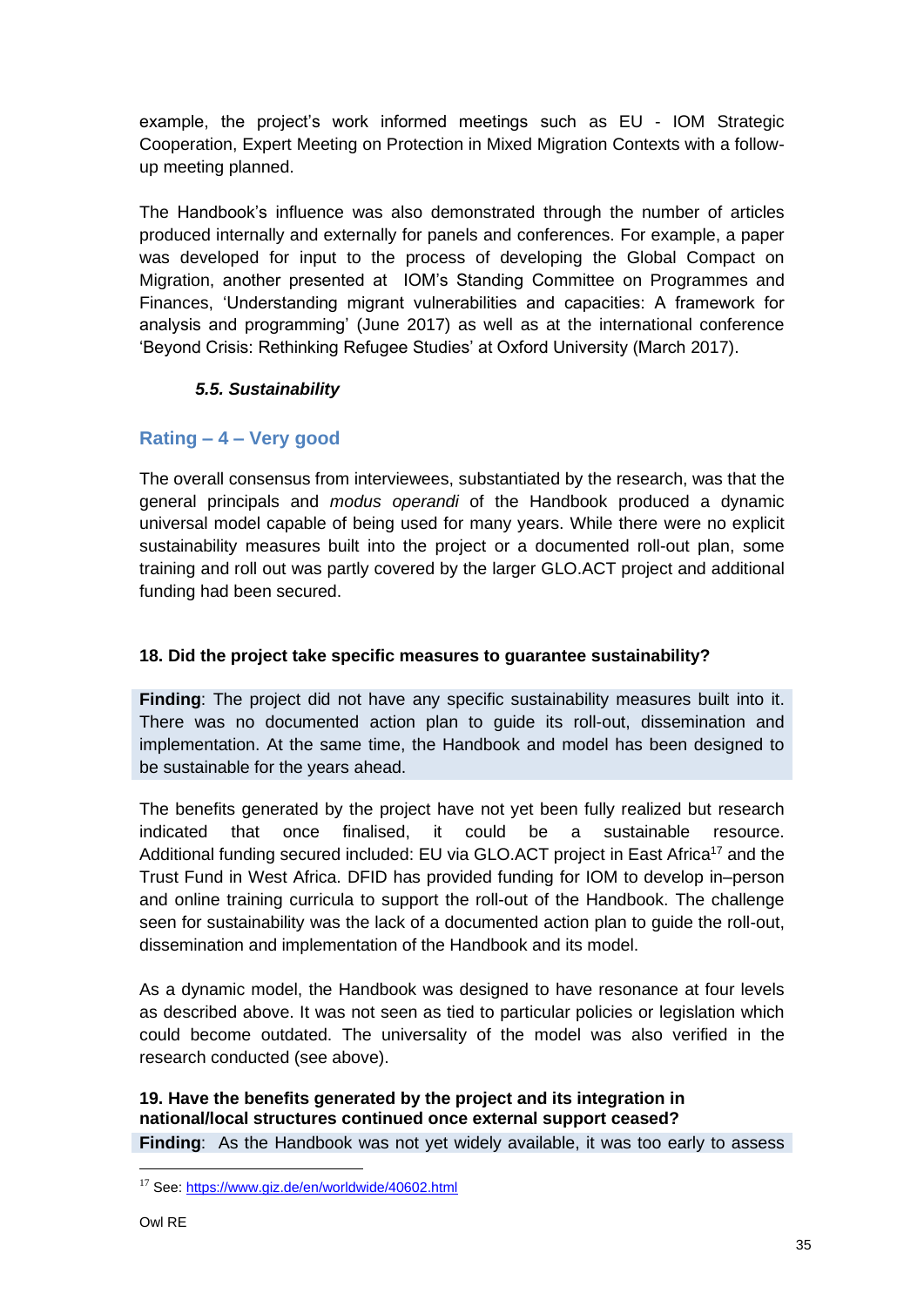example, the project's work informed meetings such as EU - IOM Strategic Cooperation, Expert Meeting on Protection in Mixed Migration Contexts with a follow-up meeting planned.

The Handbook's influence was also demonstrated through the number of articles produced internally and externally for panels and conferences. For example, a paper was developed for input to the process of developing the Global Compact on Migration, another presented at IOM's Standing Committee on Programmes and Finances, 'Understanding migrant vulnerabilities and capacities: A framework for analysis and programming' (June 2017) as well as at the international conference 'Beyond Crisis: Rethinking Refugee Studies' at Oxford University (March 2017).

### *5.5. Sustainability*

### Rating – 4 – Very good

The overall consensus from interviewees, substantiated by the research, was that the general principals and *modus operandi* of the Handbook produced a dynamic universal model capable of being used for many years. While there were no explicit sustainability measures built into the project or a documented roll-out plan, some training and roll out was partly covered by the larger GLO.ACT project and additional funding had been secured.

**18. Did the project take specific measures to guarantee sustainability?**

**Finding**: The project did not have any specific sustainability measures built into it. There was no documented action plan to guide its roll-out, dissemination and implementation. At the same time, the Handbook and model has been designed to be sustainable for the years ahead.

The benefits generated by the project have not yet been fully realized but research indicated that once finalised, it could be a sustainable resource. Additional funding secured included: EU via GLO.ACT project in East Africa[17] and the Trust Fund in West Africa. DFID has provided funding for IOM to develop in–person and online training curricula to support the roll-out of the Handbook. The challenge seen for sustainability was the lack of a documented action plan to guide the roll-out, dissemination and implementation of the Handbook and its model.

As a dynamic model, the Handbook was designed to have resonance at four levels as described above. It was not seen as tied to particular policies or legislation which could become outdated. The universality of the model was also verified in the research conducted (see above).

**19. Have the benefits generated by the project and its integration in national/local structures continued once external support ceased?**

**Finding**: As the Handbook was not yet widely available, it was too early to assess

[17] See: https://www.giz.de/en/worldwide/40602.html

Owl RE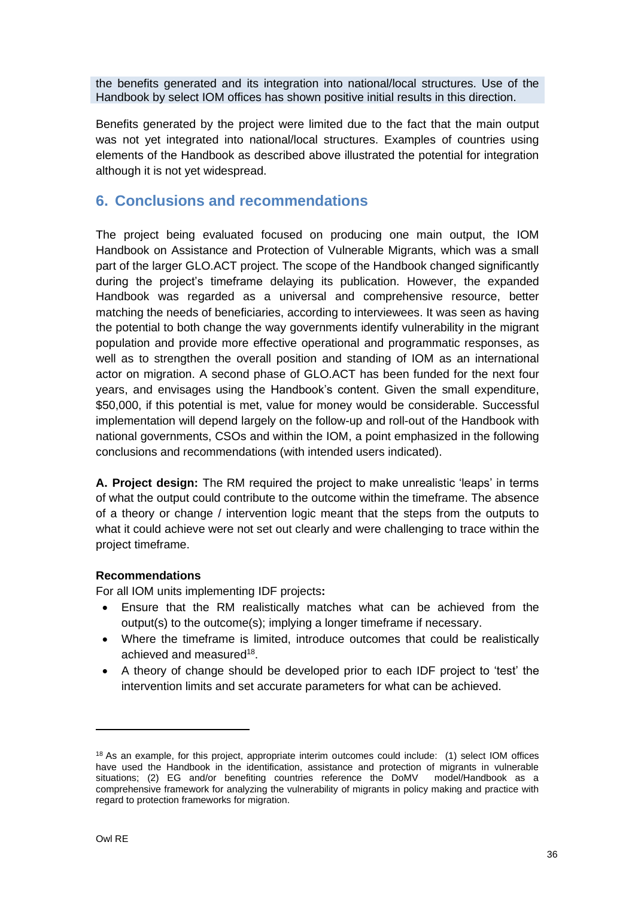the benefits generated and its integration into national/local structures. Use of the Handbook by select IOM offices has shown positive initial results in this direction.

Benefits generated by the project were limited due to the fact that the main output was not yet integrated into national/local structures. Examples of countries using elements of the Handbook as described above illustrated the potential for integration although it is not yet widespread.

## 6. Conclusions and recommendations

The project being evaluated focused on producing one main output, the IOM Handbook on Assistance and Protection of Vulnerable Migrants, which was a small part of the larger GLO.ACT project. The scope of the Handbook changed significantly during the project's timeframe delaying its publication. However, the expanded Handbook was regarded as a universal and comprehensive resource, better matching the needs of beneficiaries, according to interviewees. It was seen as having the potential to both change the way governments identify vulnerability in the migrant population and provide more effective operational and programmatic responses, as well as to strengthen the overall position and standing of IOM as an international actor on migration. A second phase of GLO.ACT has been funded for the next four years, and envisages using the Handbook's content. Given the small expenditure, $50,000, if this potential is met, value for money would be considerable. Successful implementation will depend largely on the follow-up and roll-out of the Handbook with national governments, CSOs and within the IOM, a point emphasized in the following conclusions and recommendations (with intended users indicated).

**A. Project design:** The RM required the project to make unrealistic 'leaps' in terms of what the output could contribute to the outcome within the timeframe. The absence of a theory or change / intervention logic meant that the steps from the outputs to what it could achieve were not set out clearly and were challenging to trace within the project timeframe.

**Recommendations**

For all IOM units implementing IDF projects**:**

- Ensure that the RM realistically matches what can be achieved from the output(s) to the outcome(s); implying a longer timeframe if necessary.
- Where the timeframe is limited, introduce outcomes that could be realistically achieved and measured[18].
- A theory of change should be developed prior to each IDF project to 'test' the intervention limits and set accurate parameters for what can be achieved.

---

[18] As an example, for this project, appropriate interim outcomes could include: (1) select IOM offices have used the Handbook in the identification, assistance and protection of migrants in vulnerable situations; (2) EG and/or benefiting countries reference the DoMV model/Handbook as a comprehensive framework for analyzing the vulnerability of migrants in policy making and practice with regard to protection frameworks for migration.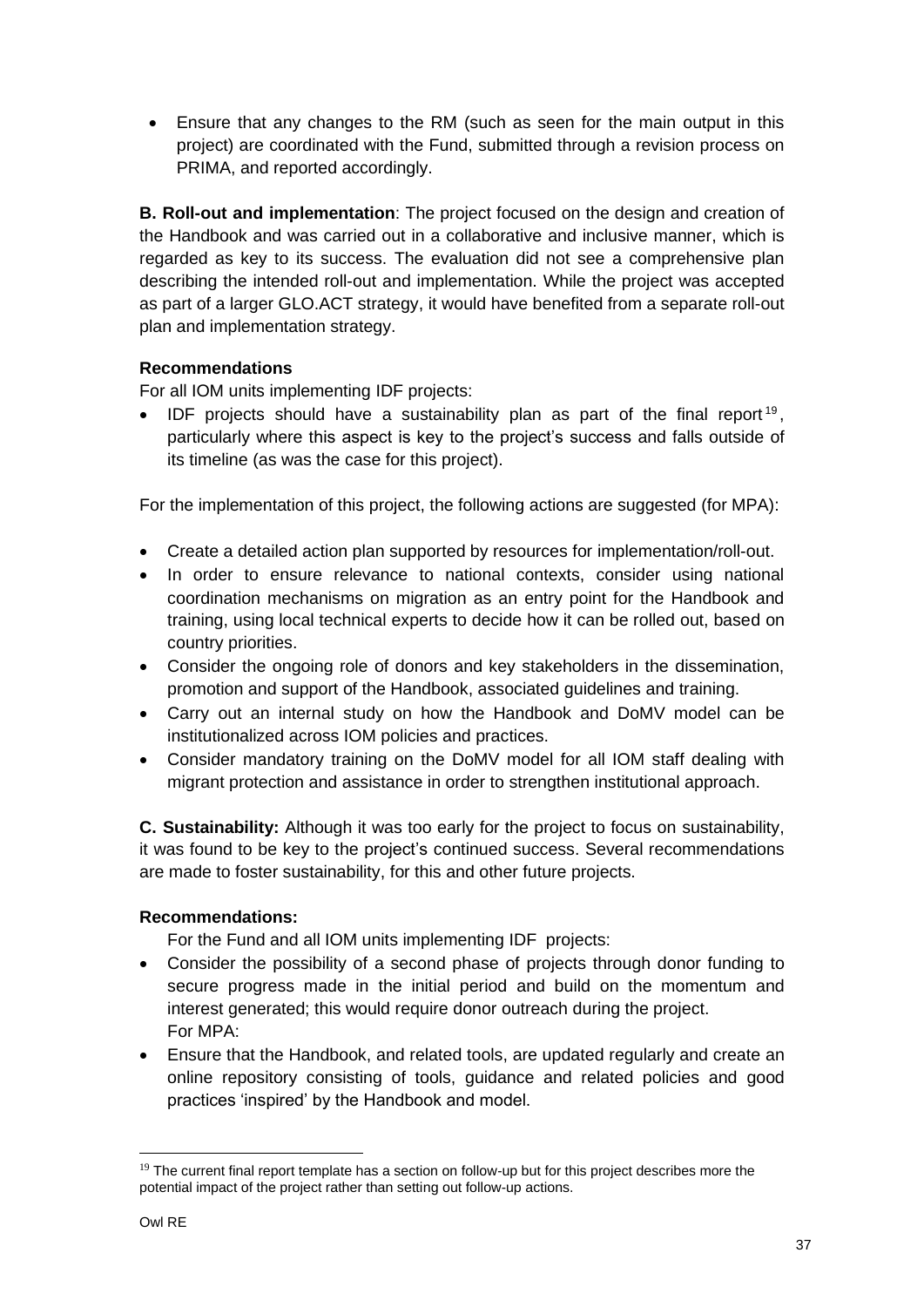- Ensure that any changes to the RM (such as seen for the main output in this project) are coordinated with the Fund, submitted through a revision process on PRIMA, and reported accordingly.

**B. Roll-out and implementation**: The project focused on the design and creation of the Handbook and was carried out in a collaborative and inclusive manner, which is regarded as key to its success. The evaluation did not see a comprehensive plan describing the intended roll-out and implementation. While the project was accepted as part of a larger GLO.ACT strategy, it would have benefited from a separate roll-out plan and implementation strategy.

**Recommendations**

For all IOM units implementing IDF projects:

- IDF projects should have a sustainability plan as part of the final report[19], particularly where this aspect is key to the project's success and falls outside of its timeline (as was the case for this project).

For the implementation of this project, the following actions are suggested (for MPA):

- Create a detailed action plan supported by resources for implementation/roll-out.
- In order to ensure relevance to national contexts, consider using national coordination mechanisms on migration as an entry point for the Handbook and training, using local technical experts to decide how it can be rolled out, based on country priorities.
- Consider the ongoing role of donors and key stakeholders in the dissemination, promotion and support of the Handbook, associated guidelines and training.
- Carry out an internal study on how the Handbook and DoMV model can be institutionalized across IOM policies and practices.
- Consider mandatory training on the DoMV model for all IOM staff dealing with migrant protection and assistance in order to strengthen institutional approach.

**C. Sustainability:** Although it was too early for the project to focus on sustainability, it was found to be key to the project's continued success. Several recommendations are made to foster sustainability, for this and other future projects.

**Recommendations:**

For the Fund and all IOM units implementing IDF projects:

- Consider the possibility of a second phase of projects through donor funding to secure progress made in the initial period and build on the momentum and interest generated; this would require donor outreach during the project.

For MPA:

- Ensure that the Handbook, and related tools, are updated regularly and create an online repository consisting of tools, guidance and related policies and good practices 'inspired' by the Handbook and model.

[19] The current final report template has a section on follow-up but for this project describes more the potential impact of the project rather than setting out follow-up actions.

Owl RE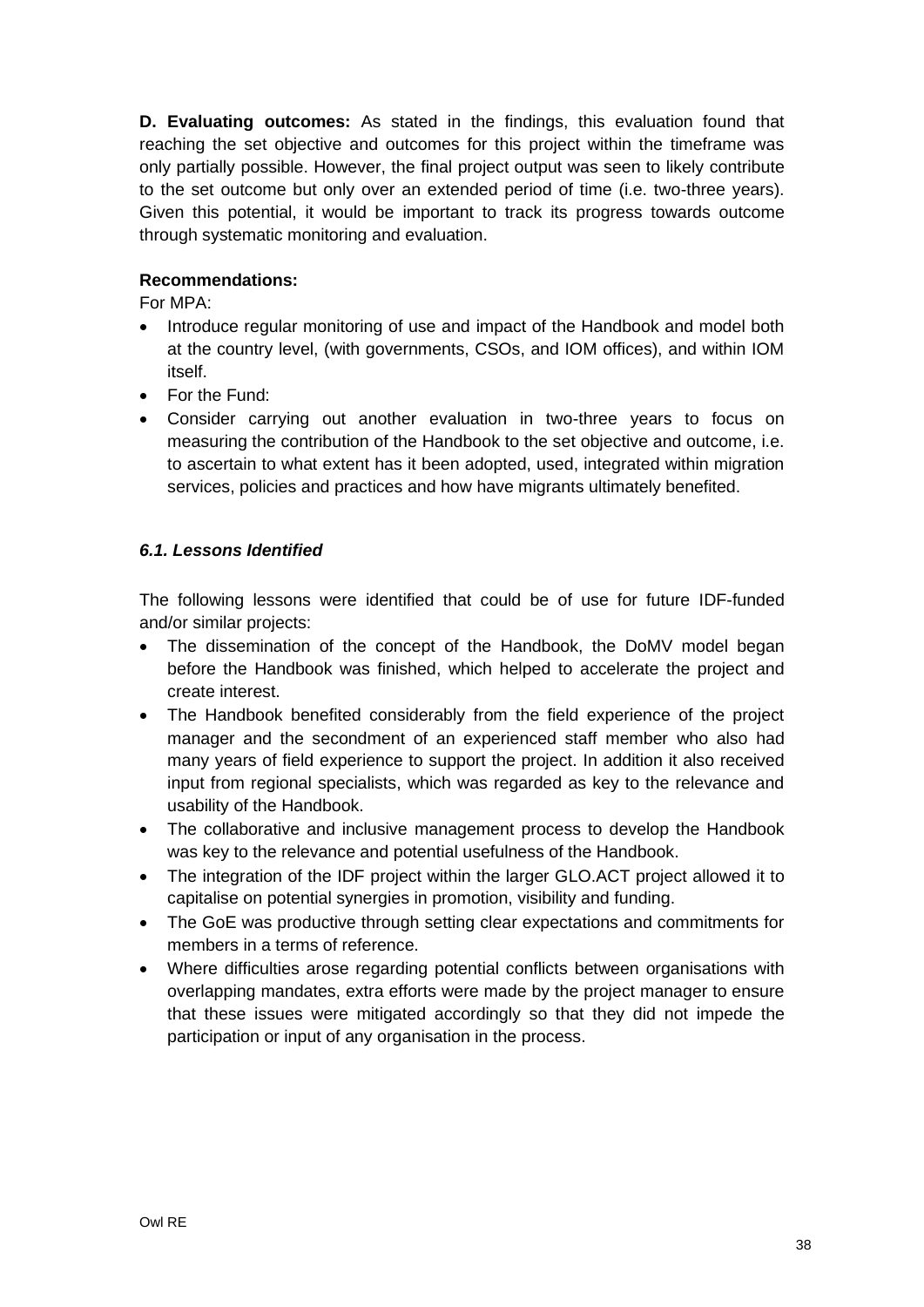**D. Evaluating outcomes:** As stated in the findings, this evaluation found that reaching the set objective and outcomes for this project within the timeframe was only partially possible. However, the final project output was seen to likely contribute to the set outcome but only over an extended period of time (i.e. two-three years). Given this potential, it would be important to track its progress towards outcome through systematic monitoring and evaluation.

**Recommendations:**

For MPA:

- Introduce regular monitoring of use and impact of the Handbook and model both at the country level, (with governments, CSOs, and IOM offices), and within IOM itself.
- For the Fund:
- Consider carrying out another evaluation in two-three years to focus on measuring the contribution of the Handbook to the set objective and outcome, i.e. to ascertain to what extent has it been adopted, used, integrated within migration services, policies and practices and how have migrants ultimately benefited.

### *6.1. Lessons Identified*

The following lessons were identified that could be of use for future IDF-funded and/or similar projects:

- The dissemination of the concept of the Handbook, the DoMV model began before the Handbook was finished, which helped to accelerate the project and create interest.
- The Handbook benefited considerably from the field experience of the project manager and the secondment of an experienced staff member who also had many years of field experience to support the project. In addition it also received input from regional specialists, which was regarded as key to the relevance and usability of the Handbook.
- The collaborative and inclusive management process to develop the Handbook was key to the relevance and potential usefulness of the Handbook.
- The integration of the IDF project within the larger GLO.ACT project allowed it to capitalise on potential synergies in promotion, visibility and funding.
- The GoE was productive through setting clear expectations and commitments for members in a terms of reference.
- Where difficulties arose regarding potential conflicts between organisations with overlapping mandates, extra efforts were made by the project manager to ensure that these issues were mitigated accordingly so that they did not impede the participation or input of any organisation in the process.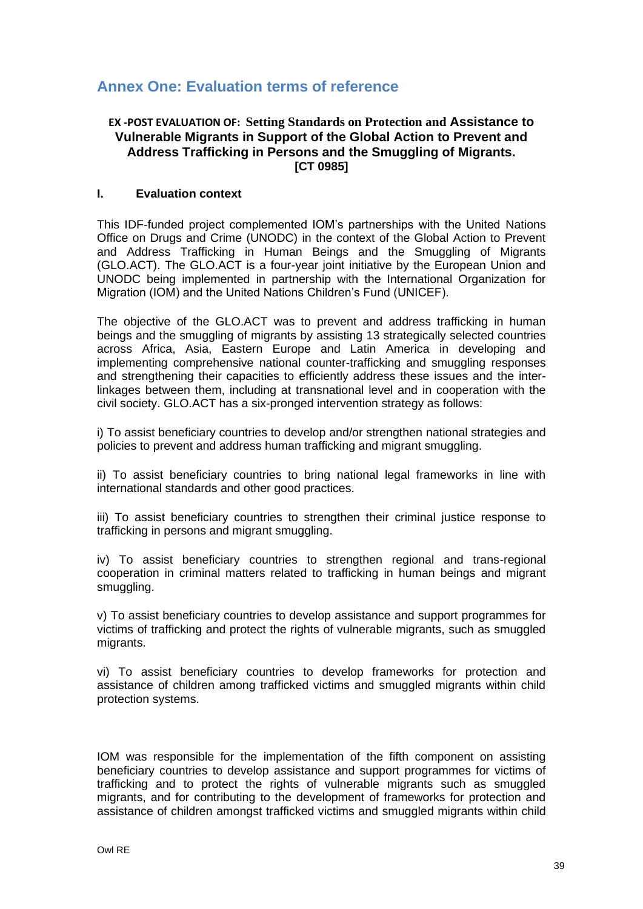# Annex One: Evaluation terms of reference

### EX -POST EVALUATION OF: Setting Standards on Protection and Assistance to Vulnerable Migrants in Support of the Global Action to Prevent and Address Trafficking in Persons and the Smuggling of Migrants. [CT 0985]

## I. Evaluation context

This IDF-funded project complemented IOM's partnerships with the United Nations Office on Drugs and Crime (UNODC) in the context of the Global Action to Prevent and Address Trafficking in Human Beings and the Smuggling of Migrants (GLO.ACT). The GLO.ACT is a four-year joint initiative by the European Union and UNODC being implemented in partnership with the International Organization for Migration (IOM) and the United Nations Children's Fund (UNICEF).

The objective of the GLO.ACT was to prevent and address trafficking in human beings and the smuggling of migrants by assisting 13 strategically selected countries across Africa, Asia, Eastern Europe and Latin America in developing and implementing comprehensive national counter-trafficking and smuggling responses and strengthening their capacities to efficiently address these issues and the inter-linkages between them, including at transnational level and in cooperation with the civil society. GLO.ACT has a six-pronged intervention strategy as follows:

i) To assist beneficiary countries to develop and/or strengthen national strategies and policies to prevent and address human trafficking and migrant smuggling.

ii) To assist beneficiary countries to bring national legal frameworks in line with international standards and other good practices.

iii) To assist beneficiary countries to strengthen their criminal justice response to trafficking in persons and migrant smuggling.

iv) To assist beneficiary countries to strengthen regional and trans-regional cooperation in criminal matters related to trafficking in human beings and migrant smuggling.

v) To assist beneficiary countries to develop assistance and support programmes for victims of trafficking and protect the rights of vulnerable migrants, such as smuggled migrants.

vi) To assist beneficiary countries to develop frameworks for protection and assistance of children among trafficked victims and smuggled migrants within child protection systems.

IOM was responsible for the implementation of the fifth component on assisting beneficiary countries to develop assistance and support programmes for victims of trafficking and to protect the rights of vulnerable migrants such as smuggled migrants, and for contributing to the development of frameworks for protection and assistance of children amongst trafficked victims and smuggled migrants within child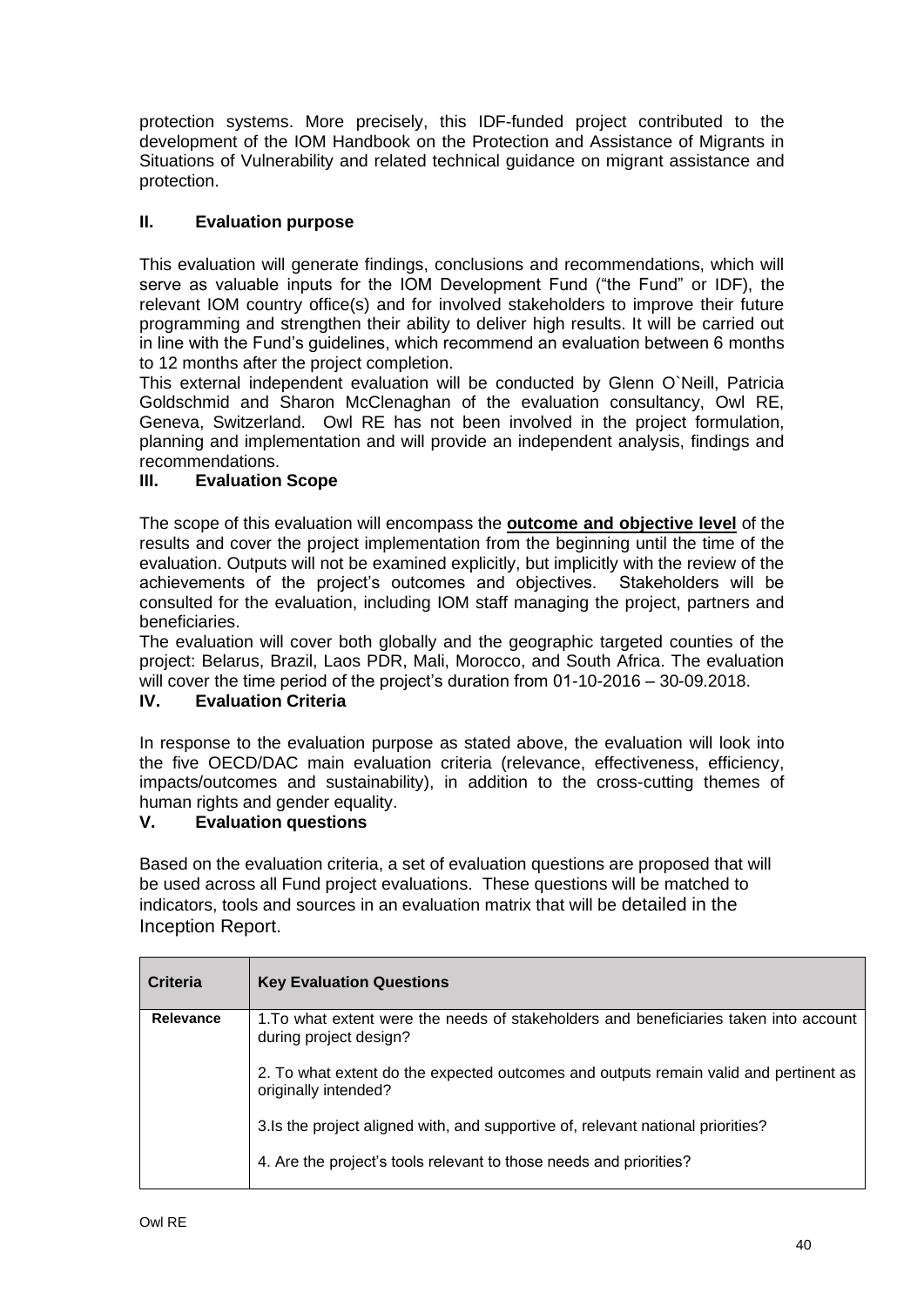protection systems. More precisely, this IDF-funded project contributed to the development of the IOM Handbook on the Protection and Assistance of Migrants in Situations of Vulnerability and related technical guidance on migrant assistance and protection.

## II. Evaluation purpose

This evaluation will generate findings, conclusions and recommendations, which will serve as valuable inputs for the IOM Development Fund ("the Fund" or IDF), the relevant IOM country office(s) and for involved stakeholders to improve their future programming and strengthen their ability to deliver high results. It will be carried out in line with the Fund's guidelines, which recommend an evaluation between 6 months to 12 months after the project completion.

This external independent evaluation will be conducted by Glenn O`Neill, Patricia Goldschmid and Sharon McClenaghan of the evaluation consultancy, Owl RE, Geneva, Switzerland. Owl RE has not been involved in the project formulation, planning and implementation and will provide an independent analysis, findings and recommendations.

## III. Evaluation Scope

The scope of this evaluation will encompass the **outcome and objective level** of the results and cover the project implementation from the beginning until the time of the evaluation. Outputs will not be examined explicitly, but implicitly with the review of the achievements of the project's outcomes and objectives. Stakeholders will be consulted for the evaluation, including IOM staff managing the project, partners and beneficiaries.

The evaluation will cover both globally and the geographic targeted counties of the project: Belarus, Brazil, Laos PDR, Mali, Morocco, and South Africa. The evaluation will cover the time period of the project's duration from 01-10-2016 – 30-09.2018.

## IV. Evaluation Criteria

In response to the evaluation purpose as stated above, the evaluation will look into the five OECD/DAC main evaluation criteria (relevance, effectiveness, efficiency, impacts/outcomes and sustainability), in addition to the cross-cutting themes of human rights and gender equality.

## V. Evaluation questions

Based on the evaluation criteria, a set of evaluation questions are proposed that will be used across all Fund project evaluations. These questions will be matched to indicators, tools and sources in an evaluation matrix that will be detailed in the Inception Report.

| Criteria | Key Evaluation Questions |
|---|---|
| **Relevance** | 1.To what extent were the needs of stakeholders and beneficiaries taken into account during project design?<br><br>2. To what extent do the expected outcomes and outputs remain valid and pertinent as originally intended?<br><br>3.Is the project aligned with, and supportive of, relevant national priorities?<br><br>4. Are the project's tools relevant to those needs and priorities? |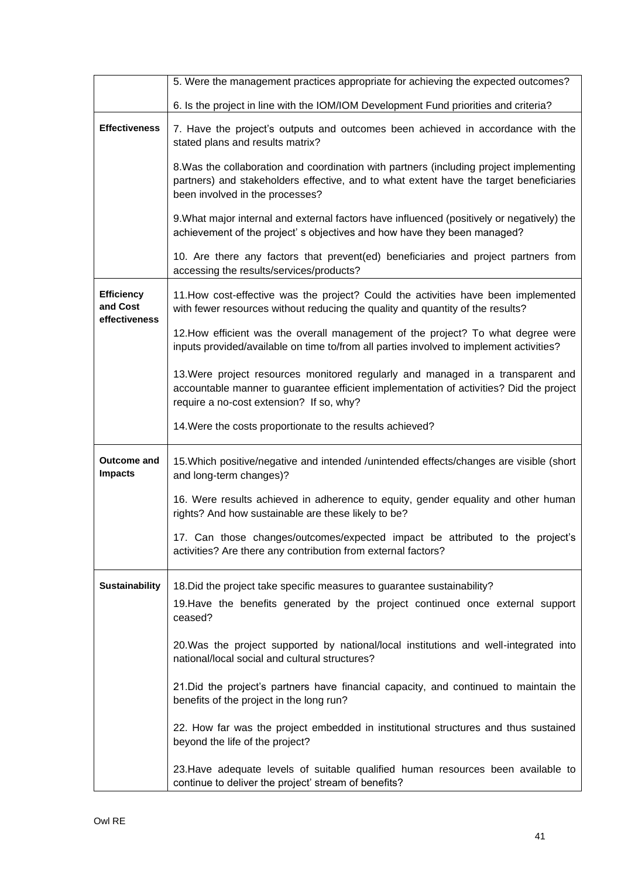| | |
|---|---|
| | 5. Were the management practices appropriate for achieving the expected outcomes?<br><br>6. Is the project in line with the IOM/IOM Development Fund priorities and criteria? |
| **Effectiveness** | 7. Have the project's outputs and outcomes been achieved in accordance with the stated plans and results matrix?<br><br>8.Was the collaboration and coordination with partners (including project implementing partners) and stakeholders effective, and to what extent have the target beneficiaries been involved in the processes?<br><br>9.What major internal and external factors have influenced (positively or negatively) the achievement of the project' s objectives and how have they been managed?<br><br>10. Are there any factors that prevent(ed) beneficiaries and project partners from accessing the results/services/products? |
| **Efficiency and Cost effectiveness** | 11.How cost-effective was the project? Could the activities have been implemented with fewer resources without reducing the quality and quantity of the results?<br><br>12.How efficient was the overall management of the project? To what degree were inputs provided/available on time to/from all parties involved to implement activities?<br><br>13.Were project resources monitored regularly and managed in a transparent and accountable manner to guarantee efficient implementation of activities? Did the project require a no-cost extension? If so, why?<br><br>14.Were the costs proportionate to the results achieved? |
| **Outcome and Impacts** | 15.Which positive/negative and intended /unintended effects/changes are visible (short and long-term changes)?<br><br>16. Were results achieved in adherence to equity, gender equality and other human rights? And how sustainable are these likely to be?<br><br>17. Can those changes/outcomes/expected impact be attributed to the project's activities? Are there any contribution from external factors? |
| **Sustainability** | 18.Did the project take specific measures to guarantee sustainability?<br><br>19.Have the benefits generated by the project continued once external support ceased?<br><br>20.Was the project supported by national/local institutions and well-integrated into national/local social and cultural structures?<br><br>21.Did the project's partners have financial capacity, and continued to maintain the benefits of the project in the long run?<br><br>22. How far was the project embedded in institutional structures and thus sustained beyond the life of the project?<br><br>23.Have adequate levels of suitable qualified human resources been available to continue to deliver the project' stream of benefits? |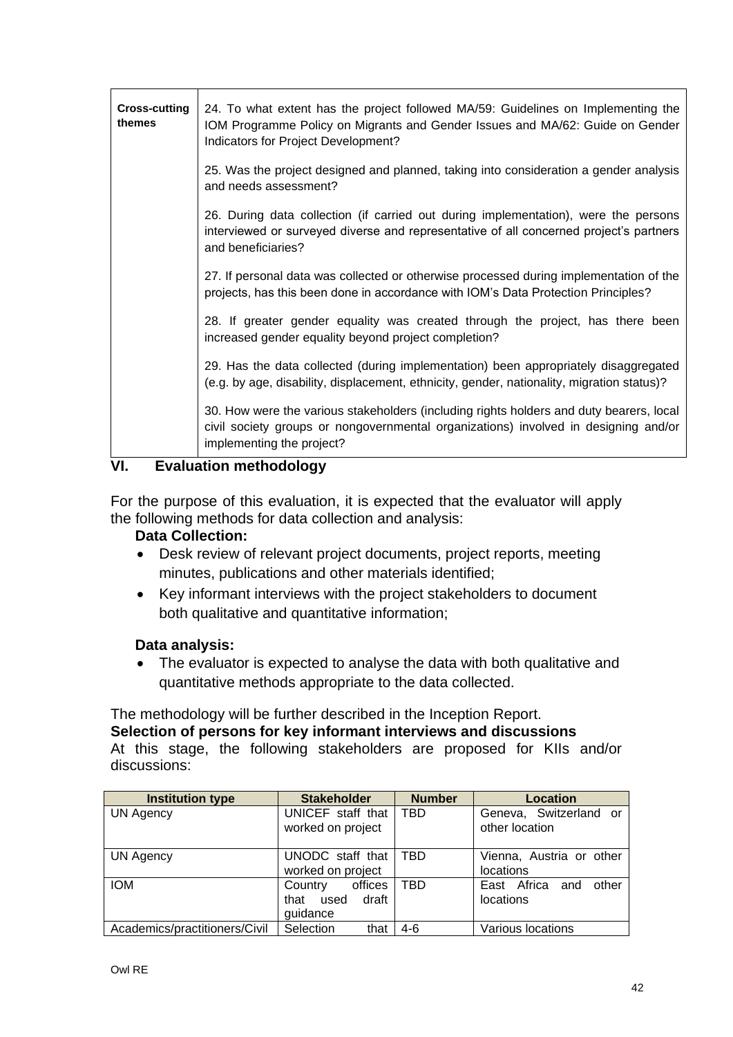| Cross-cutting themes | 24. To what extent has the project followed MA/59: Guidelines on Implementing the IOM Programme Policy on Migrants and Gender Issues and MA/62: Guide on Gender Indicators for Project Development? |
|---|---|
| | 25. Was the project designed and planned, taking into consideration a gender analysis and needs assessment? |
| | 26. During data collection (if carried out during implementation), were the persons interviewed or surveyed diverse and representative of all concerned project's partners and beneficiaries? |
| | 27. If personal data was collected or otherwise processed during implementation of the projects, has this been done in accordance with IOM's Data Protection Principles? |
| | 28. If greater gender equality was created through the project, has there been increased gender equality beyond project completion? |
| | 29. Has the data collected (during implementation) been appropriately disaggregated (e.g. by age, disability, displacement, ethnicity, gender, nationality, migration status)? |
| | 30. How were the various stakeholders (including rights holders and duty bearers, local civil society groups or nongovernmental organizations) involved in designing and/or implementing the project? |

## VI. Evaluation methodology

For the purpose of this evaluation, it is expected that the evaluator will apply the following methods for data collection and analysis:

**Data Collection:**

- Desk review of relevant project documents, project reports, meeting minutes, publications and other materials identified;
- Key informant interviews with the project stakeholders to document both qualitative and quantitative information;

**Data analysis:**

- The evaluator is expected to analyse the data with both qualitative and quantitative methods appropriate to the data collected.

The methodology will be further described in the Inception Report.

**Selection of persons for key informant interviews and discussions**

At this stage, the following stakeholders are proposed for KIIs and/or discussions:

| Institution type | Stakeholder | Number | Location |
|---|---|---|---|
| UN Agency | UNICEF staff that worked on project | TBD | Geneva, Switzerland or other location |
| UN Agency | UNODC staff that worked on project | TBD | Vienna, Austria or other locations |
| IOM | Country offices that used draft guidance | TBD | East Africa and other locations |
| Academics/practitioners/Civil | Selection that | 4-6 | Various locations |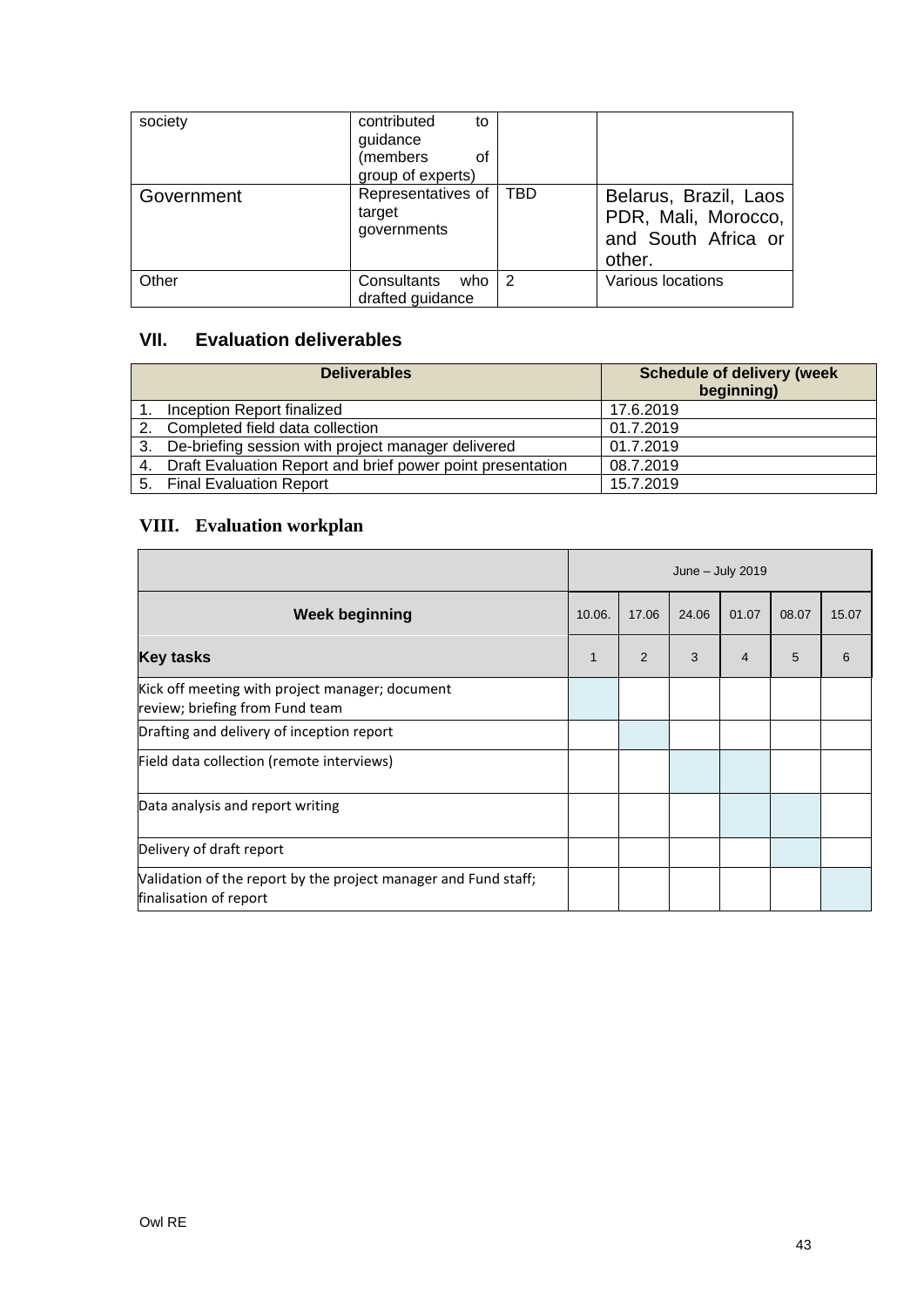| society | contributed to guidance (members of group of experts) | | |
|---|---|---|---|
| Government | Representatives of target governments | TBD | Belarus, Brazil, Laos PDR, Mali, Morocco, and South Africa or other. |
| Other | Consultants who drafted guidance | 2 | Various locations |

## VII. Evaluation deliverables

| Deliverables | Schedule of delivery (week beginning) |
|---|---|
| 1. Inception Report finalized | 17.6.2019 |
| 2. Completed field data collection | 01.7.2019 |
| 3. De-briefing session with project manager delivered | 01.7.2019 |
| 4. Draft Evaluation Report and brief power point presentation | 08.7.2019 |
| 5. Final Evaluation Report | 15.7.2019 |

## VIII. Evaluation workplan

| | June – July 2019 | | | | | |
|---|---|---|---|---|---|---|
| **Week beginning** | 10.06. | 17.06 | 24.06 | 01.07 | 08.07 | 15.07 |
| **Key tasks** | 1 | 2 | 3 | 4 | 5 | 6 |
| Kick off meeting with project manager; document review; briefing from Fund team | X | | | | | |
| Drafting and delivery of inception report | | X | | | | |
| Field data collection (remote interviews) | | | X | X | | |
| Data analysis and report writing | | | | X | X | |
| Delivery of draft report | | | | | X | |
| Validation of the report by the project manager and Fund staff; finalisation of report | | | | | | X |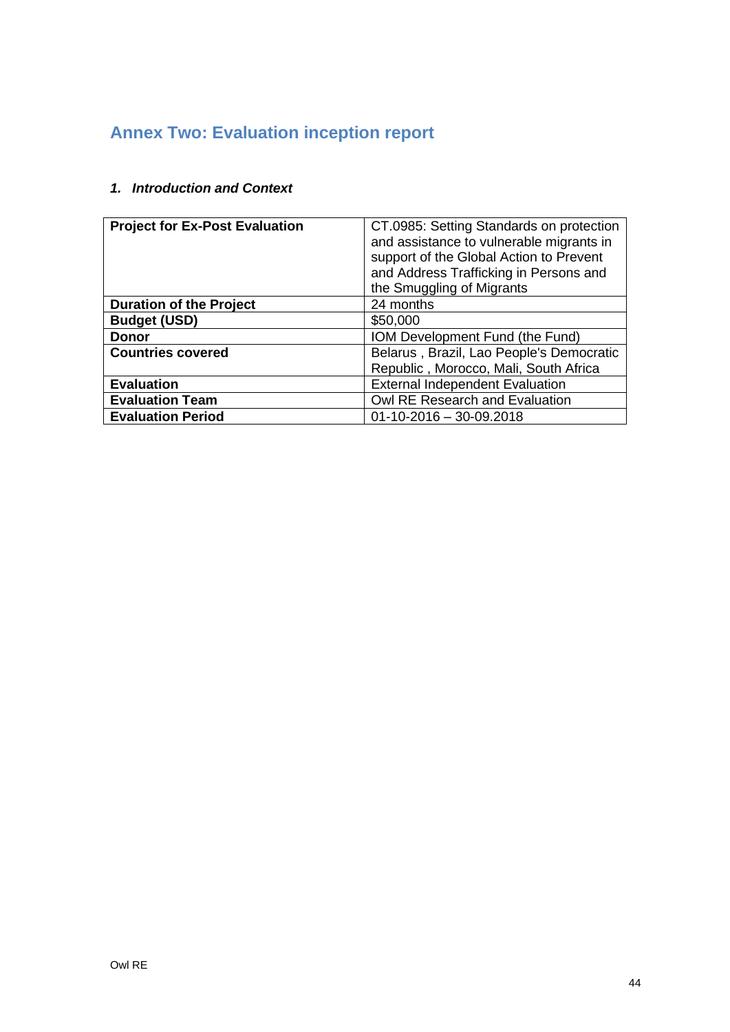## Annex Two: Evaluation inception report

### *1. Introduction and Context*

| **Project for Ex-Post Evaluation** | CT.0985: Setting Standards on protection and assistance to vulnerable migrants in support of the Global Action to Prevent and Address Trafficking in Persons and the Smuggling of Migrants |
|---|---|
| **Duration of the Project** | 24 months |
| **Budget (USD)** | $50,000 |
| **Donor** | IOM Development Fund (the Fund) |
| **Countries covered** | Belarus , Brazil, Lao People's Democratic Republic , Morocco, Mali, South Africa |
| **Evaluation** | External Independent Evaluation |
| **Evaluation Team** | Owl RE Research and Evaluation |
| **Evaluation Period** | 01-10-2016 – 30-09.2018 |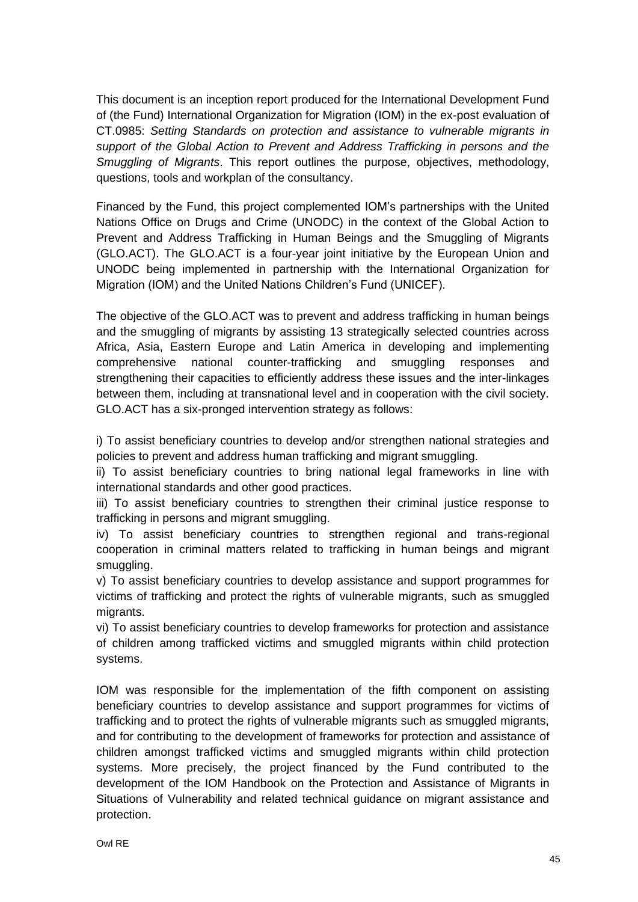This document is an inception report produced for the International Development Fund of (the Fund) International Organization for Migration (IOM) in the ex-post evaluation of CT.0985: *Setting Standards on protection and assistance to vulnerable migrants in support of the Global Action to Prevent and Address Trafficking in persons and the Smuggling of Migrants*. This report outlines the purpose, objectives, methodology, questions, tools and workplan of the consultancy.

Financed by the Fund, this project complemented IOM's partnerships with the United Nations Office on Drugs and Crime (UNODC) in the context of the Global Action to Prevent and Address Trafficking in Human Beings and the Smuggling of Migrants (GLO.ACT). The GLO.ACT is a four-year joint initiative by the European Union and UNODC being implemented in partnership with the International Organization for Migration (IOM) and the United Nations Children's Fund (UNICEF).

The objective of the GLO.ACT was to prevent and address trafficking in human beings and the smuggling of migrants by assisting 13 strategically selected countries across Africa, Asia, Eastern Europe and Latin America in developing and implementing comprehensive national counter-trafficking and smuggling responses and strengthening their capacities to efficiently address these issues and the inter-linkages between them, including at transnational level and in cooperation with the civil society. GLO.ACT has a six-pronged intervention strategy as follows:

i) To assist beneficiary countries to develop and/or strengthen national strategies and policies to prevent and address human trafficking and migrant smuggling.
ii) To assist beneficiary countries to bring national legal frameworks in line with international standards and other good practices.
iii) To assist beneficiary countries to strengthen their criminal justice response to trafficking in persons and migrant smuggling.
iv) To assist beneficiary countries to strengthen regional and trans-regional cooperation in criminal matters related to trafficking in human beings and migrant smuggling.
v) To assist beneficiary countries to develop assistance and support programmes for victims of trafficking and protect the rights of vulnerable migrants, such as smuggled migrants.
vi) To assist beneficiary countries to develop frameworks for protection and assistance of children among trafficked victims and smuggled migrants within child protection systems.

IOM was responsible for the implementation of the fifth component on assisting beneficiary countries to develop assistance and support programmes for victims of trafficking and to protect the rights of vulnerable migrants such as smuggled migrants, and for contributing to the development of frameworks for protection and assistance of children amongst trafficked victims and smuggled migrants within child protection systems. More precisely, the project financed by the Fund contributed to the development of the IOM Handbook on the Protection and Assistance of Migrants in Situations of Vulnerability and related technical guidance on migrant assistance and protection.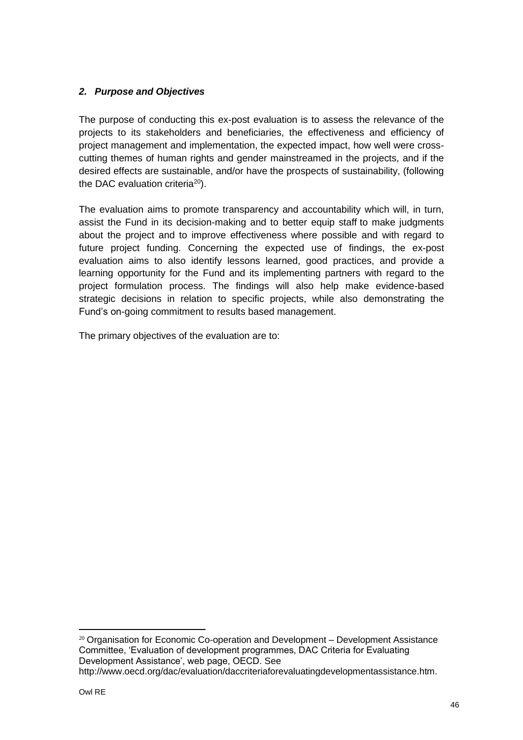## *2. Purpose and Objectives*

The purpose of conducting this ex-post evaluation is to assess the relevance of the projects to its stakeholders and beneficiaries, the effectiveness and efficiency of project management and implementation, the expected impact, how well were cross-cutting themes of human rights and gender mainstreamed in the projects, and if the desired effects are sustainable, and/or have the prospects of sustainability, (following the DAC evaluation criteria[20]).

The evaluation aims to promote transparency and accountability which will, in turn, assist the Fund in its decision-making and to better equip staff to make judgments about the project and to improve effectiveness where possible and with regard to future project funding. Concerning the expected use of findings, the ex-post evaluation aims to also identify lessons learned, good practices, and provide a learning opportunity for the Fund and its implementing partners with regard to the project formulation process. The findings will also help make evidence-based strategic decisions in relation to specific projects, while also demonstrating the Fund's on-going commitment to results based management.

The primary objectives of the evaluation are to:

---

[20] Organisation for Economic Co-operation and Development – Development Assistance Committee, 'Evaluation of development programmes, DAC Criteria for Evaluating Development Assistance', web page, OECD. See http://www.oecd.org/dac/evaluation/daccriteriaforevaluatingdevelopmentassistance.htm.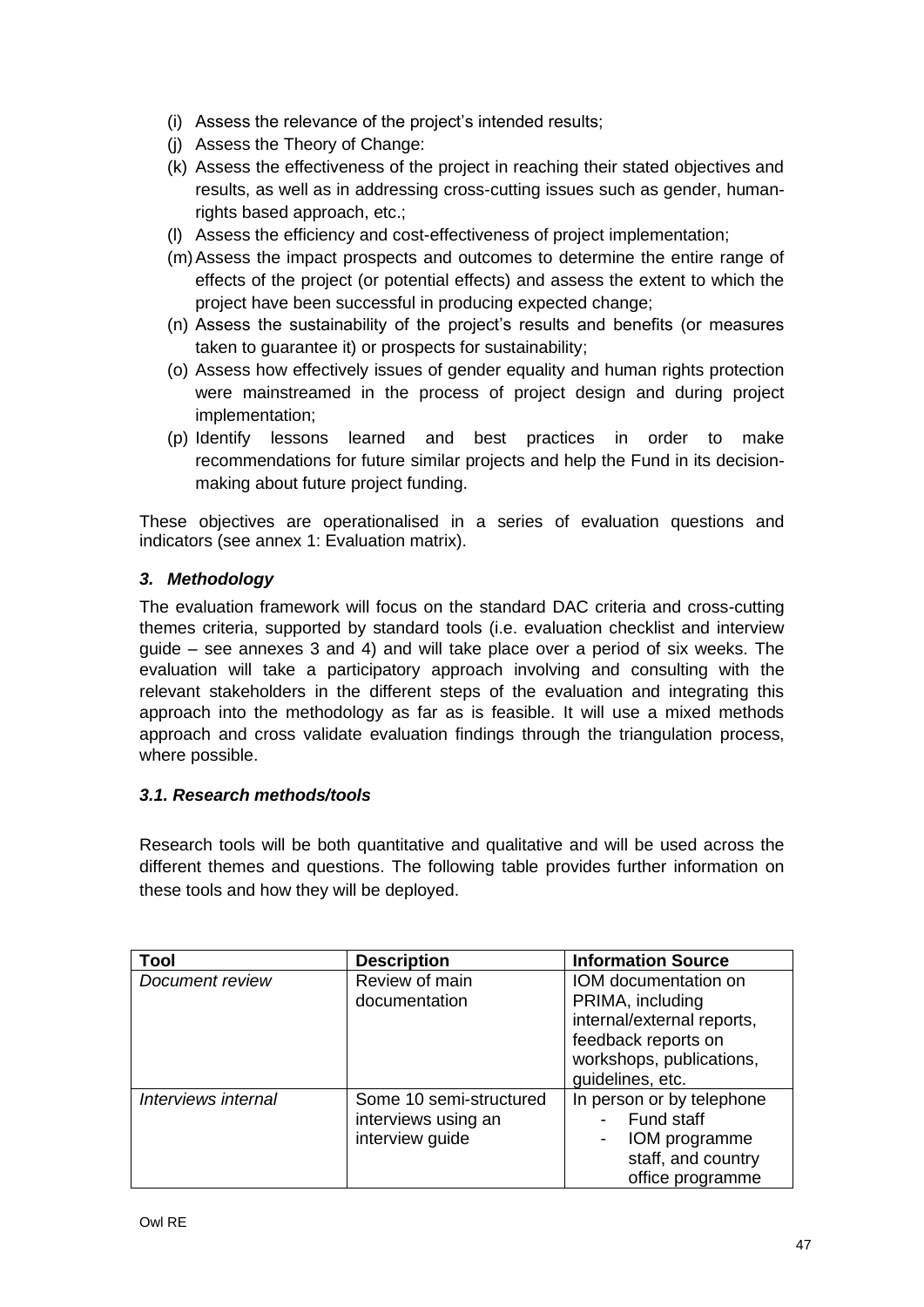(i) Assess the relevance of the project's intended results;
(j) Assess the Theory of Change:
(k) Assess the effectiveness of the project in reaching their stated objectives and results, as well as in addressing cross-cutting issues such as gender, human-rights based approach, etc.;
(l) Assess the efficiency and cost-effectiveness of project implementation;
(m) Assess the impact prospects and outcomes to determine the entire range of effects of the project (or potential effects) and assess the extent to which the project have been successful in producing expected change;
(n) Assess the sustainability of the project's results and benefits (or measures taken to guarantee it) or prospects for sustainability;
(o) Assess how effectively issues of gender equality and human rights protection were mainstreamed in the process of project design and during project implementation;
(p) Identify lessons learned and best practices in order to make recommendations for future similar projects and help the Fund in its decision-making about future project funding.

These objectives are operationalised in a series of evaluation questions and indicators (see annex 1: Evaluation matrix).

### *3. Methodology*

The evaluation framework will focus on the standard DAC criteria and cross-cutting themes criteria, supported by standard tools (i.e. evaluation checklist and interview guide – see annexes 3 and 4) and will take place over a period of six weeks. The evaluation will take a participatory approach involving and consulting with the relevant stakeholders in the different steps of the evaluation and integrating this approach into the methodology as far as is feasible. It will use a mixed methods approach and cross validate evaluation findings through the triangulation process, where possible.

#### *3.1. Research methods/tools*

Research tools will be both quantitative and qualitative and will be used across the different themes and questions. The following table provides further information on these tools and how they will be deployed.

| Tool | Description | Information Source |
|---|---|---|
| *Document review* | Review of main documentation | IOM documentation on PRIMA, including internal/external reports, feedback reports on workshops, publications, guidelines, etc. |
| *Interviews internal* | Some 10 semi-structured interviews using an interview guide | In person or by telephone<br>- Fund staff<br>- IOM programme staff, and country office programme |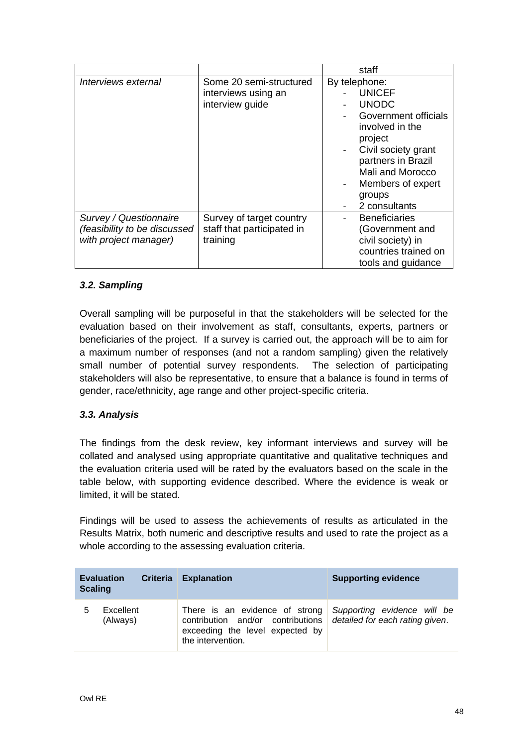| | | staff |
|---|---|---|
| *Interviews external* | Some 20 semi-structured interviews using an interview guide | By telephone:<br>- UNICEF<br>- UNODC<br>- Government officials involved in the project<br>- Civil society grant partners in Brazil Mali and Morocco<br>- Members of expert groups<br>- 2 consultants |
| *Survey / Questionnaire (feasibility to be discussed with project manager)* | Survey of target country staff that participated in training | - Beneficiaries (Government and civil society) in countries trained on tools and guidance |

### *3.2. Sampling*

Overall sampling will be purposeful in that the stakeholders will be selected for the evaluation based on their involvement as staff, consultants, experts, partners or beneficiaries of the project. If a survey is carried out, the approach will be to aim for a maximum number of responses (and not a random sampling) given the relatively small number of potential survey respondents. The selection of participating stakeholders will also be representative, to ensure that a balance is found in terms of gender, race/ethnicity, age range and other project-specific criteria.

### *3.3. Analysis*

The findings from the desk review, key informant interviews and survey will be collated and analysed using appropriate quantitative and qualitative techniques and the evaluation criteria used will be rated by the evaluators based on the scale in the table below, with supporting evidence described. Where the evidence is weak or limited, it will be stated.

Findings will be used to assess the achievements of results as articulated in the Results Matrix, both numeric and descriptive results and used to rate the project as a whole according to the assessing evaluation criteria.

| **Evaluation Criteria Scaling** | | **Explanation** | **Supporting evidence** |
|---|---|---|---|
| 5 | Excellent (Always) | There is an evidence of strong contribution and/or contributions exceeding the level expected by the intervention. | *Supporting evidence will be detailed for each rating given.* |

Owl RE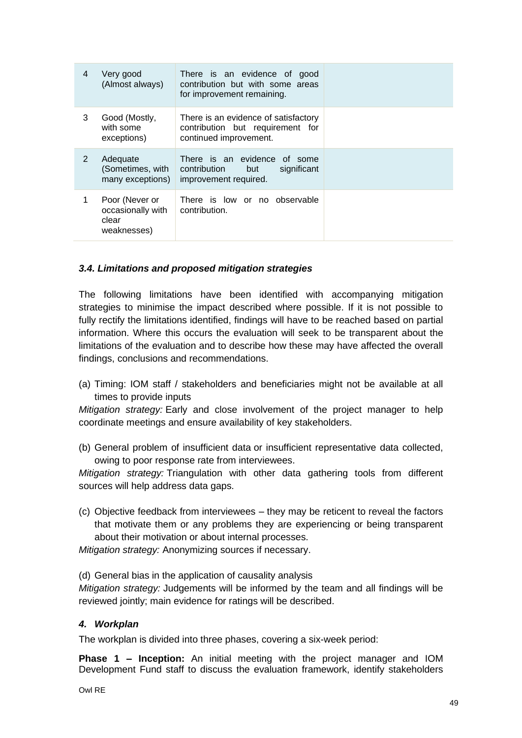| 4 | Very good (Almost always) | There is an evidence of good contribution but with some areas for improvement remaining. | |
|---|---|---|---|
| 3 | Good (Mostly, with some exceptions) | There is an evidence of satisfactory contribution but requirement for continued improvement. | |
| 2 | Adequate (Sometimes, with many exceptions) | There is an evidence of some contribution but significant improvement required. | |
| 1 | Poor (Never or occasionally with clear weaknesses) | There is low or no observable contribution. | |

### *3.4. Limitations and proposed mitigation strategies*

The following limitations have been identified with accompanying mitigation strategies to minimise the impact described where possible. If it is not possible to fully rectify the limitations identified, findings will have to be reached based on partial information. Where this occurs the evaluation will seek to be transparent about the limitations of the evaluation and to describe how these may have affected the overall findings, conclusions and recommendations.

(a) Timing: IOM staff / stakeholders and beneficiaries might not be available at all times to provide inputs

*Mitigation strategy:* Early and close involvement of the project manager to help coordinate meetings and ensure availability of key stakeholders.

(b) General problem of insufficient data or insufficient representative data collected, owing to poor response rate from interviewees.

*Mitigation strategy:* Triangulation with other data gathering tools from different sources will help address data gaps.

(c) Objective feedback from interviewees – they may be reticent to reveal the factors that motivate them or any problems they are experiencing or being transparent about their motivation or about internal processes.

*Mitigation strategy:* Anonymizing sources if necessary.

(d) General bias in the application of causality analysis

*Mitigation strategy:* Judgements will be informed by the team and all findings will be reviewed jointly; main evidence for ratings will be described.

## *4. Workplan*

The workplan is divided into three phases, covering a six-week period:

**Phase 1 – Inception:** An initial meeting with the project manager and IOM Development Fund staff to discuss the evaluation framework, identify stakeholders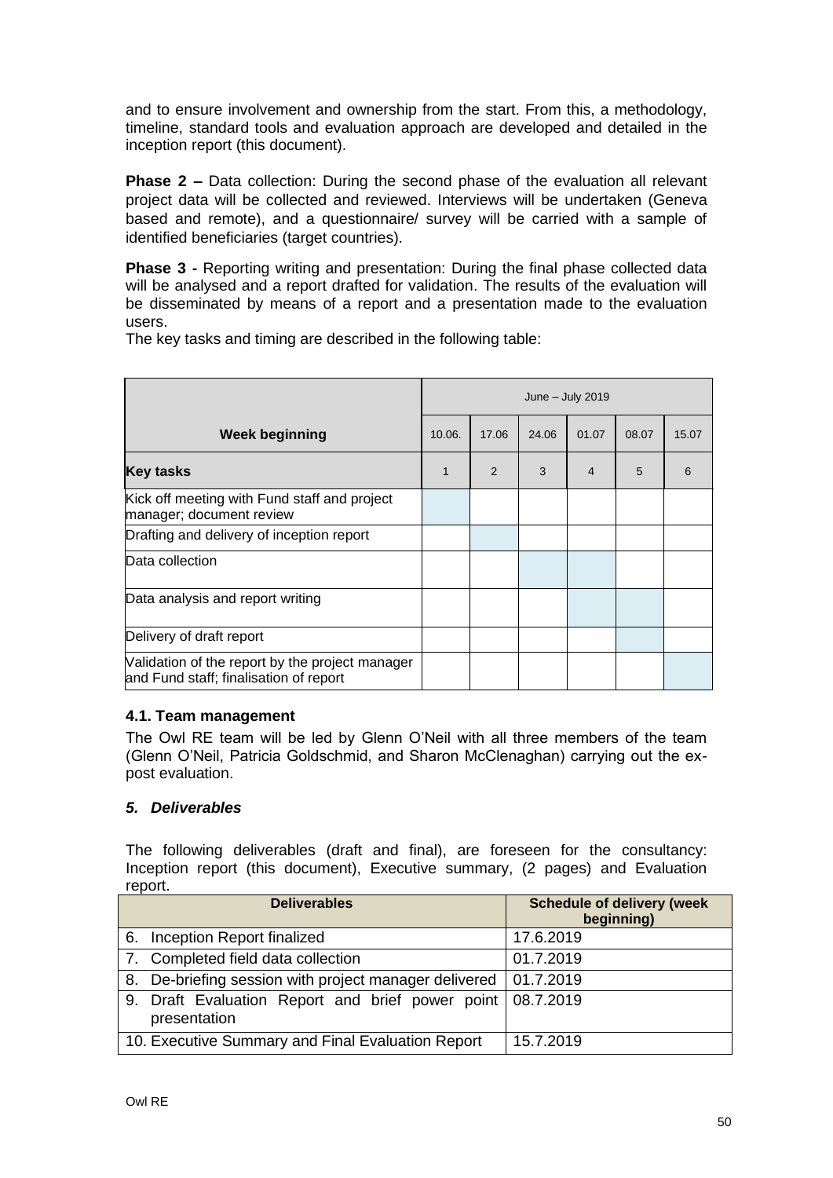and to ensure involvement and ownership from the start. From this, a methodology, timeline, standard tools and evaluation approach are developed and detailed in the inception report (this document).

**Phase 2 –** Data collection: During the second phase of the evaluation all relevant project data will be collected and reviewed. Interviews will be undertaken (Geneva based and remote), and a questionnaire/ survey will be carried with a sample of identified beneficiaries (target countries).

**Phase 3 -** Reporting writing and presentation: During the final phase collected data will be analysed and a report drafted for validation. The results of the evaluation will be disseminated by means of a report and a presentation made to the evaluation users.

The key tasks and timing are described in the following table:

| | June – July 2019 | | | | | |
|---|---|---|---|---|---|---|
| **Week beginning** | 10.06. | 17.06 | 24.06 | 01.07 | 08.07 | 15.07 |
| **Key tasks** | 1 | 2 | 3 | 4 | 5 | 6 |
| Kick off meeting with Fund staff and project manager; document review | | | | | | |
| Drafting and delivery of inception report | | | | | | |
| Data collection | | | | | | |
| Data analysis and report writing | | | | | | |
| Delivery of draft report | | | | | | |
| Validation of the report by the project manager and Fund staff; finalisation of report | | | | | | |

### 4.1. Team management

The Owl RE team will be led by Glenn O'Neil with all three members of the team (Glenn O'Neil, Patricia Goldschmid, and Sharon McClenaghan) carrying out the ex-post evaluation.

## *5. Deliverables*

The following deliverables (draft and final), are foreseen for the consultancy: Inception report (this document), Executive summary, (2 pages) and Evaluation report.

| Deliverables | Schedule of delivery (week beginning) |
|---|---|
| 6. Inception Report finalized | 17.6.2019 |
| 7. Completed field data collection | 01.7.2019 |
| 8. De-briefing session with project manager delivered | 01.7.2019 |
| 9. Draft Evaluation Report and brief power point presentation | 08.7.2019 |
| 10. Executive Summary and Final Evaluation Report | 15.7.2019 |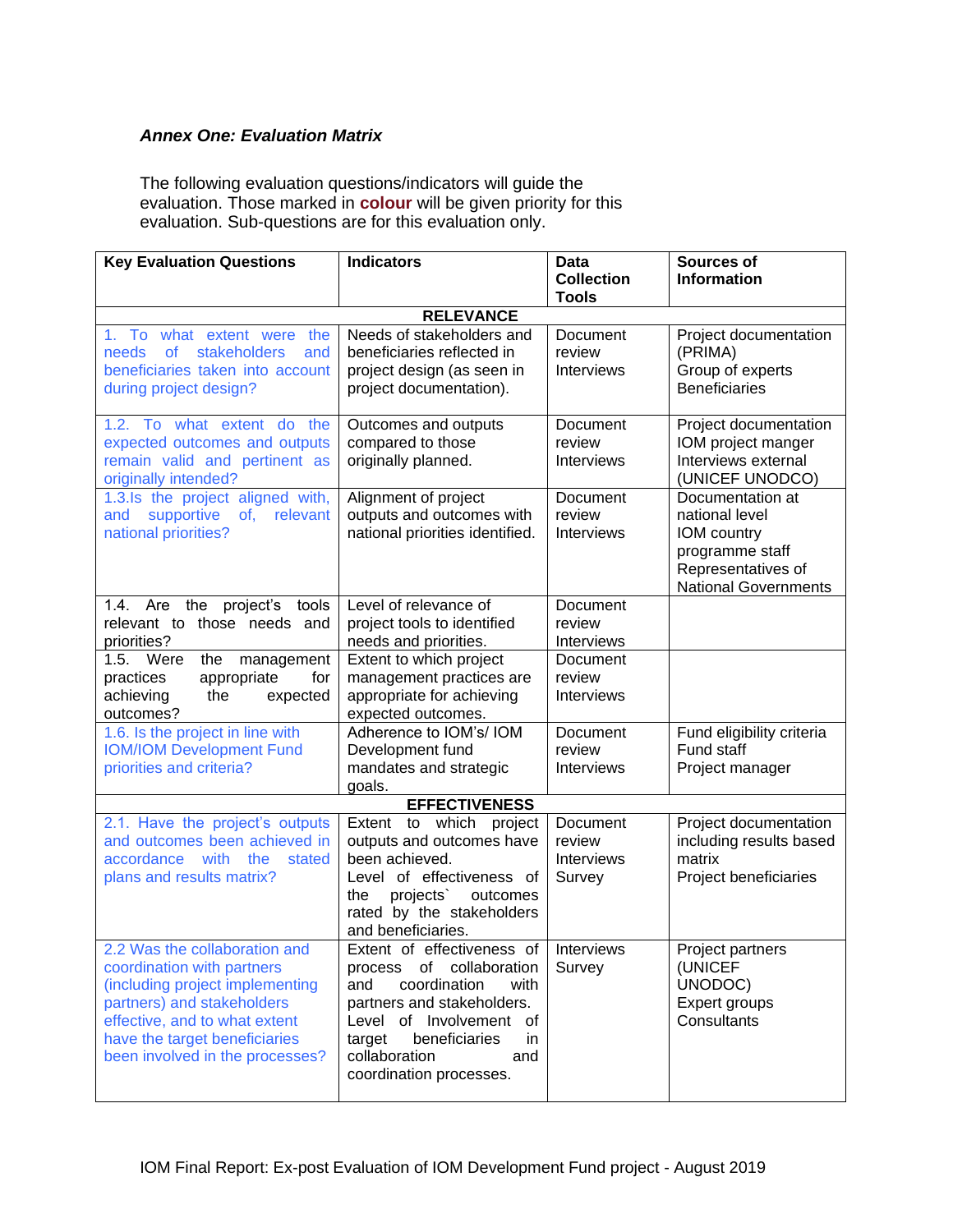*Annex One: Evaluation Matrix*

The following evaluation questions/indicators will guide the evaluation. Those marked in **colour** will be given priority for this evaluation. Sub-questions are for this evaluation only.

| Key Evaluation Questions | Indicators | Data Collection Tools | Sources of Information |
|---|---|---|---|
| **RELEVANCE** | | | |
| 1. To what extent were the needs of stakeholders and beneficiaries taken into account during project design? | Needs of stakeholders and beneficiaries reflected in project design (as seen in project documentation). | Document review<br>Interviews | Project documentation (PRIMA)<br>Group of experts<br>Beneficiaries |
| 1.2. To what extent do the expected outcomes and outputs remain valid and pertinent as originally intended? | Outcomes and outputs compared to those originally planned. | Document review<br>Interviews | Project documentation<br>IOM project manger<br>Interviews external (UNICEF UNODCO) |
| 1.3.Is the project aligned with, and supportive of, relevant national priorities? | Alignment of project outputs and outcomes with national priorities identified. | Document review<br>Interviews | Documentation at national level<br>IOM country programme staff<br>Representatives of National Governments |
| 1.4. Are the project's tools relevant to those needs and priorities? | Level of relevance of project tools to identified needs and priorities. | Document review<br>Interviews | |
| 1.5. Were the management practices appropriate for achieving the expected outcomes? | Extent to which project management practices are appropriate for achieving expected outcomes. | Document review<br>Interviews | |
| 1.6. Is the project in line with IOM/IOM Development Fund priorities and criteria? | Adherence to IOM's/ IOM Development fund mandates and strategic goals. | Document review<br>Interviews | Fund eligibility criteria<br>Fund staff<br>Project manager |
| **EFFECTIVENESS** | | | |
| 2.1. Have the project's outputs and outcomes been achieved in accordance with the stated plans and results matrix? | Extent to which project outputs and outcomes have been achieved.<br>Level of effectiveness of the projects` outcomes rated by the stakeholders and beneficiaries. | Document review<br>Interviews<br>Survey | Project documentation including results based matrix<br>Project beneficiaries |
| 2.2 Was the collaboration and coordination with partners (including project implementing partners) and stakeholders effective, and to what extent have the target beneficiaries been involved in the processes? | Extent of effectiveness of process of collaboration and coordination with partners and stakeholders.<br>Level of Involvement of target beneficiaries in collaboration and coordination processes. | Interviews<br>Survey | Project partners (UNICEF UNODOC)<br>Expert groups<br>Consultants |

IOM Final Report: Ex-post Evaluation of IOM Development Fund project - August 2019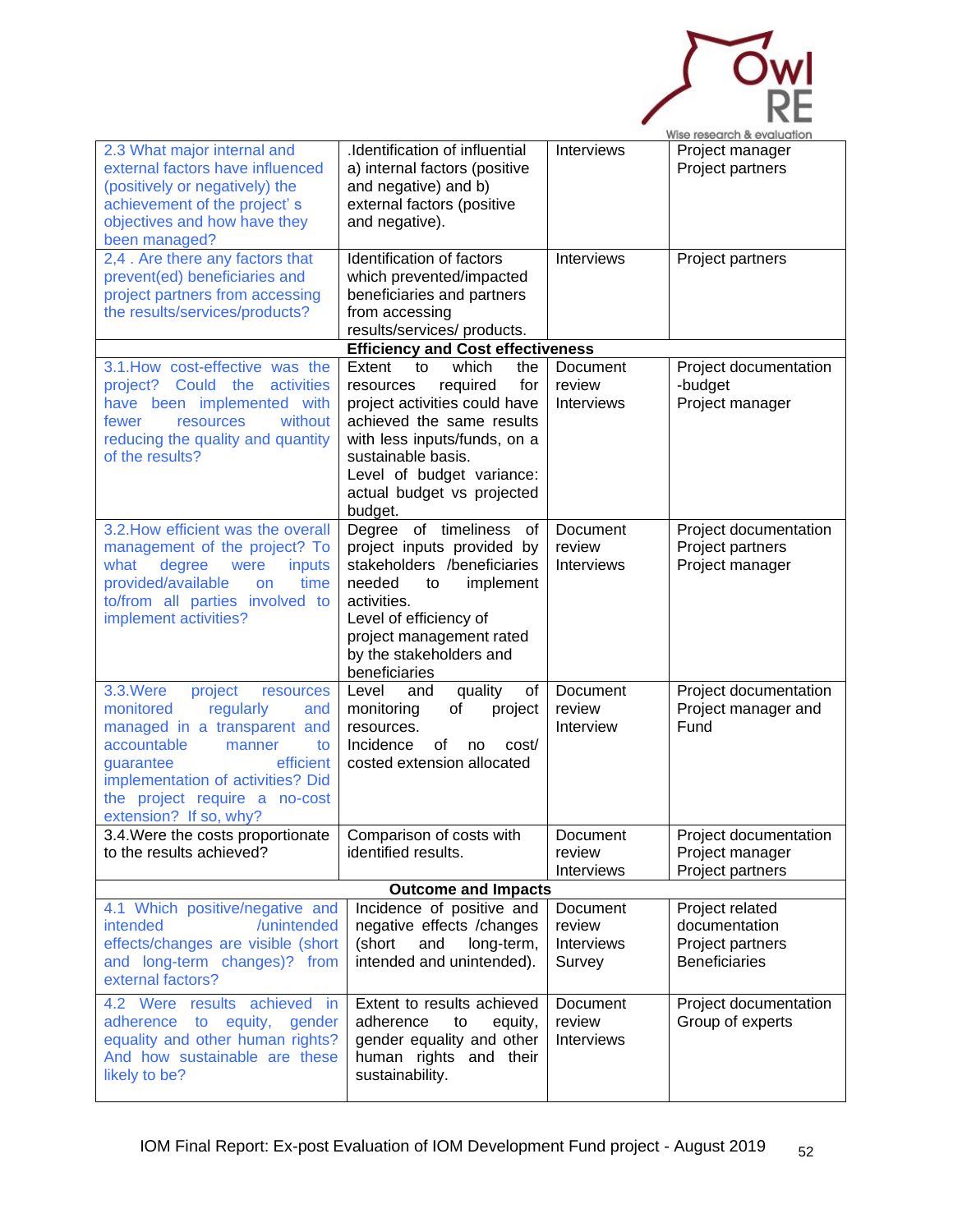| | | | |
|---|---|---|---|
| 2.3 What major internal and external factors have influenced (positively or negatively) the achievement of the project' s objectives and how have they been managed? | .Identification of influential a) internal factors (positive and negative) and b) external factors (positive and negative). | Interviews | Project manager<br>Project partners |
| 2,4 . Are there any factors that prevent(ed) beneficiaries and project partners from accessing the results/services/products? | Identification of factors which prevented/impacted beneficiaries and partners from accessing results/services/ products. | Interviews | Project partners |
| **Efficiency and Cost effectiveness** | | | |
| 3.1.How cost-effective was the project? Could the activities have been implemented with fewer resources without reducing the quality and quantity of the results? | Extent to which the resources required for project activities could have achieved the same results with less inputs/funds, on a sustainable basis.<br>Level of budget variance: actual budget vs projected budget. | Document review<br>Interviews | Project documentation -budget<br>Project manager |
| 3.2.How efficient was the overall management of the project? To what degree were inputs provided/available on time to/from all parties involved to implement activities? | Degree of timeliness of project inputs provided by stakeholders /beneficiaries needed to implement activities.<br>Level of efficiency of project management rated by the stakeholders and beneficiaries | Document review<br>Interviews | Project documentation<br>Project partners<br>Project manager |
| 3.3.Were project resources monitored regularly and managed in a transparent and accountable manner to guarantee efficient implementation of activities? Did the project require a no-cost extension? If so, why? | Level and quality of monitoring of project resources.<br>Incidence of no cost/ costed extension allocated | Document review<br>Interview | Project documentation<br>Project manager and Fund |
| 3.4.Were the costs proportionate to the results achieved? | Comparison of costs with identified results. | Document review<br>Interviews | Project documentation<br>Project manager<br>Project partners |
| **Outcome and Impacts** | | | |
| 4.1 Which positive/negative and intended /unintended effects/changes are visible (short and long-term changes)? from external factors? | Incidence of positive and negative effects /changes (short and long-term, intended and unintended). | Document review<br>Interviews<br>Survey | Project related documentation<br>Project partners<br>Beneficiaries |
| 4.2 Were results achieved in adherence to equity, gender equality and other human rights? And how sustainable are these likely to be? | Extent to results achieved adherence to equity, gender equality and other human rights and their sustainability. | Document review<br>Interviews | Project documentation<br>Group of experts |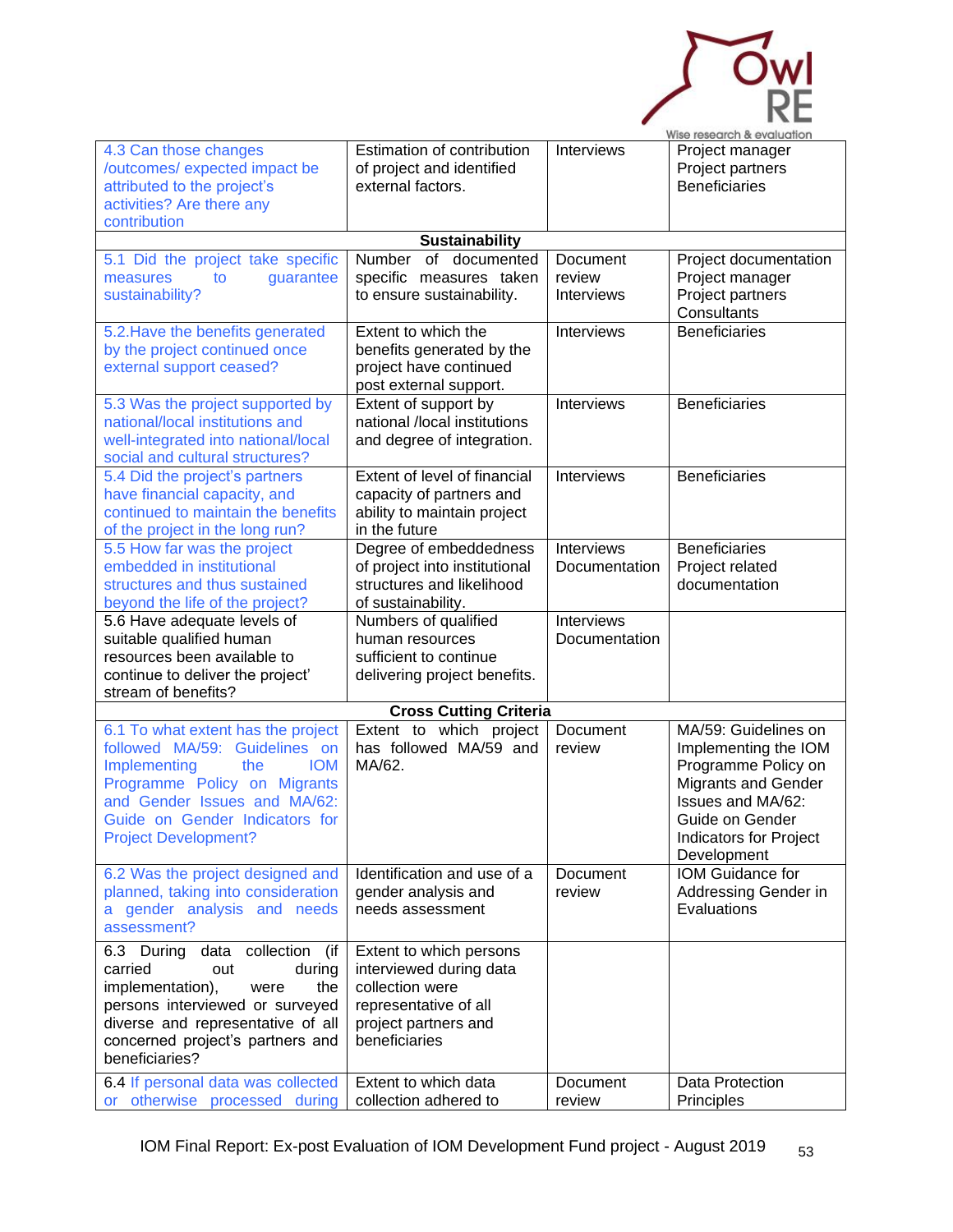| 4.3 Can those changes /outcomes/ expected impact be attributed to the project's activities? Are there any contribution | Estimation of contribution of project and identified external factors. | Interviews | Project manager<br>Project partners<br>Beneficiaries |
|---|---|---|---|
| **Sustainability** | | | |
| 5.1 Did the project take specific measures to guarantee sustainability? | Number of documented specific measures taken to ensure sustainability. | Document review<br>Interviews | Project documentation<br>Project manager<br>Project partners<br>Consultants |
| 5.2.Have the benefits generated by the project continued once external support ceased? | Extent to which the benefits generated by the project have continued post external support. | Interviews | Beneficiaries |
| 5.3 Was the project supported by national/local institutions and well-integrated into national/local social and cultural structures? | Extent of support by national /local institutions and degree of integration. | Interviews | Beneficiaries |
| 5.4 Did the project's partners have financial capacity, and continued to maintain the benefits of the project in the long run? | Extent of level of financial capacity of partners and ability to maintain project in the future | Interviews | Beneficiaries |
| 5.5 How far was the project embedded in institutional structures and thus sustained beyond the life of the project? | Degree of embeddedness of project into institutional structures and likelihood of sustainability. | Interviews<br>Documentation | Beneficiaries<br>Project related documentation |
| 5.6 Have adequate levels of suitable qualified human resources been available to continue to deliver the project' stream of benefits? | Numbers of qualified human resources sufficient to continue delivering project benefits. | Interviews<br>Documentation | |
| **Cross Cutting Criteria** | | | |
| 6.1 To what extent has the project followed MA/59: Guidelines on Implementing the IOM Programme Policy on Migrants and Gender Issues and MA/62: Guide on Gender Indicators for Project Development? | Extent to which project has followed MA/59 and MA/62. | Document review | MA/59: Guidelines on Implementing the IOM Programme Policy on Migrants and Gender Issues and MA/62: Guide on Gender Indicators for Project Development |
| 6.2 Was the project designed and planned, taking into consideration a gender analysis and needs assessment? | Identification and use of a gender analysis and needs assessment | Document review | IOM Guidance for Addressing Gender in Evaluations |
| 6.3 During data collection (if carried out during implementation), were the persons interviewed or surveyed diverse and representative of all concerned project's partners and beneficiaries? | Extent to which persons interviewed during data collection were representative of all project partners and beneficiaries | | |
| 6.4 If personal data was collected or otherwise processed during | Extent to which data collection adhered to | Document review | Data Protection Principles |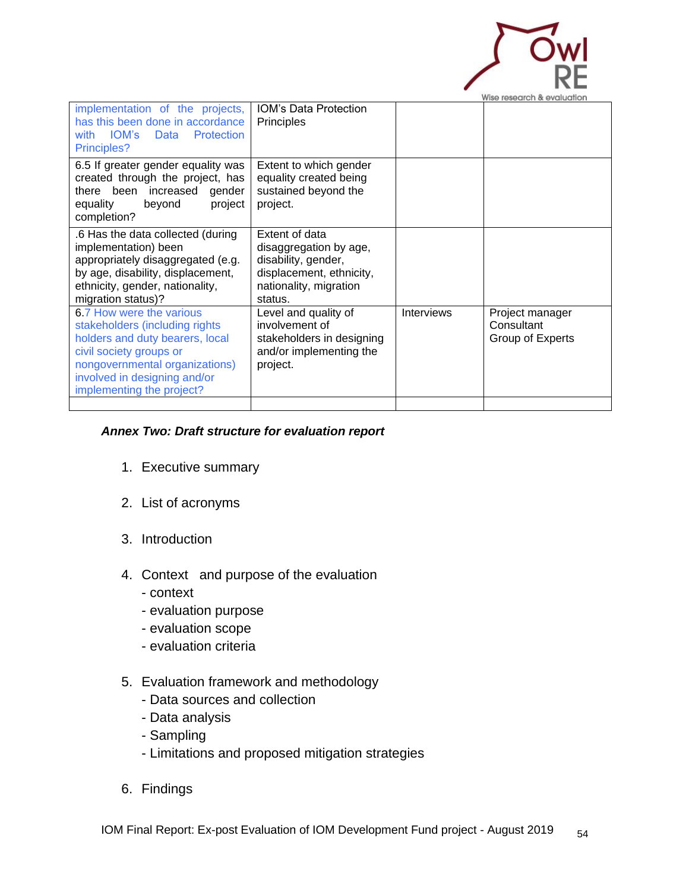| | | | |
|---|---|---|---|
| implementation of the projects, has this been done in accordance with IOM's Data Protection Principles? | IOM's Data Protection Principles | | |
| 6.5 If greater gender equality was created through the project, has there been increased gender equality beyond project completion? | Extent to which gender equality created being sustained beyond the project. | | |
| .6 Has the data collected (during implementation) been appropriately disaggregated (e.g. by age, disability, displacement, ethnicity, gender, nationality, migration status)? | Extent of data disaggregation by age, disability, gender, displacement, ethnicity, nationality, migration status. | | |
| 6.7 How were the various stakeholders (including rights holders and duty bearers, local civil society groups or nongovernmental organizations) involved in designing and/or implementing the project? | Level and quality of involvement of stakeholders in designing and/or implementing the project. | Interviews | Project manager<br>Consultant<br>Group of Experts |
| | | | |

***Annex Two: Draft structure for evaluation report***

1. Executive summary
2. List of acronyms
3. Introduction
4. Context and purpose of the evaluation
   - context
   - evaluation purpose
   - evaluation scope
   - evaluation criteria
5. Evaluation framework and methodology
   - Data sources and collection
   - Data analysis
   - Sampling
   - Limitations and proposed mitigation strategies
6. Findings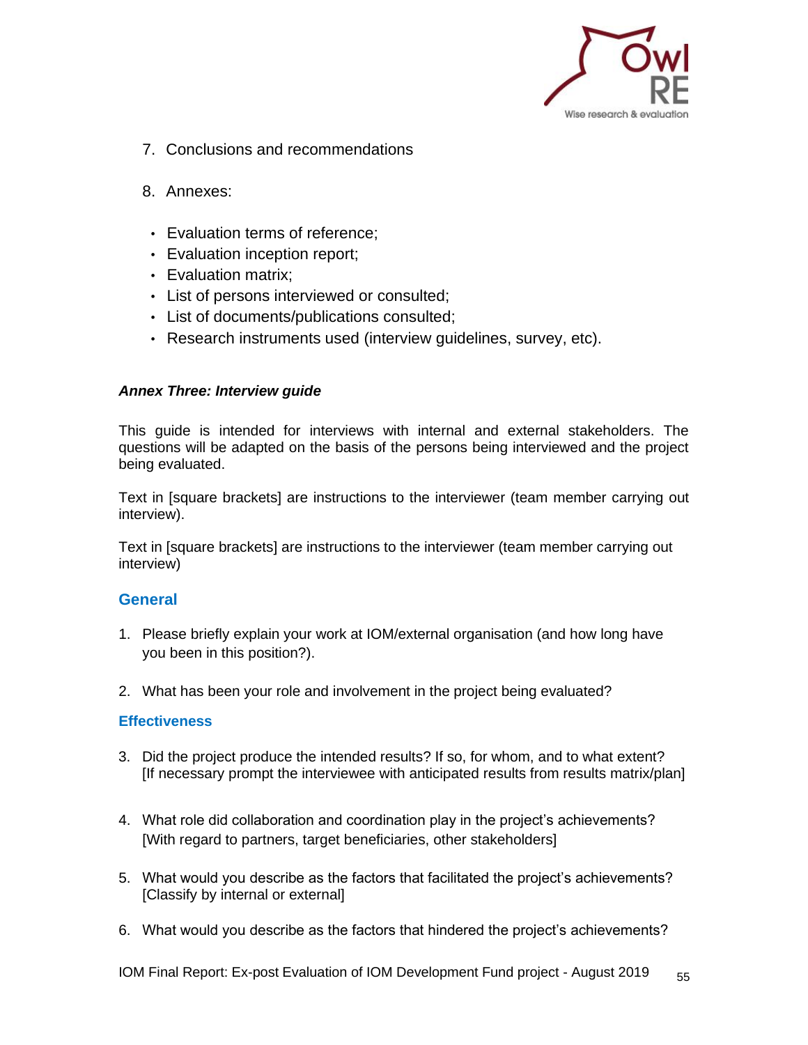7. Conclusions and recommendations

8. Annexes:

- Evaluation terms of reference;
- Evaluation inception report;
- Evaluation matrix;
- List of persons interviewed or consulted;
- List of documents/publications consulted;
- Research instruments used (interview guidelines, survey, etc).

***Annex Three: Interview guide***

This guide is intended for interviews with internal and external stakeholders. The questions will be adapted on the basis of the persons being interviewed and the project being evaluated.

Text in [square brackets] are instructions to the interviewer (team member carrying out interview).

Text in [square brackets] are instructions to the interviewer (team member carrying out interview)

## General

1. Please briefly explain your work at IOM/external organisation (and how long have you been in this position?).

2. What has been your role and involvement in the project being evaluated?

## Effectiveness

3. Did the project produce the intended results? If so, for whom, and to what extent? [If necessary prompt the interviewee with anticipated results from results matrix/plan]

4. What role did collaboration and coordination play in the project's achievements? [With regard to partners, target beneficiaries, other stakeholders]

5. What would you describe as the factors that facilitated the project's achievements? [Classify by internal or external]

6. What would you describe as the factors that hindered the project's achievements?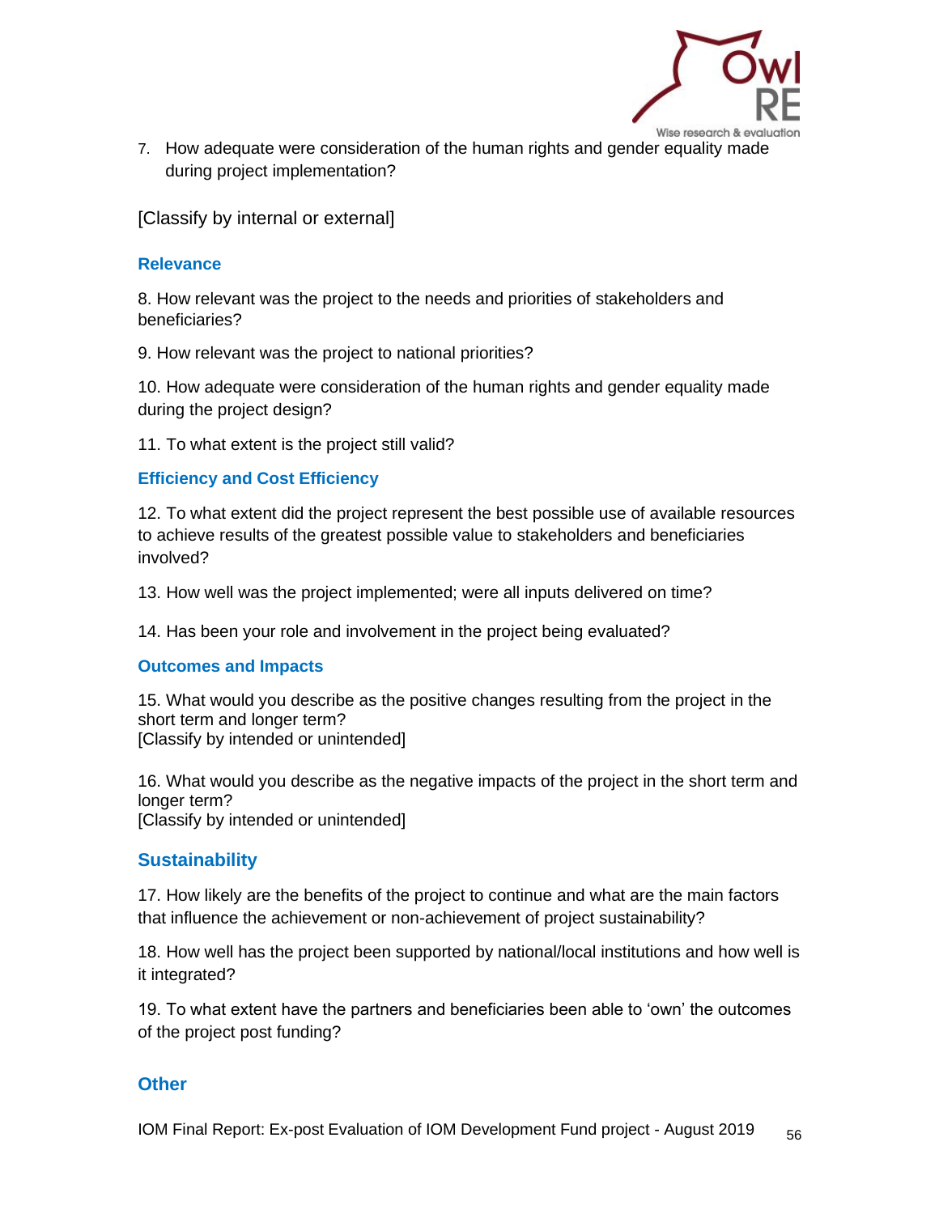7. How adequate were consideration of the human rights and gender equality made during project implementation?

[Classify by internal or external]

### Relevance

8. How relevant was the project to the needs and priorities of stakeholders and beneficiaries?

9. How relevant was the project to national priorities?

10. How adequate were consideration of the human rights and gender equality made during the project design?

11. To what extent is the project still valid?

### Efficiency and Cost Efficiency

12. To what extent did the project represent the best possible use of available resources to achieve results of the greatest possible value to stakeholders and beneficiaries involved?

13. How well was the project implemented; were all inputs delivered on time?

14. Has been your role and involvement in the project being evaluated?

### Outcomes and Impacts

15. What would you describe as the positive changes resulting from the project in the short term and longer term?
[Classify by intended or unintended]

16. What would you describe as the negative impacts of the project in the short term and longer term?
[Classify by intended or unintended]

## Sustainability

17. How likely are the benefits of the project to continue and what are the main factors that influence the achievement or non-achievement of project sustainability?

18. How well has the project been supported by national/local institutions and how well is it integrated?

19. To what extent have the partners and beneficiaries been able to 'own' the outcomes of the project post funding?

## Other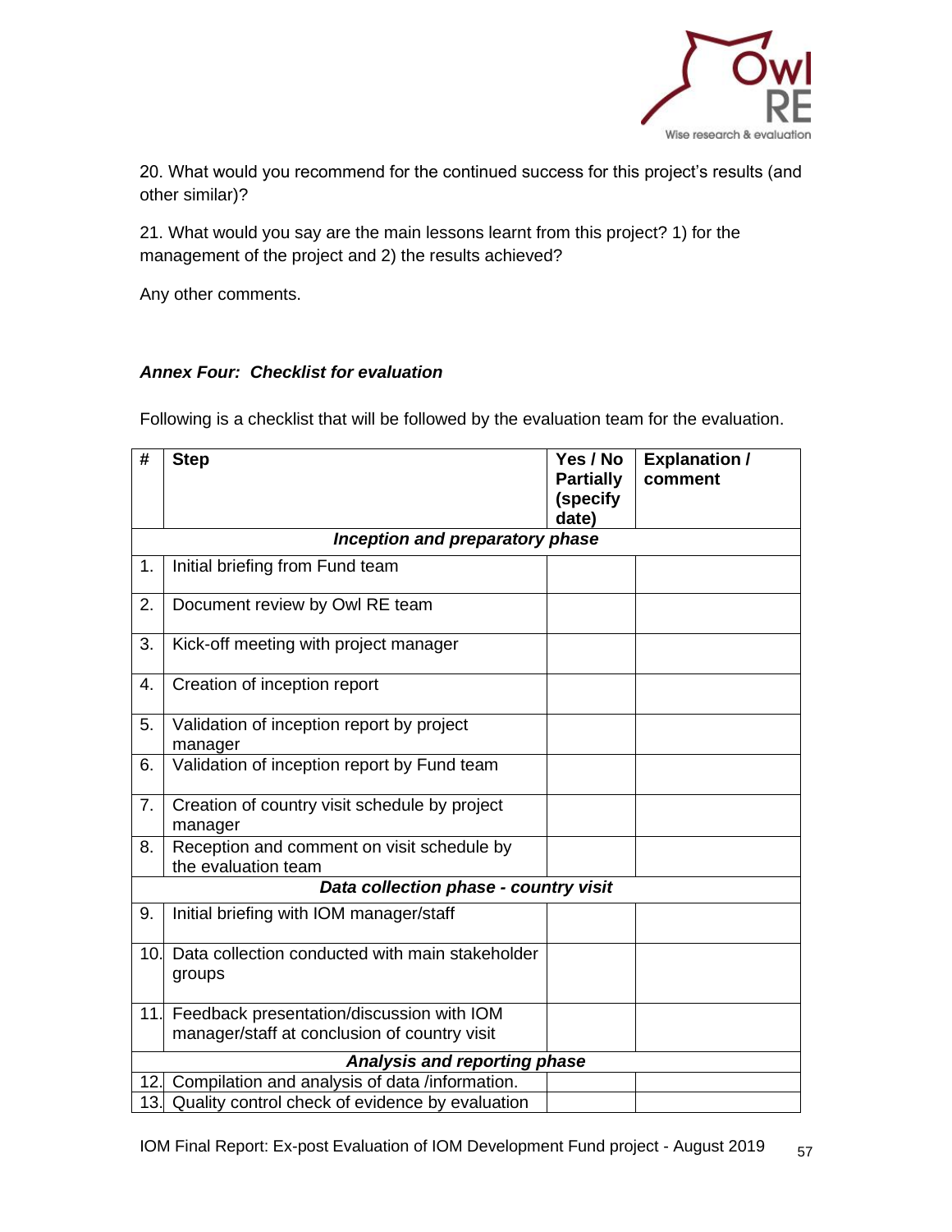20. What would you recommend for the continued success for this project's results (and other similar)?

21. What would you say are the main lessons learnt from this project? 1) for the management of the project and 2) the results achieved?

Any other comments.

### *Annex Four: Checklist for evaluation*

Following is a checklist that will be followed by the evaluation team for the evaluation.

| # | Step | Yes / No Partially (specify date) | Explanation / comment |
|---|---|---|---|
| | ***Inception and preparatory phase*** | | |
| 1. | Initial briefing from Fund team | | |
| 2. | Document review by Owl RE team | | |
| 3. | Kick-off meeting with project manager | | |
| 4. | Creation of inception report | | |
| 5. | Validation of inception report by project manager | | |
| 6. | Validation of inception report by Fund team | | |
| 7. | Creation of country visit schedule by project manager | | |
| 8. | Reception and comment on visit schedule by the evaluation team | | |
| | ***Data collection phase - country visit*** | | |
| 9. | Initial briefing with IOM manager/staff | | |
| 10. | Data collection conducted with main stakeholder groups | | |
| 11. | Feedback presentation/discussion with IOM manager/staff at conclusion of country visit | | |
| | ***Analysis and reporting phase*** | | |
| 12. | Compilation and analysis of data /information. | | |
| 13. | Quality control check of evidence by evaluation | | |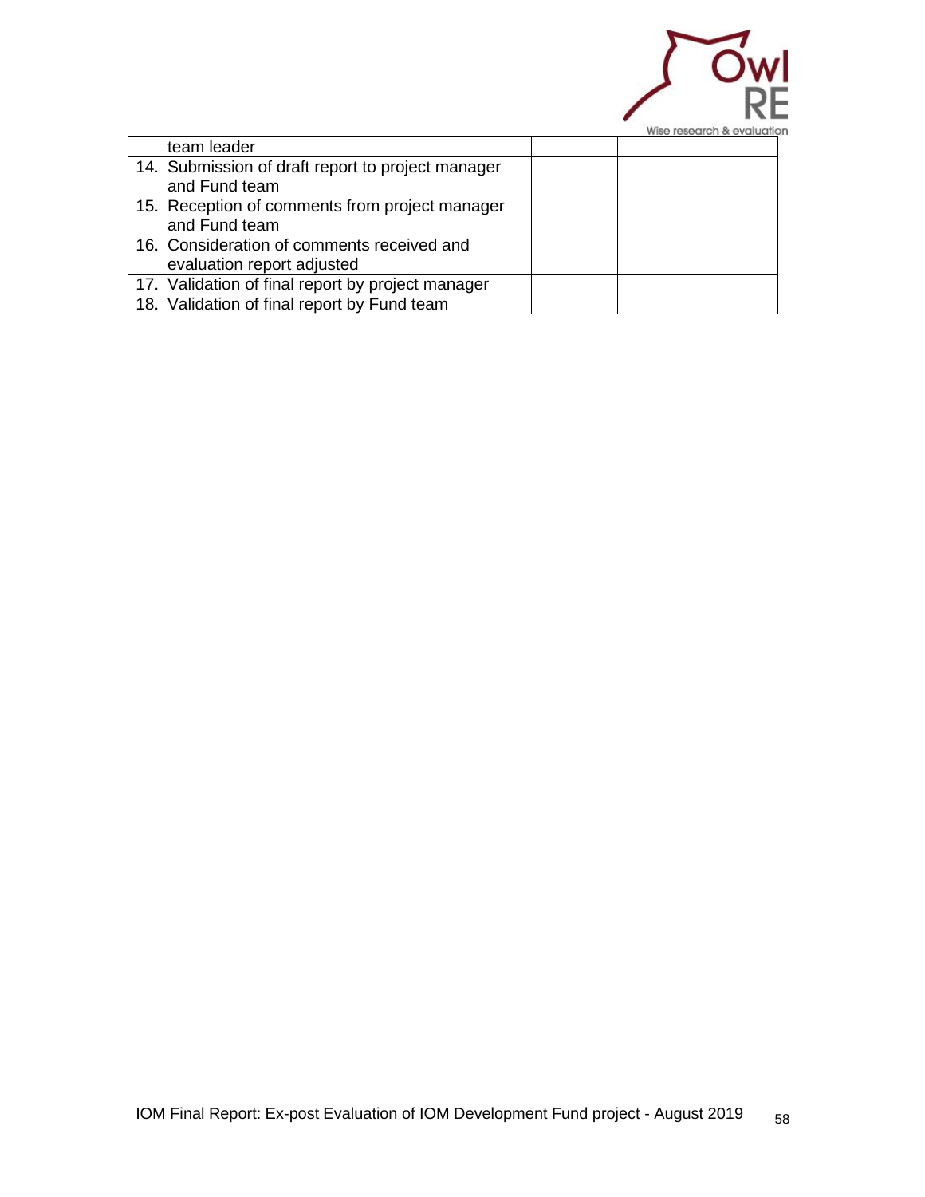| | | | |
|---|---|---|---|
| | team leader | | |
| 14. | Submission of draft report to project manager and Fund team | | |
| 15. | Reception of comments from project manager and Fund team | | |
| 16. | Consideration of comments received and evaluation report adjusted | | |
| 17. | Validation of final report by project manager | | |
| 18. | Validation of final report by Fund team | | |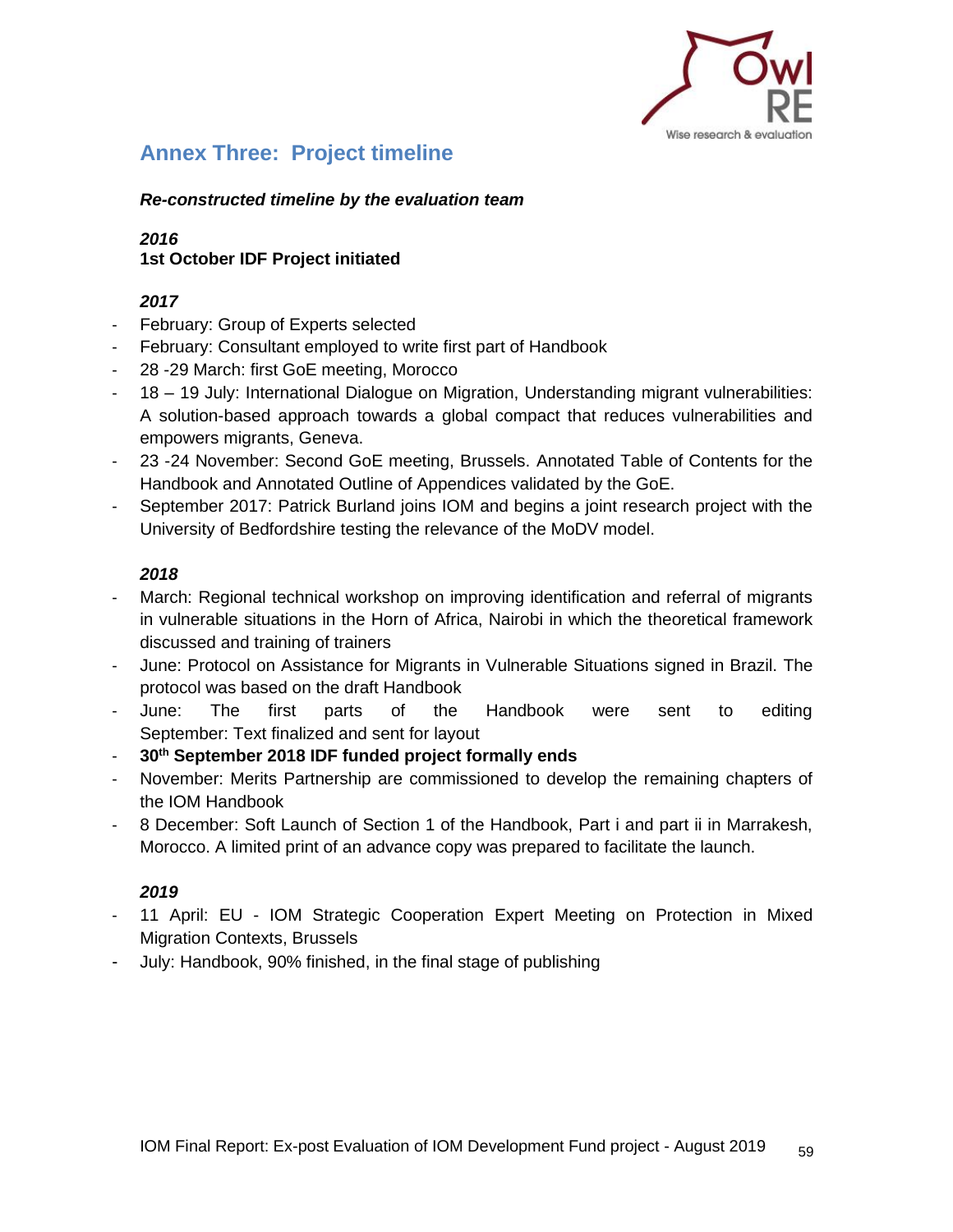# Annex Three: Project timeline

***Re-constructed timeline by the evaluation team***

***2016***

**1st October IDF Project initiated**

***2017***

- February: Group of Experts selected
- February: Consultant employed to write first part of Handbook
- 28 -29 March: first GoE meeting, Morocco
- 18 – 19 July: International Dialogue on Migration, Understanding migrant vulnerabilities: A solution-based approach towards a global compact that reduces vulnerabilities and empowers migrants, Geneva.
- 23 -24 November: Second GoE meeting, Brussels. Annotated Table of Contents for the Handbook and Annotated Outline of Appendices validated by the GoE.
- September 2017: Patrick Burland joins IOM and begins a joint research project with the University of Bedfordshire testing the relevance of the MoDV model.

***2018***

- March: Regional technical workshop on improving identification and referral of migrants in vulnerable situations in the Horn of Africa, Nairobi in which the theoretical framework discussed and training of trainers
- June: Protocol on Assistance for Migrants in Vulnerable Situations signed in Brazil. The protocol was based on the draft Handbook
- June: The first parts of the Handbook were sent to editing September: Text finalized and sent for layout
- **30th September 2018 IDF funded project formally ends**
- November: Merits Partnership are commissioned to develop the remaining chapters of the IOM Handbook
- 8 December: Soft Launch of Section 1 of the Handbook, Part i and part ii in Marrakesh, Morocco. A limited print of an advance copy was prepared to facilitate the launch.

***2019***

- 11 April: EU - IOM Strategic Cooperation Expert Meeting on Protection in Mixed Migration Contexts, Brussels
- July: Handbook, 90% finished, in the final stage of publishing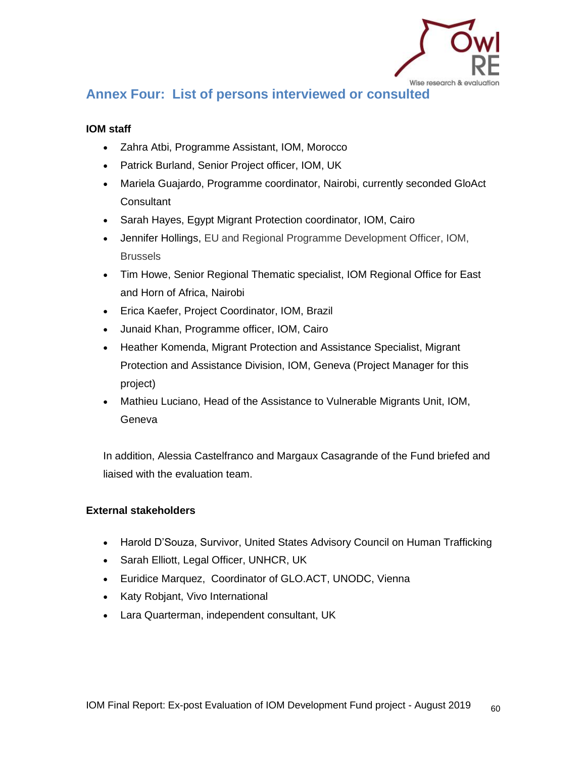## Annex Four: List of persons interviewed or consulted

**IOM staff**

- Zahra Atbi, Programme Assistant, IOM, Morocco
- Patrick Burland, Senior Project officer, IOM, UK
- Mariela Guajardo, Programme coordinator, Nairobi, currently seconded GloAct Consultant
- Sarah Hayes, Egypt Migrant Protection coordinator, IOM, Cairo
- Jennifer Hollings, EU and Regional Programme Development Officer, IOM, Brussels
- Tim Howe, Senior Regional Thematic specialist, IOM Regional Office for East and Horn of Africa, Nairobi
- Erica Kaefer, Project Coordinator, IOM, Brazil
- Junaid Khan, Programme officer, IOM, Cairo
- Heather Komenda, Migrant Protection and Assistance Specialist, Migrant Protection and Assistance Division, IOM, Geneva (Project Manager for this project)
- Mathieu Luciano, Head of the Assistance to Vulnerable Migrants Unit, IOM, Geneva

In addition, Alessia Castelfranco and Margaux Casagrande of the Fund briefed and liaised with the evaluation team.

**External stakeholders**

- Harold D'Souza, Survivor, United States Advisory Council on Human Trafficking
- Sarah Elliott, Legal Officer, UNHCR, UK
- Euridice Marquez, Coordinator of GLO.ACT, UNODC, Vienna
- Katy Robjant, Vivo International
- Lara Quarterman, independent consultant, UK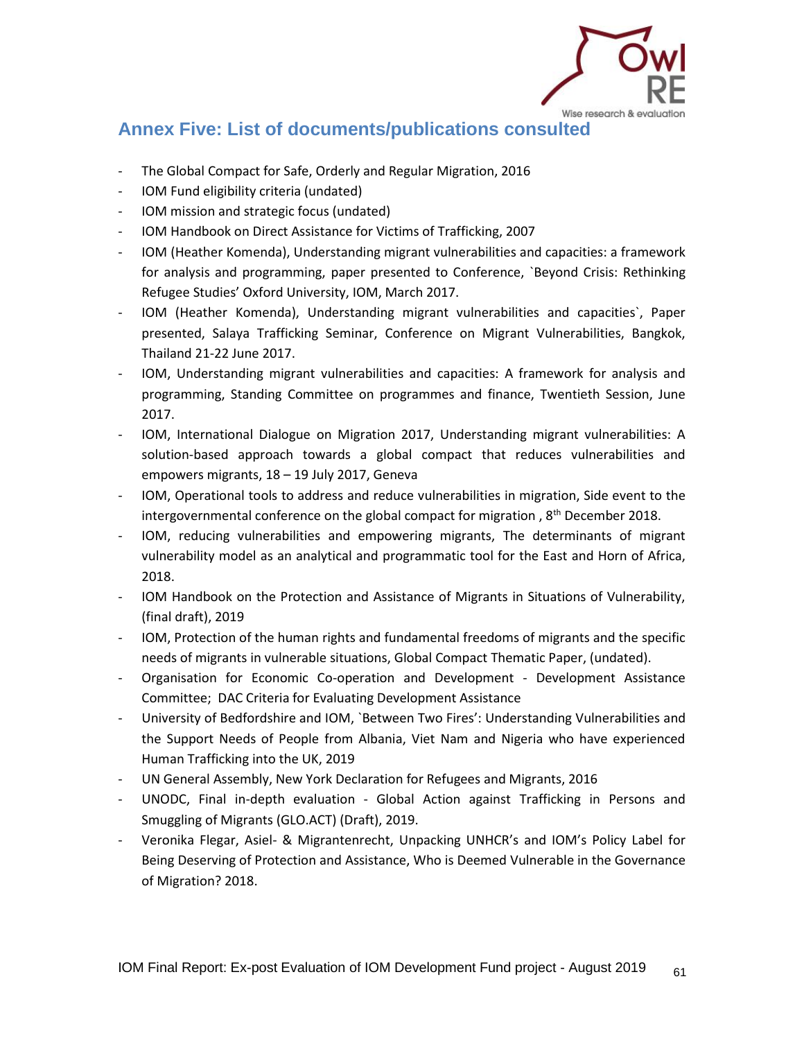## Annex Five: List of documents/publications consulted

- The Global Compact for Safe, Orderly and Regular Migration, 2016
- IOM Fund eligibility criteria (undated)
- IOM mission and strategic focus (undated)
- IOM Handbook on Direct Assistance for Victims of Trafficking, 2007
- IOM (Heather Komenda), Understanding migrant vulnerabilities and capacities: a framework for analysis and programming, paper presented to Conference, `Beyond Crisis: Rethinking Refugee Studies' Oxford University, IOM, March 2017.
- IOM (Heather Komenda), Understanding migrant vulnerabilities and capacities`, Paper presented, Salaya Trafficking Seminar, Conference on Migrant Vulnerabilities, Bangkok, Thailand 21-22 June 2017.
- IOM, Understanding migrant vulnerabilities and capacities: A framework for analysis and programming, Standing Committee on programmes and finance, Twentieth Session, June 2017.
- IOM, International Dialogue on Migration 2017, Understanding migrant vulnerabilities: A solution-based approach towards a global compact that reduces vulnerabilities and empowers migrants, 18 – 19 July 2017, Geneva
- IOM, Operational tools to address and reduce vulnerabilities in migration, Side event to the intergovernmental conference on the global compact for migration , 8th December 2018.
- IOM, reducing vulnerabilities and empowering migrants, The determinants of migrant vulnerability model as an analytical and programmatic tool for the East and Horn of Africa, 2018.
- IOM Handbook on the Protection and Assistance of Migrants in Situations of Vulnerability, (final draft), 2019
- IOM, Protection of the human rights and fundamental freedoms of migrants and the specific needs of migrants in vulnerable situations, Global Compact Thematic Paper, (undated).
- Organisation for Economic Co-operation and Development - Development Assistance Committee; DAC Criteria for Evaluating Development Assistance
- University of Bedfordshire and IOM, `Between Two Fires': Understanding Vulnerabilities and the Support Needs of People from Albania, Viet Nam and Nigeria who have experienced Human Trafficking into the UK, 2019
- UN General Assembly, New York Declaration for Refugees and Migrants, 2016
- UNODC, Final in-depth evaluation - Global Action against Trafficking in Persons and Smuggling of Migrants (GLO.ACT) (Draft), 2019.
- Veronika Flegar, Asiel- & Migrantenrecht, Unpacking UNHCR's and IOM's Policy Label for Being Deserving of Protection and Assistance, Who is Deemed Vulnerable in the Governance of Migration? 2018.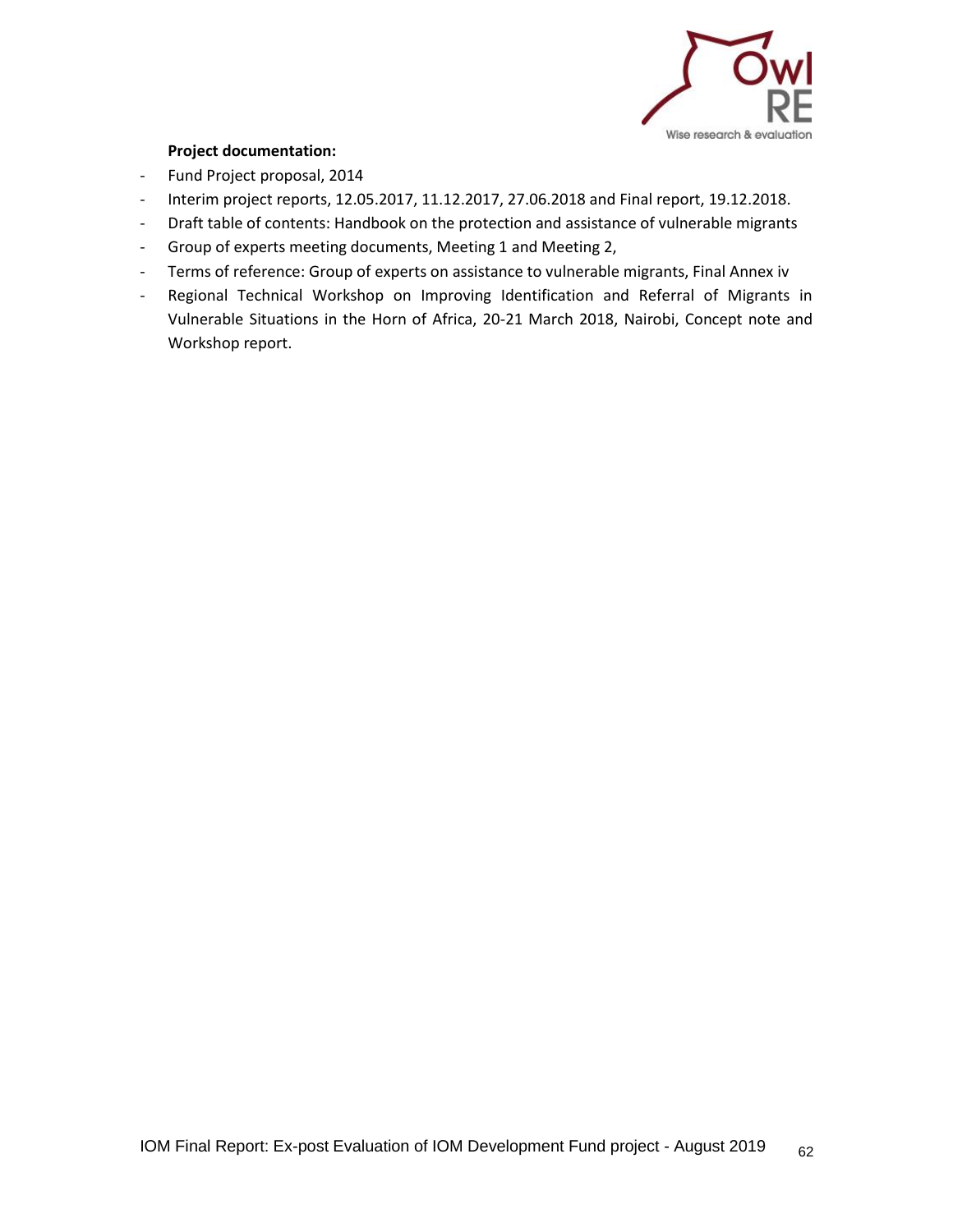**Project documentation:**

- Fund Project proposal, 2014
- Interim project reports, 12.05.2017, 11.12.2017, 27.06.2018 and Final report, 19.12.2018.
- Draft table of contents: Handbook on the protection and assistance of vulnerable migrants
- Group of experts meeting documents, Meeting 1 and Meeting 2,
- Terms of reference: Group of experts on assistance to vulnerable migrants, Final Annex iv
- Regional Technical Workshop on Improving Identification and Referral of Migrants in Vulnerable Situations in the Horn of Africa, 20-21 March 2018, Nairobi, Concept note and Workshop report.